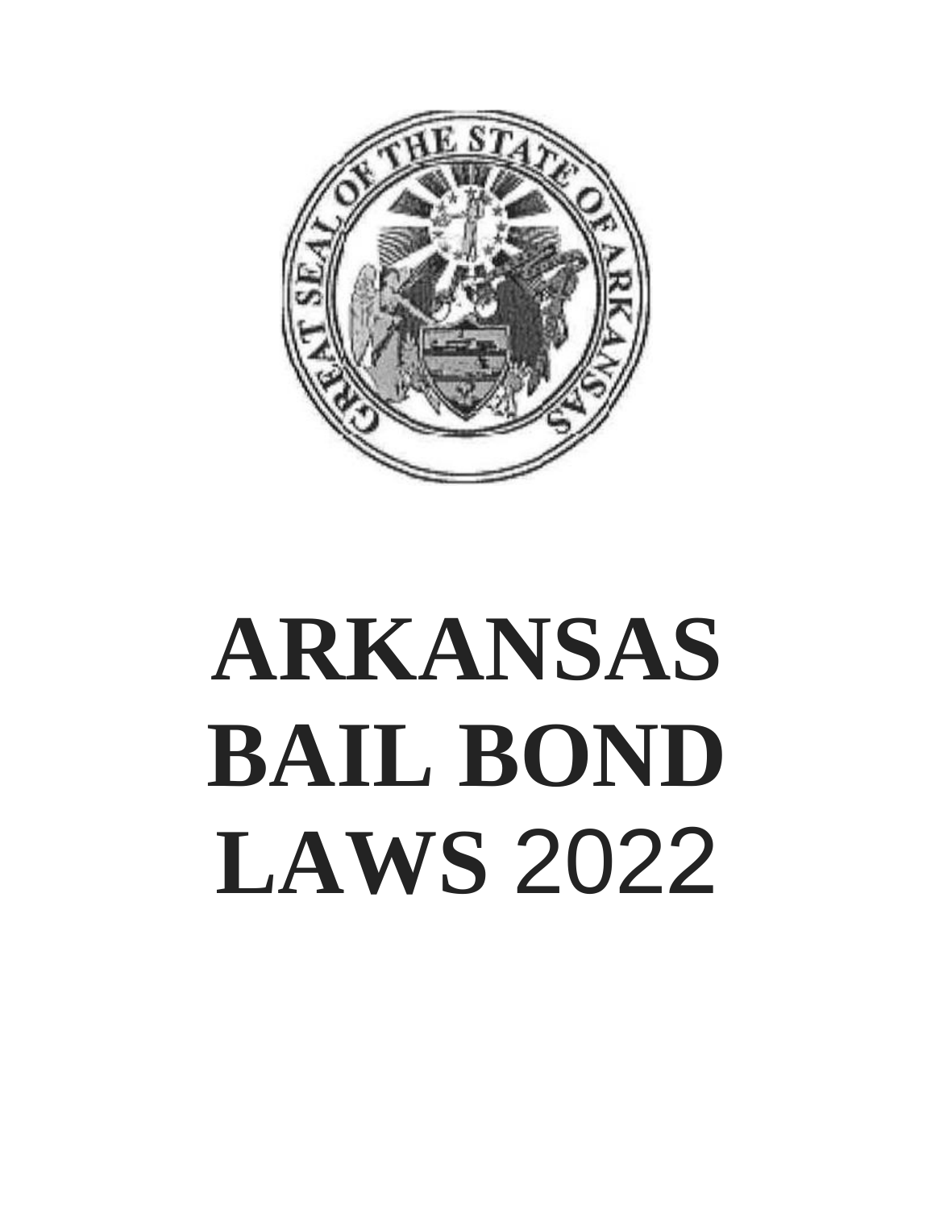# ARKANSAS BAIL BOND LAWS 2022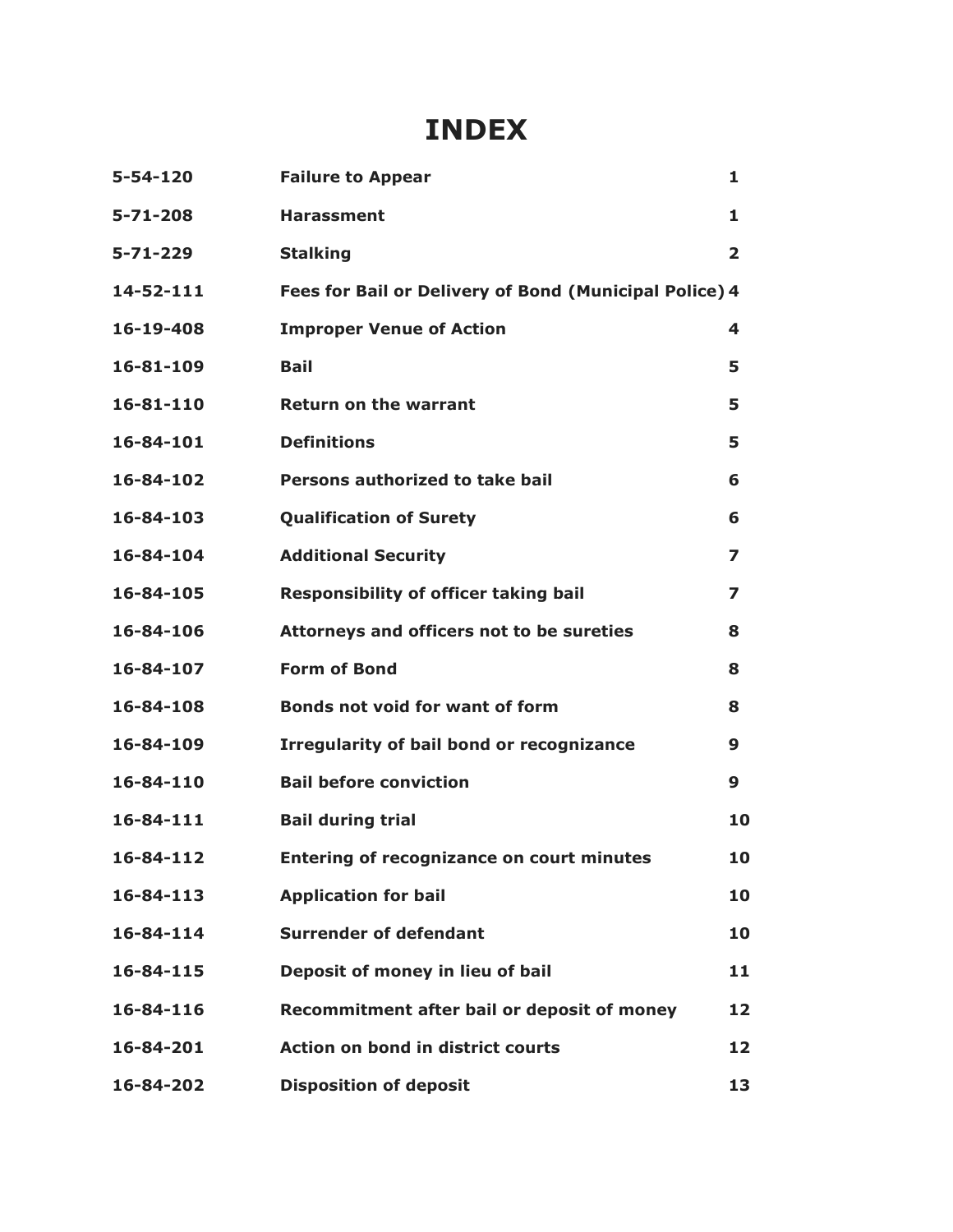# INDEX

| | | |
|---|---|---|
| **5-54-120** | **Failure to Appear** | **1** |
| **5-71-208** | **Harassment** | **1** |
| **5-71-229** | **Stalking** | **2** |
| **14-52-111** | **Fees for Bail or Delivery of Bond (Municipal Police)** | **4** |
| **16-19-408** | **Improper Venue of Action** | **4** |
| **16-81-109** | **Bail** | **5** |
| **16-81-110** | **Return on the warrant** | **5** |
| **16-84-101** | **Definitions** | **5** |
| **16-84-102** | **Persons authorized to take bail** | **6** |
| **16-84-103** | **Qualification of Surety** | **6** |
| **16-84-104** | **Additional Security** | **7** |
| **16-84-105** | **Responsibility of officer taking bail** | **7** |
| **16-84-106** | **Attorneys and officers not to be sureties** | **8** |
| **16-84-107** | **Form of Bond** | **8** |
| **16-84-108** | **Bonds not void for want of form** | **8** |
| **16-84-109** | **Irregularity of bail bond or recognizance** | **9** |
| **16-84-110** | **Bail before conviction** | **9** |
| **16-84-111** | **Bail during trial** | **10** |
| **16-84-112** | **Entering of recognizance on court minutes** | **10** |
| **16-84-113** | **Application for bail** | **10** |
| **16-84-114** | **Surrender of defendant** | **10** |
| **16-84-115** | **Deposit of money in lieu of bail** | **11** |
| **16-84-116** | **Recommitment after bail or deposit of money** | **12** |
| **16-84-201** | **Action on bond in district courts** | **12** |
| **16-84-202** | **Disposition of deposit** | **13** |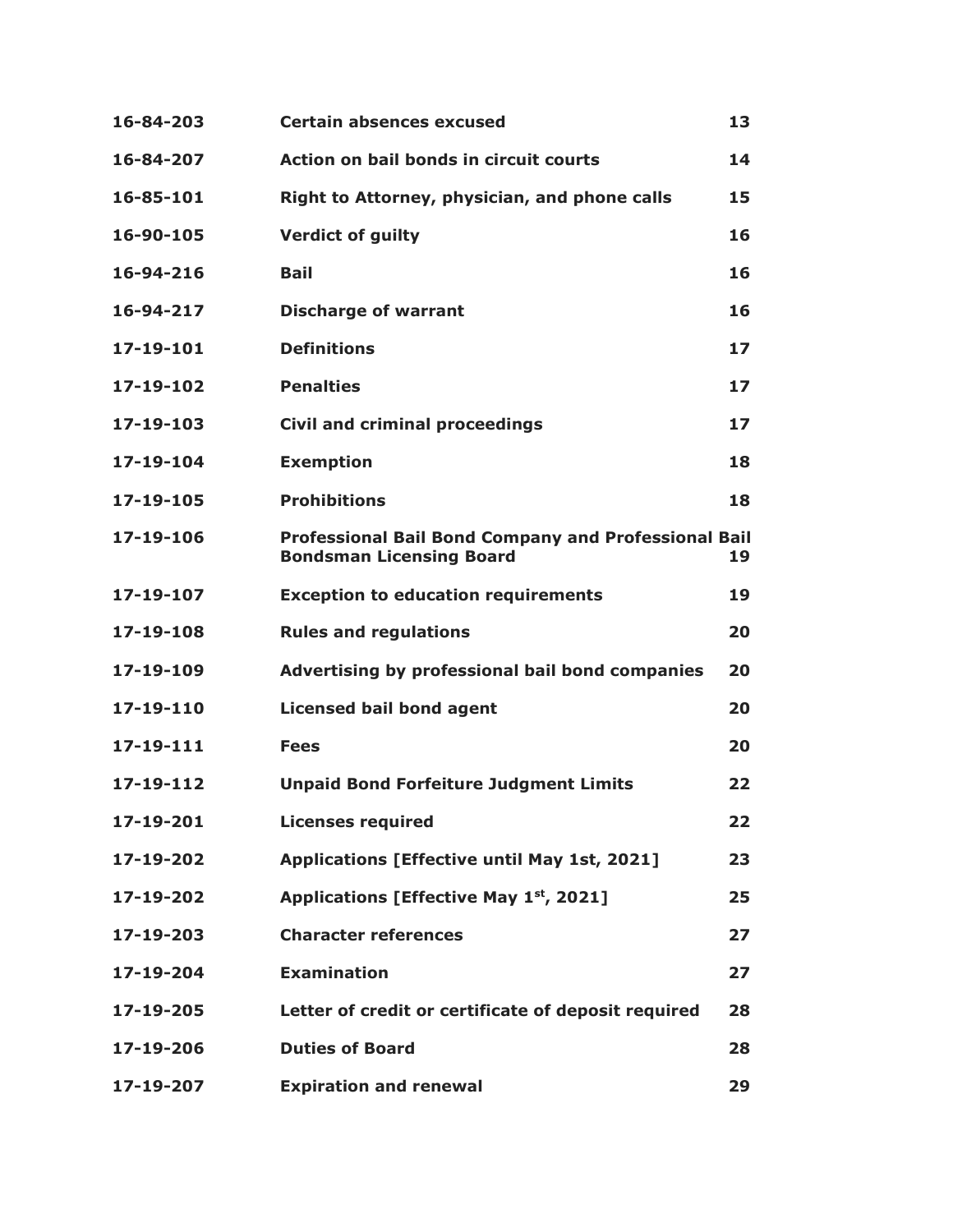| | | |
|---|---|---|
| **16-84-203** | **Certain absences excused** | **13** |
| **16-84-207** | **Action on bail bonds in circuit courts** | **14** |
| **16-85-101** | **Right to Attorney, physician, and phone calls** | **15** |
| **16-90-105** | **Verdict of guilty** | **16** |
| **16-94-216** | **Bail** | **16** |
| **16-94-217** | **Discharge of warrant** | **16** |
| **17-19-101** | **Definitions** | **17** |
| **17-19-102** | **Penalties** | **17** |
| **17-19-103** | **Civil and criminal proceedings** | **17** |
| **17-19-104** | **Exemption** | **18** |
| **17-19-105** | **Prohibitions** | **18** |
| **17-19-106** | **Professional Bail Bond Company and Professional Bail Bondsman Licensing Board** | **19** |
| **17-19-107** | **Exception to education requirements** | **19** |
| **17-19-108** | **Rules and regulations** | **20** |
| **17-19-109** | **Advertising by professional bail bond companies** | **20** |
| **17-19-110** | **Licensed bail bond agent** | **20** |
| **17-19-111** | **Fees** | **20** |
| **17-19-112** | **Unpaid Bond Forfeiture Judgment Limits** | **22** |
| **17-19-201** | **Licenses required** | **22** |
| **17-19-202** | **Applications [Effective until May 1st, 2021]** | **23** |
| **17-19-202** | **Applications [Effective May 1st, 2021]** | **25** |
| **17-19-203** | **Character references** | **27** |
| **17-19-204** | **Examination** | **27** |
| **17-19-205** | **Letter of credit or certificate of deposit required** | **28** |
| **17-19-206** | **Duties of Board** | **28** |
| **17-19-207** | **Expiration and renewal** | **29** |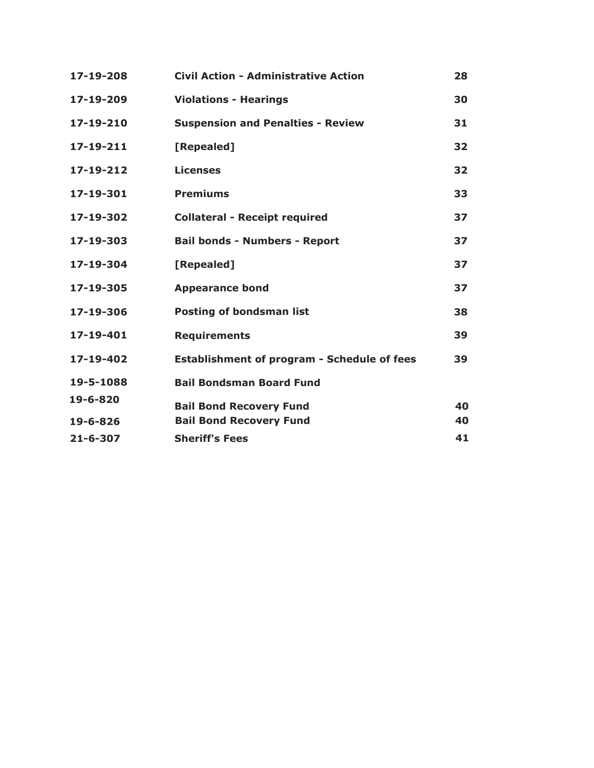| | | |
|---|---|---|
| **17-19-208** | **Civil Action - Administrative Action** | **28** |
| **17-19-209** | **Violations - Hearings** | **30** |
| **17-19-210** | **Suspension and Penalties - Review** | **31** |
| **17-19-211** | **[Repealed]** | **32** |
| **17-19-212** | **Licenses** | **32** |
| **17-19-301** | **Premiums** | **33** |
| **17-19-302** | **Collateral - Receipt required** | **37** |
| **17-19-303** | **Bail bonds - Numbers - Report** | **37** |
| **17-19-304** | **[Repealed]** | **37** |
| **17-19-305** | **Appearance bond** | **37** |
| **17-19-306** | **Posting of bondsman list** | **38** |
| **17-19-401** | **Requirements** | **39** |
| **17-19-402** | **Establishment of program - Schedule of fees** | **39** |
| **19-5-1088** | **Bail Bondsman Board Fund** | |
| **19-6-820** | **Bail Bond Recovery Fund** | **40** |
| **19-6-826** | **Bail Bond Recovery Fund** | **40** |
| **21-6-307** | **Sheriff's Fees** | **41** |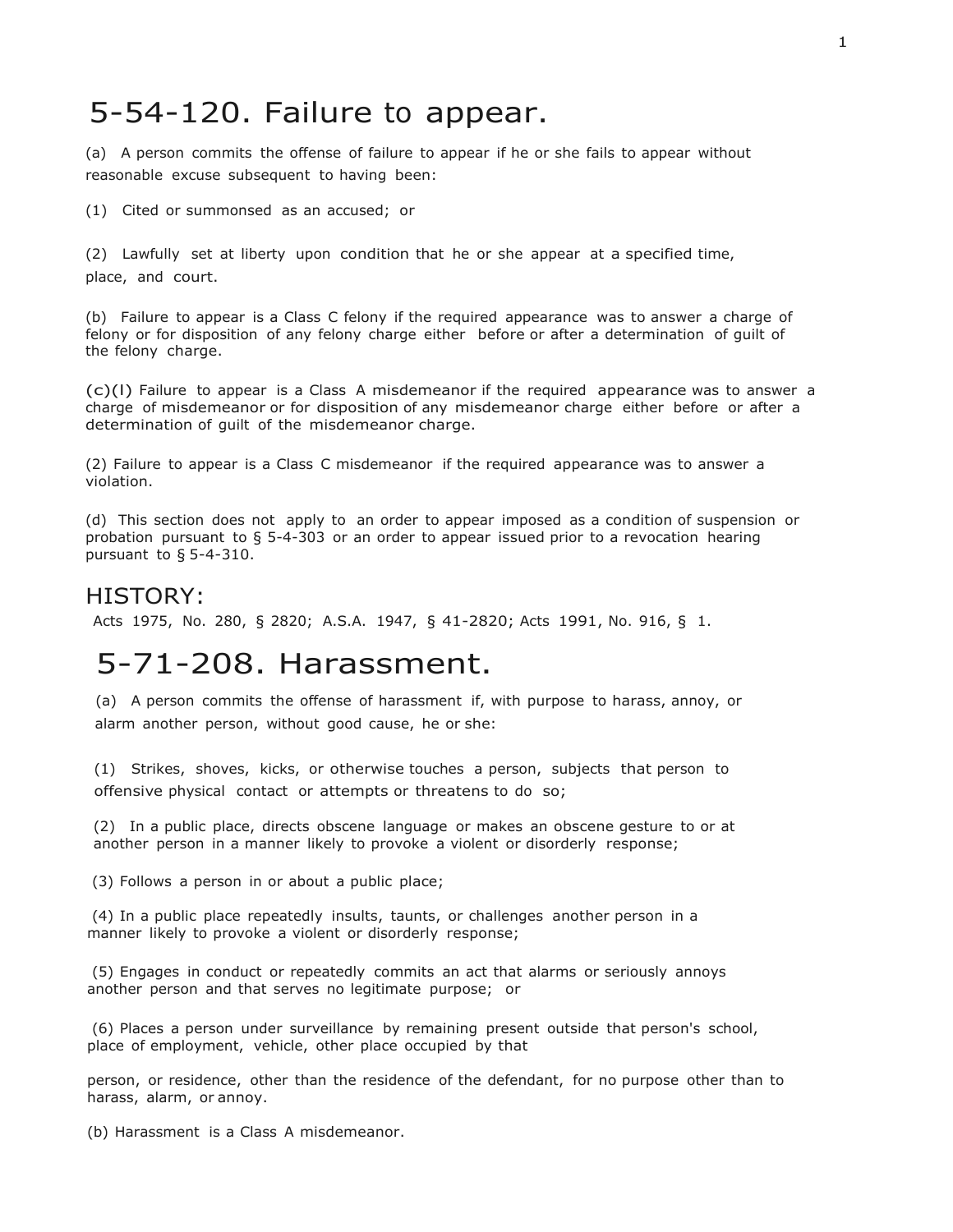# 5-54-120. Failure to appear.

(a) A person commits the offense of failure to appear if he or she fails to appear without reasonable excuse subsequent to having been:

(1) Cited or summonsed as an accused; or

(2) Lawfully set at liberty upon condition that he or she appear at a specified time, place, and court.

(b) Failure to appear is a Class C felony if the required appearance was to answer a charge of felony or for disposition of any felony charge either before or after a determination of guilt of the felony charge.

(c)(l) Failure to appear is a Class A misdemeanor if the required appearance was to answer a charge of misdemeanor or for disposition of any misdemeanor charge either before or after a determination of guilt of the misdemeanor charge.

(2) Failure to appear is a Class C misdemeanor if the required appearance was to answer a violation.

(d) This section does not apply to an order to appear imposed as a condition of suspension or probation pursuant to § 5-4-303 or an order to appear issued prior to a revocation hearing pursuant to § 5-4-310.

## HISTORY:

Acts 1975, No. 280, § 2820; A.S.A. 1947, § 41-2820; Acts 1991, No. 916, § 1.

# 5-71-208. Harassment.

(a) A person commits the offense of harassment if, with purpose to harass, annoy, or alarm another person, without good cause, he or she:

(1) Strikes, shoves, kicks, or otherwise touches a person, subjects that person to offensive physical contact or attempts or threatens to do so;

(2) In a public place, directs obscene language or makes an obscene gesture to or at another person in a manner likely to provoke a violent or disorderly response;

(3) Follows a person in or about a public place;

(4) In a public place repeatedly insults, taunts, or challenges another person in a manner likely to provoke a violent or disorderly response;

(5) Engages in conduct or repeatedly commits an act that alarms or seriously annoys another person and that serves no legitimate purpose; or

(6) Places a person under surveillance by remaining present outside that person's school, place of employment, vehicle, other place occupied by that person, or residence, other than the residence of the defendant, for no purpose other than to harass, alarm, or annoy.

(b) Harassment is a Class A misdemeanor.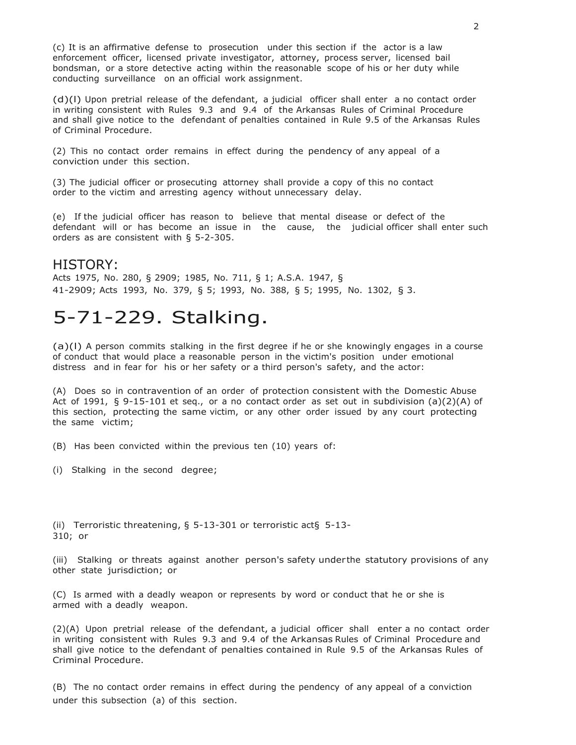(c) It is an affirmative defense to prosecution under this section if the actor is a law enforcement officer, licensed private investigator, attorney, process server, licensed bail bondsman, or a store detective acting within the reasonable scope of his or her duty while conducting surveillance on an official work assignment.

(d)(l) Upon pretrial release of the defendant, a judicial officer shall enter a no contact order in writing consistent with Rules 9.3 and 9.4 of the Arkansas Rules of Criminal Procedure and shall give notice to the defendant of penalties contained in Rule 9.5 of the Arkansas Rules of Criminal Procedure.

(2) This no contact order remains in effect during the pendency of any appeal of a conviction under this section.

(3) The judicial officer or prosecuting attorney shall provide a copy of this no contact order to the victim and arresting agency without unnecessary delay.

(e) If the judicial officer has reason to believe that mental disease or defect of the defendant will or has become an issue in the cause, the judicial officer shall enter such orders as are consistent with § 5-2-305.

## HISTORY:

Acts 1975, No. 280, § 2909; 1985, No. 711, § 1; A.S.A. 1947, § 41-2909; Acts 1993, No. 379, § 5; 1993, No. 388, § 5; 1995, No. 1302, § 3.

# 5-71-229. Stalking.

(a)(l) A person commits stalking in the first degree if he or she knowingly engages in a course of conduct that would place a reasonable person in the victim's position under emotional distress and in fear for his or her safety or a third person's safety, and the actor:

(A) Does so in contravention of an order of protection consistent with the Domestic Abuse Act of 1991, § 9-15-101 et seq., or a no contact order as set out in subdivision (a)(2)(A) of this section, protecting the same victim, or any other order issued by any court protecting the same victim;

(B) Has been convicted within the previous ten (10) years of:

(i) Stalking in the second degree;

(ii) Terroristic threatening, § 5-13-301 or terroristic act§ 5-13-310; or

(iii) Stalking or threats against another person's safety underthe statutory provisions of any other state jurisdiction; or

(C) Is armed with a deadly weapon or represents by word or conduct that he or she is armed with a deadly weapon.

(2)(A) Upon pretrial release of the defendant, a judicial officer shall enter a no contact order in writing consistent with Rules 9.3 and 9.4 of the Arkansas Rules of Criminal Procedure and shall give notice to the defendant of penalties contained in Rule 9.5 of the Arkansas Rules of Criminal Procedure.

(B) The no contact order remains in effect during the pendency of any appeal of a conviction under this subsection (a) of this section.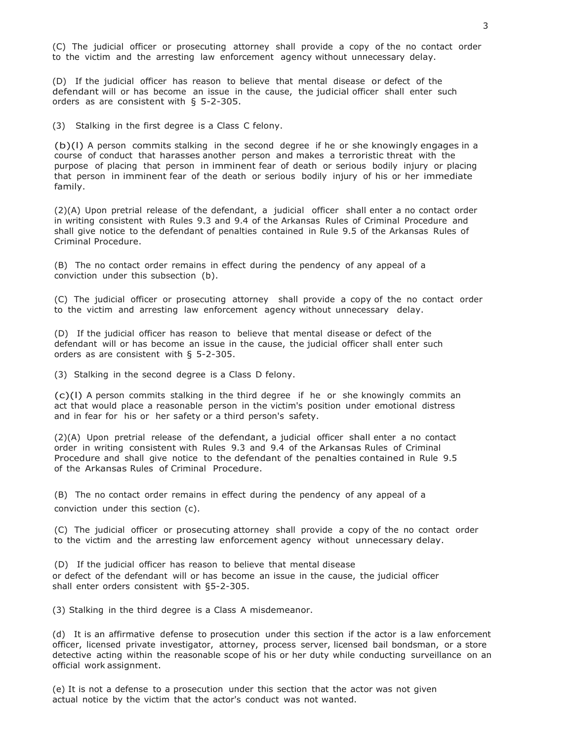(C) The judicial officer or prosecuting attorney shall provide a copy of the no contact order to the victim and the arresting law enforcement agency without unnecessary delay.

(D) If the judicial officer has reason to believe that mental disease or defect of the defendant will or has become an issue in the cause, the judicial officer shall enter such orders as are consistent with § 5-2-305.

(3) Stalking in the first degree is a Class C felony.

(b)(l) A person commits stalking in the second degree if he or she knowingly engages in a course of conduct that harasses another person and makes a terroristic threat with the purpose of placing that person in imminent fear of death or serious bodily injury or placing that person in imminent fear of the death or serious bodily injury of his or her immediate family.

(2)(A) Upon pretrial release of the defendant, a judicial officer shall enter a no contact order in writing consistent with Rules 9.3 and 9.4 of the Arkansas Rules of Criminal Procedure and shall give notice to the defendant of penalties contained in Rule 9.5 of the Arkansas Rules of Criminal Procedure.

(B) The no contact order remains in effect during the pendency of any appeal of a conviction under this subsection (b).

(C) The judicial officer or prosecuting attorney shall provide a copy of the no contact order to the victim and arresting law enforcement agency without unnecessary delay.

(D) If the judicial officer has reason to believe that mental disease or defect of the defendant will or has become an issue in the cause, the judicial officer shall enter such orders as are consistent with § 5-2-305.

(3) Stalking in the second degree is a Class D felony.

(c)(l) A person commits stalking in the third degree if he or she knowingly commits an act that would place a reasonable person in the victim's position under emotional distress and in fear for his or her safety or a third person's safety.

(2)(A) Upon pretrial release of the defendant, a judicial officer shall enter a no contact order in writing consistent with Rules 9.3 and 9.4 of the Arkansas Rules of Criminal Procedure and shall give notice to the defendant of the penalties contained in Rule 9.5 of the Arkansas Rules of Criminal Procedure.

(B) The no contact order remains in effect during the pendency of any appeal of a conviction under this section (c).

(C) The judicial officer or prosecuting attorney shall provide a copy of the no contact order to the victim and the arresting law enforcement agency without unnecessary delay.

(D) If the judicial officer has reason to believe that mental disease or defect of the defendant will or has become an issue in the cause, the judicial officer shall enter orders consistent with §5-2-305.

(3) Stalking in the third degree is a Class A misdemeanor.

(d) It is an affirmative defense to prosecution under this section if the actor is a law enforcement officer, licensed private investigator, attorney, process server, licensed bail bondsman, or a store detective acting within the reasonable scope of his or her duty while conducting surveillance on an official work assignment.

(e) It is not a defense to a prosecution under this section that the actor was not given actual notice by the victim that the actor's conduct was not wanted.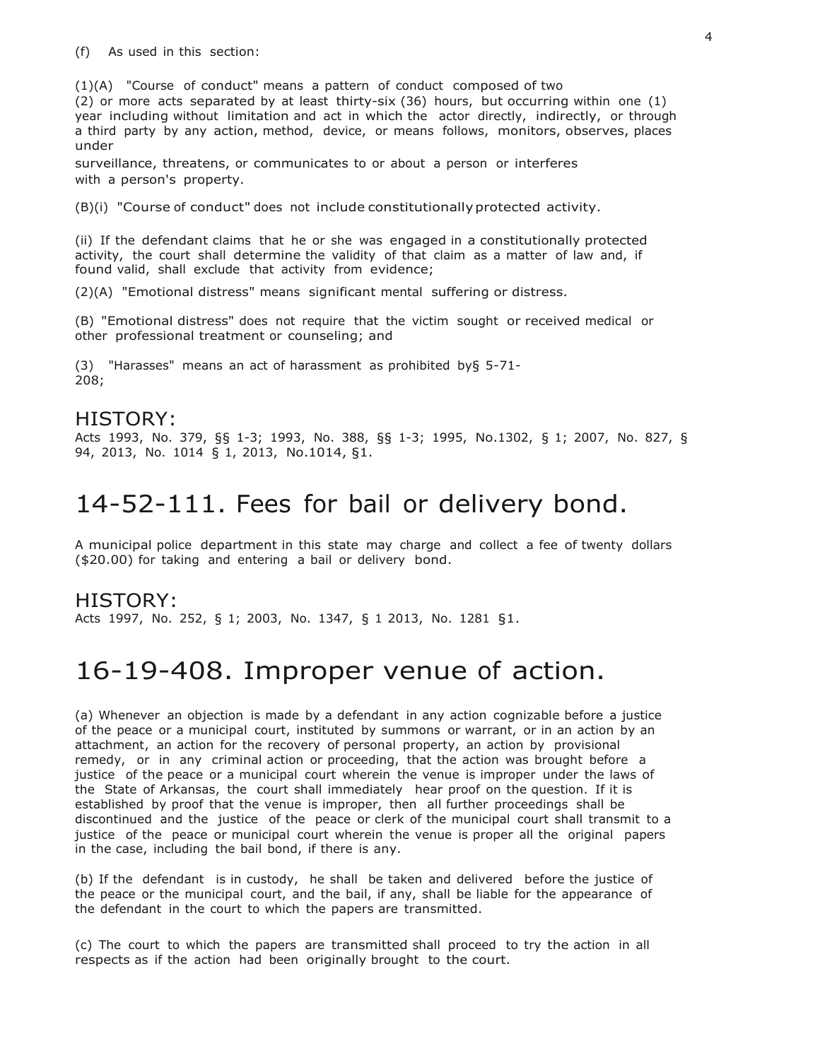(f) As used in this section:

(1)(A) "Course of conduct" means a pattern of conduct composed of two (2) or more acts separated by at least thirty-six (36) hours, but occurring within one (1) year including without limitation and act in which the actor directly, indirectly, or through a third party by any action, method, device, or means follows, monitors, observes, places under surveillance, threatens, or communicates to or about a person or interferes with a person's property.

(B)(i) "Course of conduct" does not include constitutionally protected activity.

(ii) If the defendant claims that he or she was engaged in a constitutionally protected activity, the court shall determine the validity of that claim as a matter of law and, if found valid, shall exclude that activity from evidence;

(2)(A) "Emotional distress" means significant mental suffering or distress.

(B) "Emotional distress" does not require that the victim sought or received medical or other professional treatment or counseling; and

(3) "Harasses" means an act of harassment as prohibited by§ 5-71-208;

## HISTORY:

Acts 1993, No. 379, §§ 1-3; 1993, No. 388, §§ 1-3; 1995, No.1302, § 1; 2007, No. 827, § 94, 2013, No. 1014 § 1, 2013, No.1014, §1.

# 14-52-111. Fees for bail or delivery bond.

A municipal police department in this state may charge and collect a fee of twenty dollars ($20.00) for taking and entering a bail or delivery bond.

## HISTORY:

Acts 1997, No. 252, § 1; 2003, No. 1347, § 1 2013, No. 1281 §1.

# 16-19-408. Improper venue of action.

(a) Whenever an objection is made by a defendant in any action cognizable before a justice of the peace or a municipal court, instituted by summons or warrant, or in an action by an attachment, an action for the recovery of personal property, an action by provisional remedy, or in any criminal action or proceeding, that the action was brought before a justice of the peace or a municipal court wherein the venue is improper under the laws of the State of Arkansas, the court shall immediately hear proof on the question. If it is established by proof that the venue is improper, then all further proceedings shall be discontinued and the justice of the peace or clerk of the municipal court shall transmit to a justice of the peace or municipal court wherein the venue is proper all the original papers in the case, including the bail bond, if there is any.

(b) If the defendant is in custody, he shall be taken and delivered before the justice of the peace or the municipal court, and the bail, if any, shall be liable for the appearance of the defendant in the court to which the papers are transmitted.

(c) The court to which the papers are transmitted shall proceed to try the action in all respects as if the action had been originally brought to the court.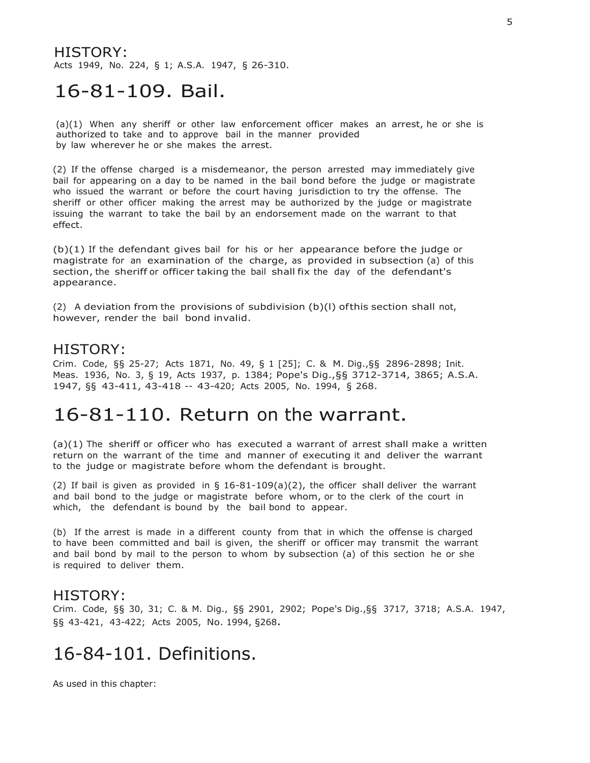HISTORY:

Acts 1949, No. 224, § 1; A.S.A. 1947, § 26-310.

# 16-81-109. Bail.

(a)(1) When any sheriff or other law enforcement officer makes an arrest, he or she is authorized to take and to approve bail in the manner provided by law wherever he or she makes the arrest.

(2) If the offense charged is a misdemeanor, the person arrested may immediately give bail for appearing on a day to be named in the bail bond before the judge or magistrate who issued the warrant or before the court having jurisdiction to try the offense. The sheriff or other officer making the arrest may be authorized by the judge or magistrate issuing the warrant to take the bail by an endorsement made on the warrant to that effect.

(b)(1) If the defendant gives bail for his or her appearance before the judge or magistrate for an examination of the charge, as provided in subsection (a) of this section, the sheriff or officer taking the bail shall fix the day of the defendant's appearance.

(2) A deviation from the provisions of subdivision (b)(l) ofthis section shall not, however, render the bail bond invalid.

HISTORY:

Crim. Code, §§ 25-27; Acts 1871, No. 49, § 1 [25]; C. & M. Dig.,§§ 2896-2898; Init. Meas. 1936, No. 3, § 19, Acts 1937, p. 1384; Pope's Dig.,§§ 3712-3714, 3865; A.S.A. 1947, §§ 43-411, 43-418 -- 43-420; Acts 2005, No. 1994, § 268.

# 16-81-110. Return on the warrant.

(a)(1) The sheriff or officer who has executed a warrant of arrest shall make a written return on the warrant of the time and manner of executing it and deliver the warrant to the judge or magistrate before whom the defendant is brought.

(2) If bail is given as provided in § 16-81-109(a)(2), the officer shall deliver the warrant and bail bond to the judge or magistrate before whom, or to the clerk of the court in which, the defendant is bound by the bail bond to appear.

(b) If the arrest is made in a different county from that in which the offense is charged to have been committed and bail is given, the sheriff or officer may transmit the warrant and bail bond by mail to the person to whom by subsection (a) of this section he or she is required to deliver them.

HISTORY:

Crim. Code, §§ 30, 31; C. & M. Dig., §§ 2901, 2902; Pope's Dig.,§§ 3717, 3718; A.S.A. 1947, §§ 43-421, 43-422; Acts 2005, No. 1994, §268.

# 16-84-101. Definitions.

As used in this chapter: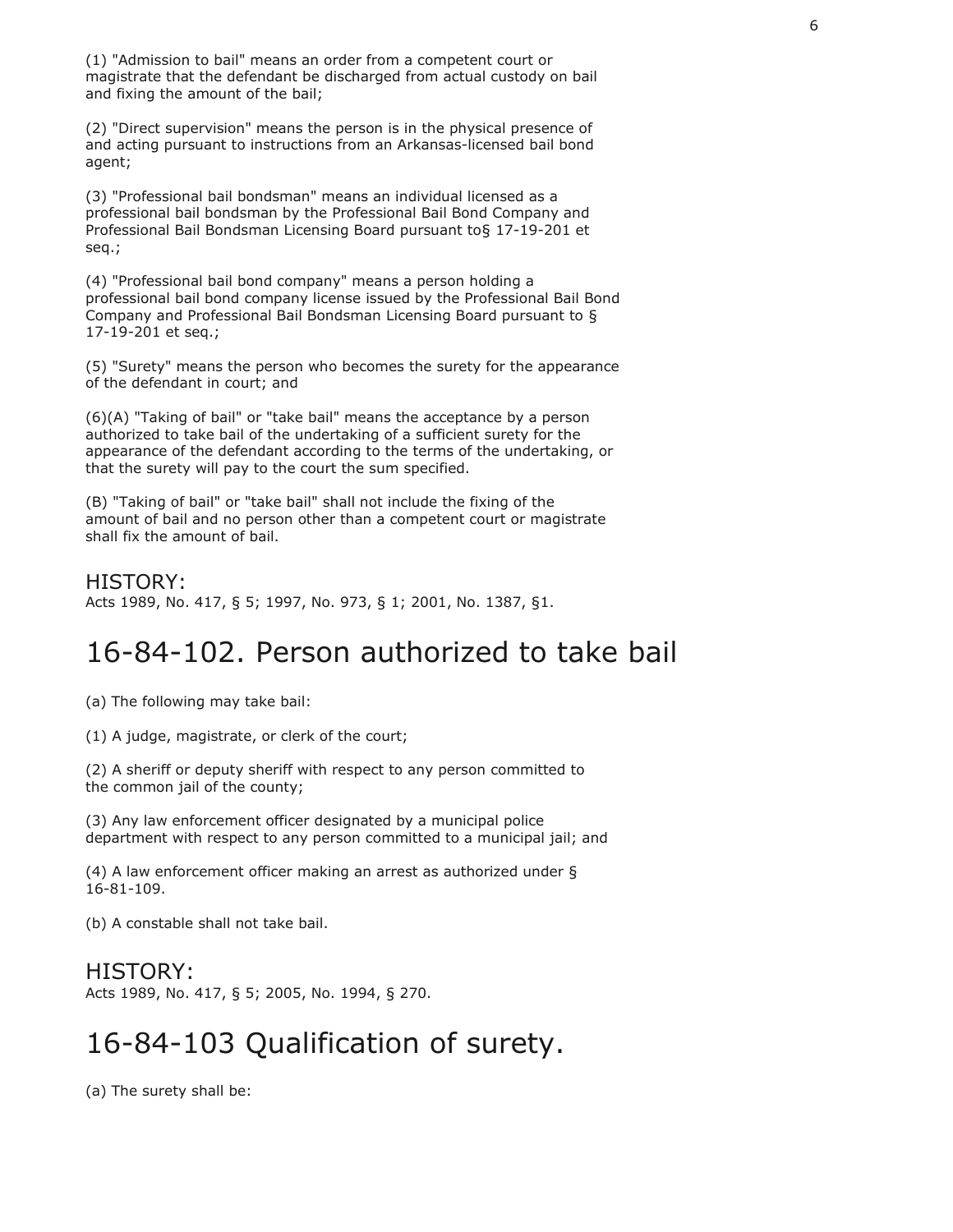(1) "Admission to bail" means an order from a competent court or magistrate that the defendant be discharged from actual custody on bail and fixing the amount of the bail;

(2) "Direct supervision" means the person is in the physical presence of and acting pursuant to instructions from an Arkansas-licensed bail bond agent;

(3) "Professional bail bondsman" means an individual licensed as a professional bail bondsman by the Professional Bail Bond Company and Professional Bail Bondsman Licensing Board pursuant to§ 17-19-201 et seq.;

(4) "Professional bail bond company" means a person holding a professional bail bond company license issued by the Professional Bail Bond Company and Professional Bail Bondsman Licensing Board pursuant to § 17-19-201 et seq.;

(5) "Surety" means the person who becomes the surety for the appearance of the defendant in court; and

(6)(A) "Taking of bail" or "take bail" means the acceptance by a person authorized to take bail of the undertaking of a sufficient surety for the appearance of the defendant according to the terms of the undertaking, or that the surety will pay to the court the sum specified.

(B) "Taking of bail" or "take bail" shall not include the fixing of the amount of bail and no person other than a competent court or magistrate shall fix the amount of bail.

## HISTORY:

Acts 1989, No. 417, § 5; 1997, No. 973, § 1; 2001, No. 1387, §1.

# 16-84-102. Person authorized to take bail

(a) The following may take bail:

(1) A judge, magistrate, or clerk of the court;

(2) A sheriff or deputy sheriff with respect to any person committed to the common jail of the county;

(3) Any law enforcement officer designated by a municipal police department with respect to any person committed to a municipal jail; and

(4) A law enforcement officer making an arrest as authorized under § 16-81-109.

(b) A constable shall not take bail.

## HISTORY:

Acts 1989, No. 417, § 5; 2005, No. 1994, § 270.

# 16-84-103 Qualification of surety.

(a) The surety shall be: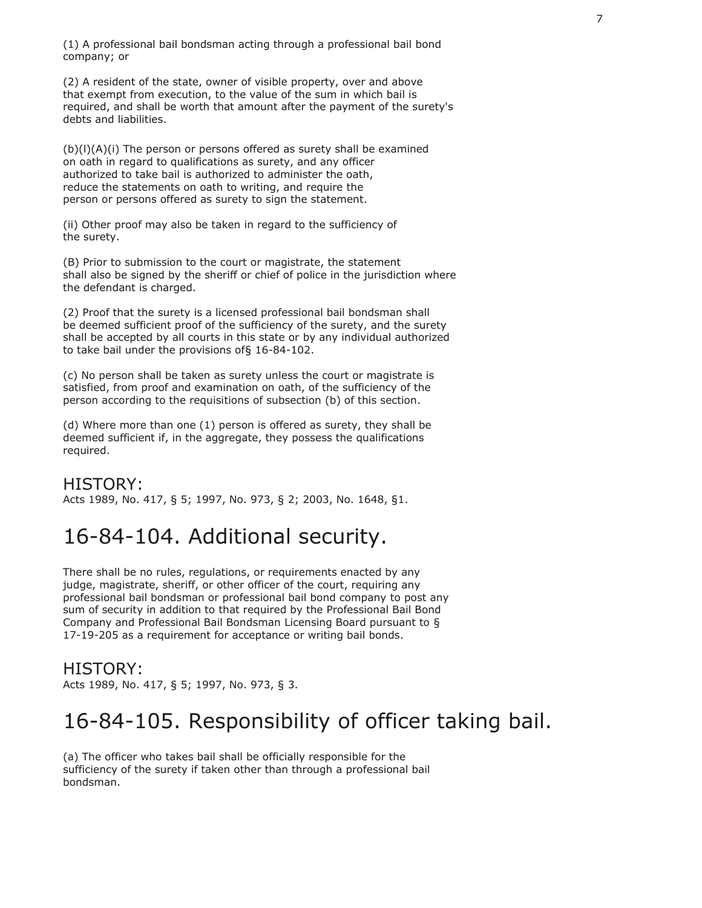(1) A professional bail bondsman acting through a professional bail bond company; or

(2) A resident of the state, owner of visible property, over and above that exempt from execution, to the value of the sum in which bail is required, and shall be worth that amount after the payment of the surety's debts and liabilities.

(b)(l)(A)(i) The person or persons offered as surety shall be examined on oath in regard to qualifications as surety, and any officer authorized to take bail is authorized to administer the oath, reduce the statements on oath to writing, and require the person or persons offered as surety to sign the statement.

(ii) Other proof may also be taken in regard to the sufficiency of the surety.

(B) Prior to submission to the court or magistrate, the statement shall also be signed by the sheriff or chief of police in the jurisdiction where the defendant is charged.

(2) Proof that the surety is a licensed professional bail bondsman shall be deemed sufficient proof of the sufficiency of the surety, and the surety shall be accepted by all courts in this state or by any individual authorized to take bail under the provisions of§ 16-84-102.

(c) No person shall be taken as surety unless the court or magistrate is satisfied, from proof and examination on oath, of the sufficiency of the person according to the requisitions of subsection (b) of this section.

(d) Where more than one (1) person is offered as surety, they shall be deemed sufficient if, in the aggregate, they possess the qualifications required.

## HISTORY:

Acts 1989, No. 417, § 5; 1997, No. 973, § 2; 2003, No. 1648, §1.

# 16-84-104. Additional security.

There shall be no rules, regulations, or requirements enacted by any judge, magistrate, sheriff, or other officer of the court, requiring any professional bail bondsman or professional bail bond company to post any sum of security in addition to that required by the Professional Bail Bond Company and Professional Bail Bondsman Licensing Board pursuant to § 17-19-205 as a requirement for acceptance or writing bail bonds.

## HISTORY:

Acts 1989, No. 417, § 5; 1997, No. 973, § 3.

# 16-84-105. Responsibility of officer taking bail.

(a) The officer who takes bail shall be officially responsible for the sufficiency of the surety if taken other than through a professional bail bondsman.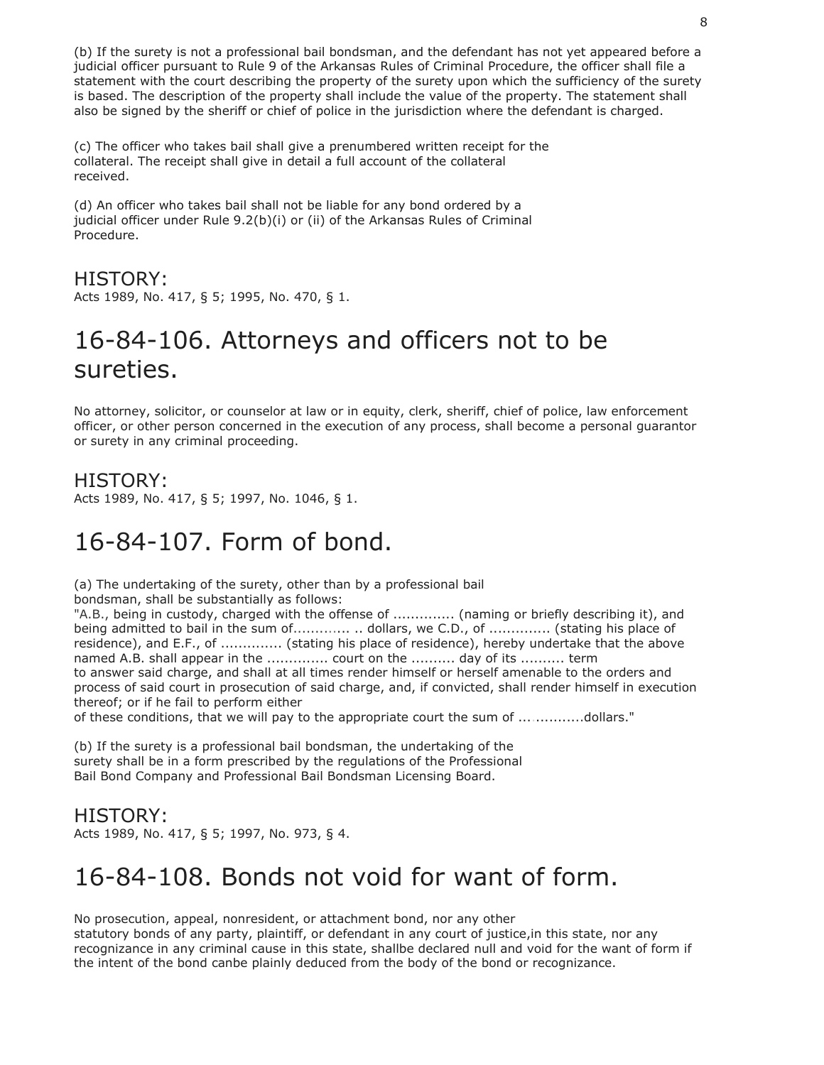(b) If the surety is not a professional bail bondsman, and the defendant has not yet appeared before a judicial officer pursuant to Rule 9 of the Arkansas Rules of Criminal Procedure, the officer shall file a statement with the court describing the property of the surety upon which the sufficiency of the surety is based. The description of the property shall include the value of the property. The statement shall also be signed by the sheriff or chief of police in the jurisdiction where the defendant is charged.

(c) The officer who takes bail shall give a prenumbered written receipt for the collateral. The receipt shall give in detail a full account of the collateral received.

(d) An officer who takes bail shall not be liable for any bond ordered by a judicial officer under Rule 9.2(b)(i) or (ii) of the Arkansas Rules of Criminal Procedure.

## HISTORY:

Acts 1989, No. 417, § 5; 1995, No. 470, § 1.

# 16-84-106. Attorneys and officers not to be sureties.

No attorney, solicitor, or counselor at law or in equity, clerk, sheriff, chief of police, law enforcement officer, or other person concerned in the execution of any process, shall become a personal guarantor or surety in any criminal proceeding.

## HISTORY:

Acts 1989, No. 417, § 5; 1997, No. 1046, § 1.

# 16-84-107. Form of bond.

(a) The undertaking of the surety, other than by a professional bail bondsman, shall be substantially as follows:
"A.B., being in custody, charged with the offense of .............. (naming or briefly describing it), and being admitted to bail in the sum of............. .. dollars, we C.D., of .............. (stating his place of residence), and E.F., of .............. (stating his place of residence), hereby undertake that the above named A.B. shall appear in the .............. court on the .......... day of its .......... term to answer said charge, and shall at all times render himself or herself amenable to the orders and process of said court in prosecution of said charge, and, if convicted, shall render himself in execution thereof; or if he fail to perform either of these conditions, that we will pay to the appropriate court the sum of ...............dollars."

(b) If the surety is a professional bail bondsman, the undertaking of the surety shall be in a form prescribed by the regulations of the Professional Bail Bond Company and Professional Bail Bondsman Licensing Board.

## HISTORY:

Acts 1989, No. 417, § 5; 1997, No. 973, § 4.

# 16-84-108. Bonds not void for want of form.

No prosecution, appeal, nonresident, or attachment bond, nor any other statutory bonds of any party, plaintiff, or defendant in any court of justice,in this state, nor any recognizance in any criminal cause in this state, shallbe declared null and void for the want of form if the intent of the bond canbe plainly deduced from the body of the bond or recognizance.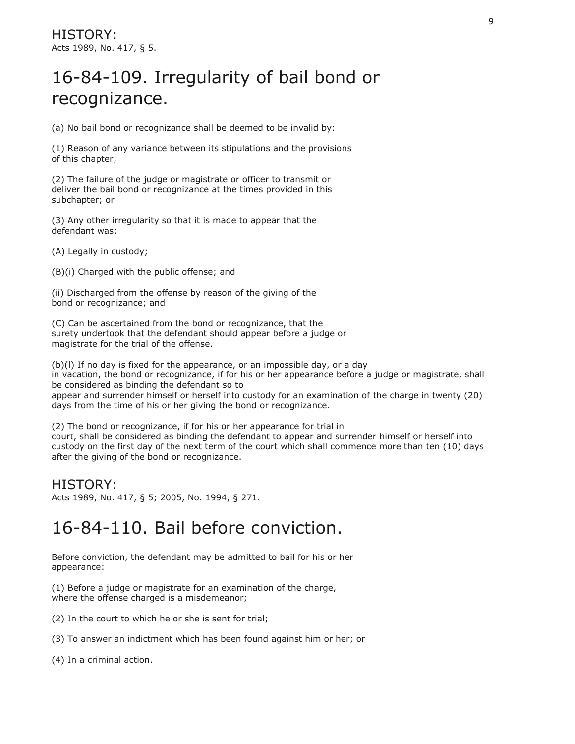## HISTORY:

Acts 1989, No. 417, § 5.

# 16-84-109. Irregularity of bail bond or recognizance.

(a) No bail bond or recognizance shall be deemed to be invalid by:

(1) Reason of any variance between its stipulations and the provisions of this chapter;

(2) The failure of the judge or magistrate or officer to transmit or deliver the bail bond or recognizance at the times provided in this subchapter; or

(3) Any other irregularity so that it is made to appear that the defendant was:

(A) Legally in custody;

(B)(i) Charged with the public offense; and

(ii) Discharged from the offense by reason of the giving of the bond or recognizance; and

(C) Can be ascertained from the bond or recognizance, that the surety undertook that the defendant should appear before a judge or magistrate for the trial of the offense.

(b)(l) If no day is fixed for the appearance, or an impossible day, or a day in vacation, the bond or recognizance, if for his or her appearance before a judge or magistrate, shall be considered as binding the defendant so to appear and surrender himself or herself into custody for an examination of the charge in twenty (20) days from the time of his or her giving the bond or recognizance.

(2) The bond or recognizance, if for his or her appearance for trial in court, shall be considered as binding the defendant to appear and surrender himself or herself into custody on the first day of the next term of the court which shall commence more than ten (10) days after the giving of the bond or recognizance.

## HISTORY:

Acts 1989, No. 417, § 5; 2005, No. 1994, § 271.

# 16-84-110. Bail before conviction.

Before conviction, the defendant may be admitted to bail for his or her appearance:

(1) Before a judge or magistrate for an examination of the charge, where the offense charged is a misdemeanor;

(2) In the court to which he or she is sent for trial;

(3) To answer an indictment which has been found against him or her; or

(4) In a criminal action.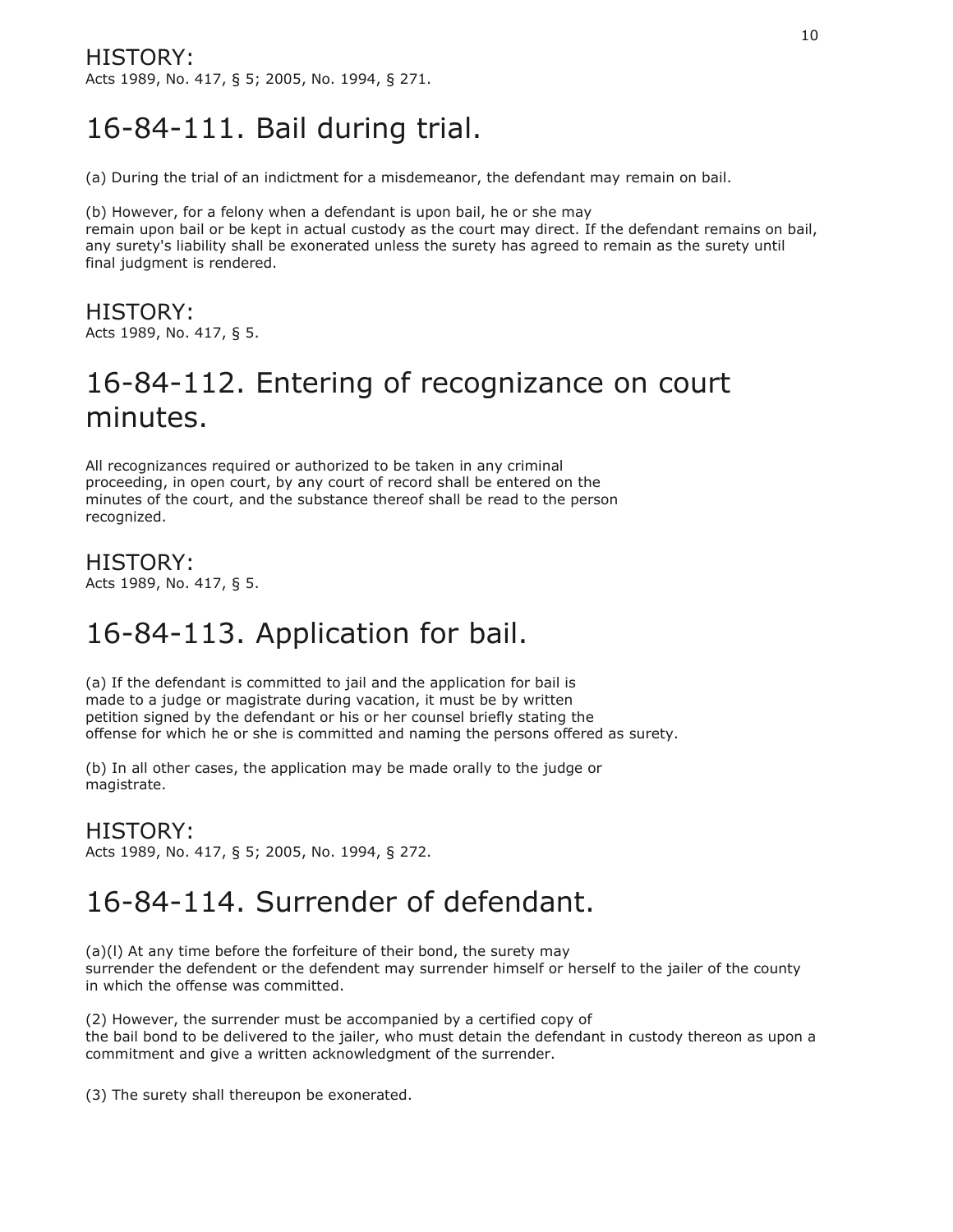## HISTORY:

Acts 1989, No. 417, § 5; 2005, No. 1994, § 271.

# 16-84-111. Bail during trial.

(a) During the trial of an indictment for a misdemeanor, the defendant may remain on bail.

(b) However, for a felony when a defendant is upon bail, he or she may remain upon bail or be kept in actual custody as the court may direct. If the defendant remains on bail, any surety's liability shall be exonerated unless the surety has agreed to remain as the surety until final judgment is rendered.

## HISTORY:

Acts 1989, No. 417, § 5.

# 16-84-112. Entering of recognizance on court minutes.

All recognizances required or authorized to be taken in any criminal proceeding, in open court, by any court of record shall be entered on the minutes of the court, and the substance thereof shall be read to the person recognized.

## HISTORY:

Acts 1989, No. 417, § 5.

# 16-84-113. Application for bail.

(a) If the defendant is committed to jail and the application for bail is made to a judge or magistrate during vacation, it must be by written petition signed by the defendant or his or her counsel briefly stating the offense for which he or she is committed and naming the persons offered as surety.

(b) In all other cases, the application may be made orally to the judge or magistrate.

## HISTORY:

Acts 1989, No. 417, § 5; 2005, No. 1994, § 272.

# 16-84-114. Surrender of defendant.

(a)(l) At any time before the forfeiture of their bond, the surety may surrender the defendent or the defendent may surrender himself or herself to the jailer of the county in which the offense was committed.

(2) However, the surrender must be accompanied by a certified copy of the bail bond to be delivered to the jailer, who must detain the defendant in custody thereon as upon a commitment and give a written acknowledgment of the surrender.

(3) The surety shall thereupon be exonerated.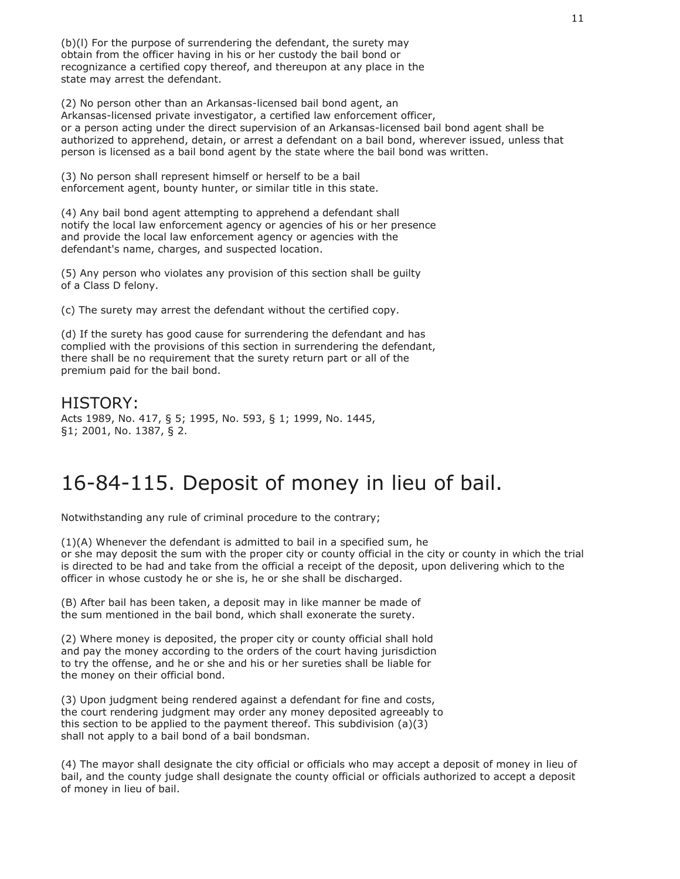(b)(l) For the purpose of surrendering the defendant, the surety may obtain from the officer having in his or her custody the bail bond or recognizance a certified copy thereof, and thereupon at any place in the state may arrest the defendant.

(2) No person other than an Arkansas-licensed bail bond agent, an Arkansas-licensed private investigator, a certified law enforcement officer, or a person acting under the direct supervision of an Arkansas-licensed bail bond agent shall be authorized to apprehend, detain, or arrest a defendant on a bail bond, wherever issued, unless that person is licensed as a bail bond agent by the state where the bail bond was written.

(3) No person shall represent himself or herself to be a bail enforcement agent, bounty hunter, or similar title in this state.

(4) Any bail bond agent attempting to apprehend a defendant shall notify the local law enforcement agency or agencies of his or her presence and provide the local law enforcement agency or agencies with the defendant's name, charges, and suspected location.

(5) Any person who violates any provision of this section shall be guilty of a Class D felony.

(c) The surety may arrest the defendant without the certified copy.

(d) If the surety has good cause for surrendering the defendant and has complied with the provisions of this section in surrendering the defendant, there shall be no requirement that the surety return part or all of the premium paid for the bail bond.

## HISTORY:

Acts 1989, No. 417, § 5; 1995, No. 593, § 1; 1999, No. 1445, §1; 2001, No. 1387, § 2.

# 16-84-115. Deposit of money in lieu of bail.

Notwithstanding any rule of criminal procedure to the contrary;

(1)(A) Whenever the defendant is admitted to bail in a specified sum, he or she may deposit the sum with the proper city or county official in the city or county in which the trial is directed to be had and take from the official a receipt of the deposit, upon delivering which to the officer in whose custody he or she is, he or she shall be discharged.

(B) After bail has been taken, a deposit may in like manner be made of the sum mentioned in the bail bond, which shall exonerate the surety.

(2) Where money is deposited, the proper city or county official shall hold and pay the money according to the orders of the court having jurisdiction to try the offense, and he or she and his or her sureties shall be liable for the money on their official bond.

(3) Upon judgment being rendered against a defendant for fine and costs, the court rendering judgment may order any money deposited agreeably to this section to be applied to the payment thereof. This subdivision (a)(3) shall not apply to a bail bond of a bail bondsman.

(4) The mayor shall designate the city official or officials who may accept a deposit of money in lieu of bail, and the county judge shall designate the county official or officials authorized to accept a deposit of money in lieu of bail.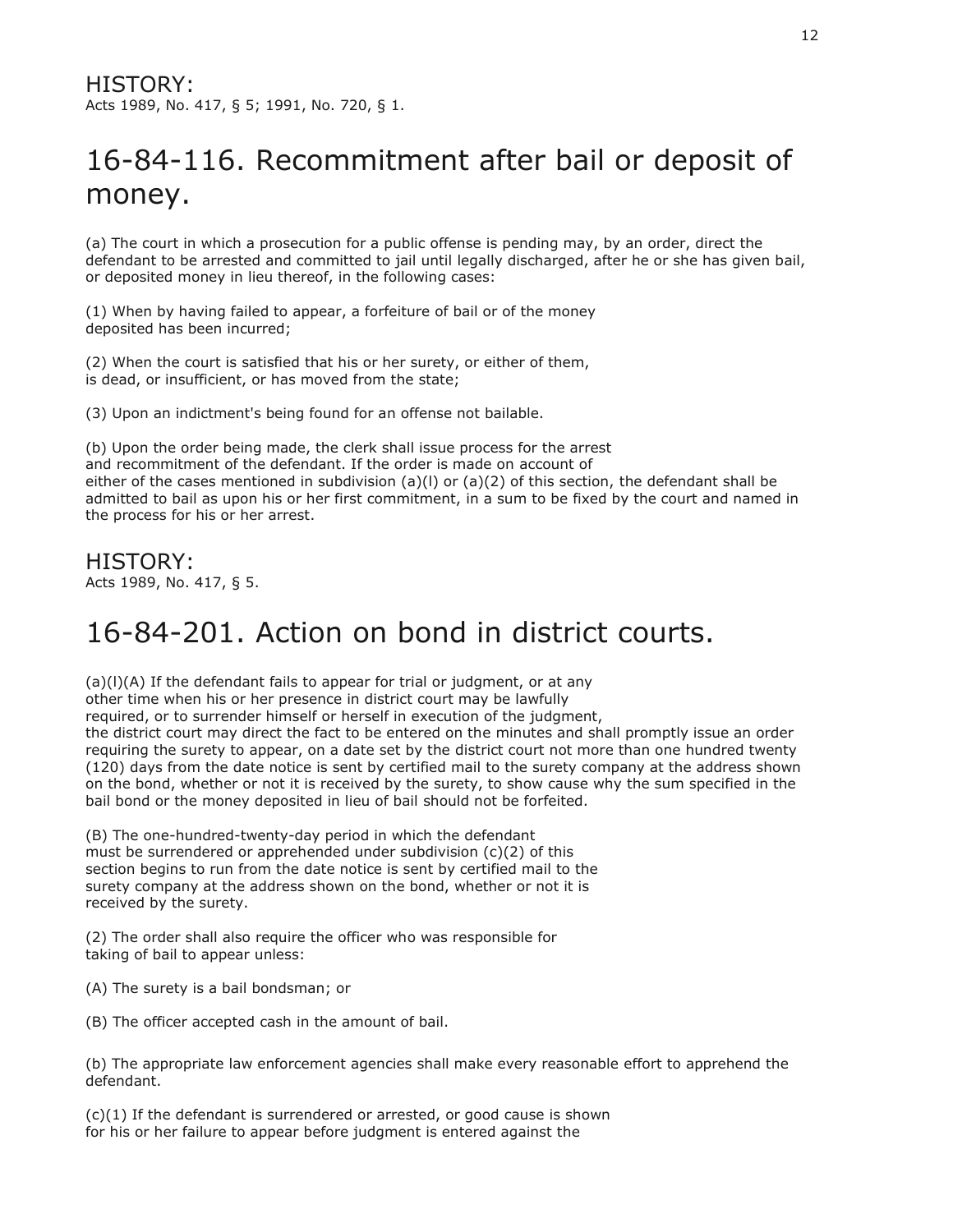HISTORY:
Acts 1989, No. 417, § 5; 1991, No. 720, § 1.

# 16-84-116. Recommitment after bail or deposit of money.

(a) The court in which a prosecution for a public offense is pending may, by an order, direct the defendant to be arrested and committed to jail until legally discharged, after he or she has given bail, or deposited money in lieu thereof, in the following cases:

(1) When by having failed to appear, a forfeiture of bail or of the money deposited has been incurred;

(2) When the court is satisfied that his or her surety, or either of them, is dead, or insufficient, or has moved from the state;

(3) Upon an indictment's being found for an offense not bailable.

(b) Upon the order being made, the clerk shall issue process for the arrest and recommitment of the defendant. If the order is made on account of either of the cases mentioned in subdivision (a)(l) or (a)(2) of this section, the defendant shall be admitted to bail as upon his or her first commitment, in a sum to be fixed by the court and named in the process for his or her arrest.

HISTORY:
Acts 1989, No. 417, § 5.

# 16-84-201. Action on bond in district courts.

(a)(l)(A) If the defendant fails to appear for trial or judgment, or at any other time when his or her presence in district court may be lawfully required, or to surrender himself or herself in execution of the judgment, the district court may direct the fact to be entered on the minutes and shall promptly issue an order requiring the surety to appear, on a date set by the district court not more than one hundred twenty (120) days from the date notice is sent by certified mail to the surety company at the address shown on the bond, whether or not it is received by the surety, to show cause why the sum specified in the bail bond or the money deposited in lieu of bail should not be forfeited.

(B) The one-hundred-twenty-day period in which the defendant must be surrendered or apprehended under subdivision (c)(2) of this section begins to run from the date notice is sent by certified mail to the surety company at the address shown on the bond, whether or not it is received by the surety.

(2) The order shall also require the officer who was responsible for taking of bail to appear unless:

(A) The surety is a bail bondsman; or

(B) The officer accepted cash in the amount of bail.

(b) The appropriate law enforcement agencies shall make every reasonable effort to apprehend the defendant.

(c)(1) If the defendant is surrendered or arrested, or good cause is shown for his or her failure to appear before judgment is entered against the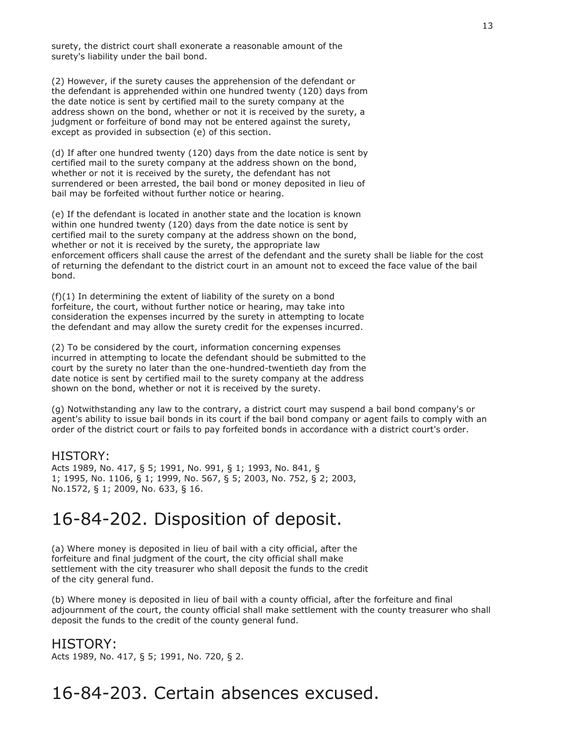surety, the district court shall exonerate a reasonable amount of the surety's liability under the bail bond.

(2) However, if the surety causes the apprehension of the defendant or the defendant is apprehended within one hundred twenty (120) days from the date notice is sent by certified mail to the surety company at the address shown on the bond, whether or not it is received by the surety, a judgment or forfeiture of bond may not be entered against the surety, except as provided in subsection (e) of this section.

(d) If after one hundred twenty (120) days from the date notice is sent by certified mail to the surety company at the address shown on the bond, whether or not it is received by the surety, the defendant has not surrendered or been arrested, the bail bond or money deposited in lieu of bail may be forfeited without further notice or hearing.

(e) If the defendant is located in another state and the location is known within one hundred twenty (120) days from the date notice is sent by certified mail to the surety company at the address shown on the bond, whether or not it is received by the surety, the appropriate law enforcement officers shall cause the arrest of the defendant and the surety shall be liable for the cost of returning the defendant to the district court in an amount not to exceed the face value of the bail bond.

(f)(1) In determining the extent of liability of the surety on a bond forfeiture, the court, without further notice or hearing, may take into consideration the expenses incurred by the surety in attempting to locate the defendant and may allow the surety credit for the expenses incurred.

(2) To be considered by the court, information concerning expenses incurred in attempting to locate the defendant should be submitted to the court by the surety no later than the one-hundred-twentieth day from the date notice is sent by certified mail to the surety company at the address shown on the bond, whether or not it is received by the surety.

(g) Notwithstanding any law to the contrary, a district court may suspend a bail bond company's or agent's ability to issue bail bonds in its court if the bail bond company or agent fails to comply with an order of the district court or fails to pay forfeited bonds in accordance with a district court's order.

## HISTORY:

Acts 1989, No. 417, § 5; 1991, No. 991, § 1; 1993, No. 841, § 1; 1995, No. 1106, § 1; 1999, No. 567, § 5; 2003, No. 752, § 2; 2003, No.1572, § 1; 2009, No. 633, § 16.

# 16-84-202. Disposition of deposit.

(a) Where money is deposited in lieu of bail with a city official, after the forfeiture and final judgment of the court, the city official shall make settlement with the city treasurer who shall deposit the funds to the credit of the city general fund.

(b) Where money is deposited in lieu of bail with a county official, after the forfeiture and final adjournment of the court, the county official shall make settlement with the county treasurer who shall deposit the funds to the credit of the county general fund.

## HISTORY:

Acts 1989, No. 417, § 5; 1991, No. 720, § 2.

# 16-84-203. Certain absences excused.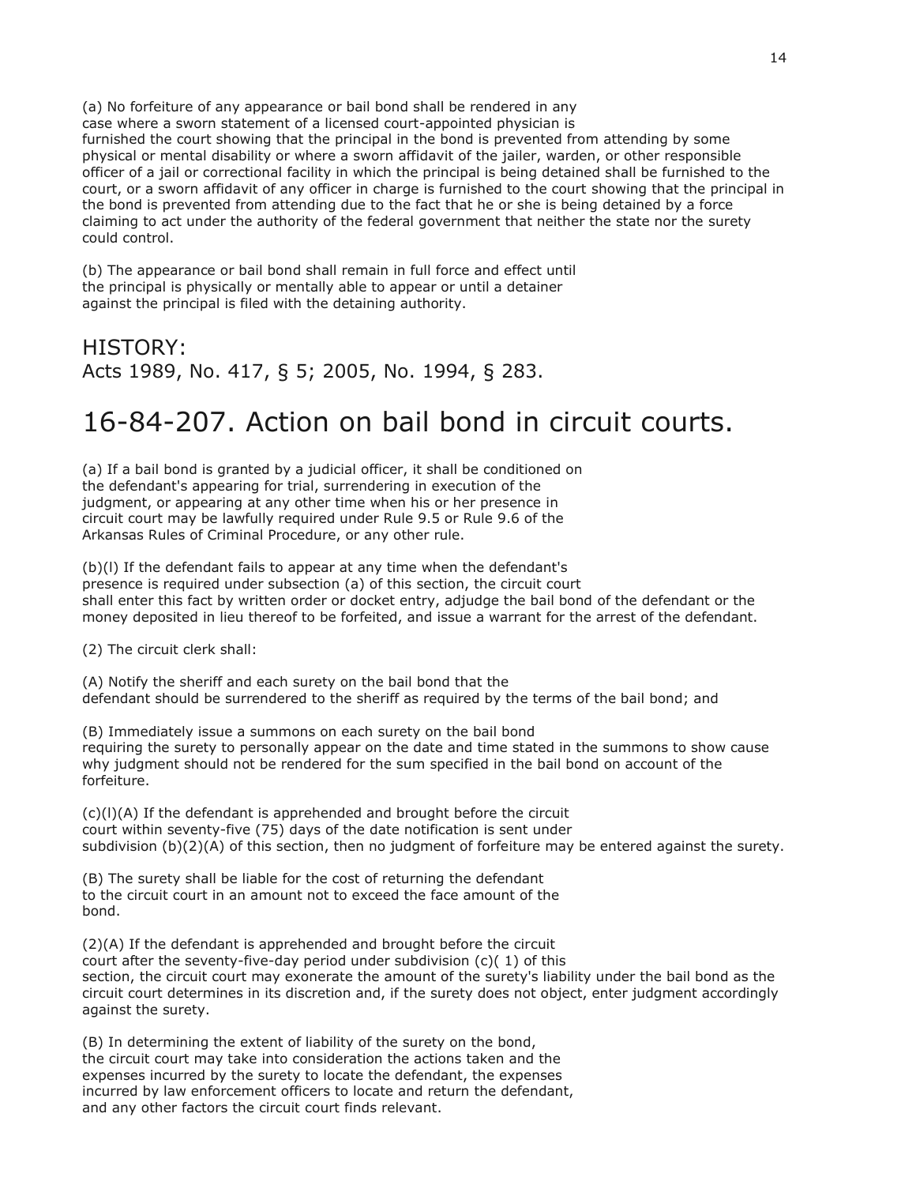(a) No forfeiture of any appearance or bail bond shall be rendered in any case where a sworn statement of a licensed court-appointed physician is furnished the court showing that the principal in the bond is prevented from attending by some physical or mental disability or where a sworn affidavit of the jailer, warden, or other responsible officer of a jail or correctional facility in which the principal is being detained shall be furnished to the court, or a sworn affidavit of any officer in charge is furnished to the court showing that the principal in the bond is prevented from attending due to the fact that he or she is being detained by a force claiming to act under the authority of the federal government that neither the state nor the surety could control.

(b) The appearance or bail bond shall remain in full force and effect until the principal is physically or mentally able to appear or until a detainer against the principal is filed with the detaining authority.

## HISTORY:

Acts 1989, No. 417, § 5; 2005, No. 1994, § 283.

# 16-84-207. Action on bail bond in circuit courts.

(a) If a bail bond is granted by a judicial officer, it shall be conditioned on the defendant's appearing for trial, surrendering in execution of the judgment, or appearing at any other time when his or her presence in circuit court may be lawfully required under Rule 9.5 or Rule 9.6 of the Arkansas Rules of Criminal Procedure, or any other rule.

(b)(l) If the defendant fails to appear at any time when the defendant's presence is required under subsection (a) of this section, the circuit court shall enter this fact by written order or docket entry, adjudge the bail bond of the defendant or the money deposited in lieu thereof to be forfeited, and issue a warrant for the arrest of the defendant.

(2) The circuit clerk shall:

(A) Notify the sheriff and each surety on the bail bond that the defendant should be surrendered to the sheriff as required by the terms of the bail bond; and

(B) Immediately issue a summons on each surety on the bail bond requiring the surety to personally appear on the date and time stated in the summons to show cause why judgment should not be rendered for the sum specified in the bail bond on account of the forfeiture.

(c)(l)(A) If the defendant is apprehended and brought before the circuit court within seventy-five (75) days of the date notification is sent under subdivision (b)(2)(A) of this section, then no judgment of forfeiture may be entered against the surety.

(B) The surety shall be liable for the cost of returning the defendant to the circuit court in an amount not to exceed the face amount of the bond.

(2)(A) If the defendant is apprehended and brought before the circuit court after the seventy-five-day period under subdivision (c)( 1) of this section, the circuit court may exonerate the amount of the surety's liability under the bail bond as the circuit court determines in its discretion and, if the surety does not object, enter judgment accordingly against the surety.

(B) In determining the extent of liability of the surety on the bond, the circuit court may take into consideration the actions taken and the expenses incurred by the surety to locate the defendant, the expenses incurred by law enforcement officers to locate and return the defendant, and any other factors the circuit court finds relevant.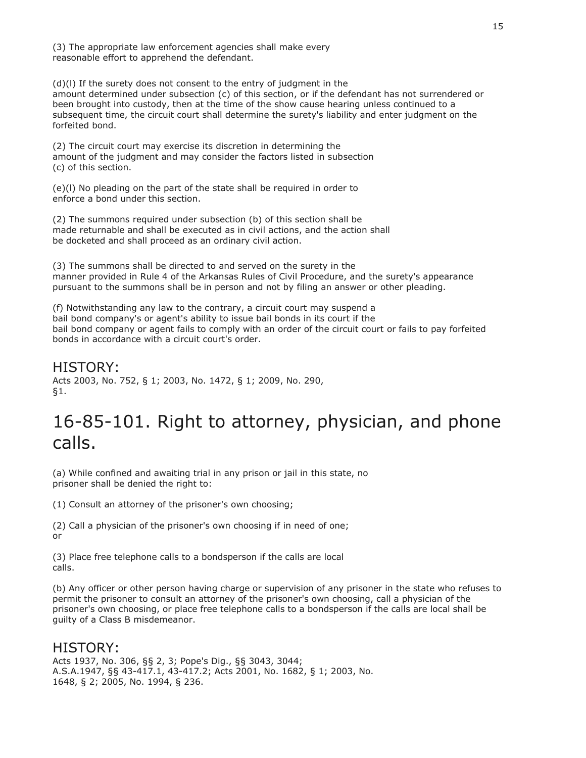(3) The appropriate law enforcement agencies shall make every reasonable effort to apprehend the defendant.

(d)(l) If the surety does not consent to the entry of judgment in the amount determined under subsection (c) of this section, or if the defendant has not surrendered or been brought into custody, then at the time of the show cause hearing unless continued to a subsequent time, the circuit court shall determine the surety's liability and enter judgment on the forfeited bond.

(2) The circuit court may exercise its discretion in determining the amount of the judgment and may consider the factors listed in subsection (c) of this section.

(e)(l) No pleading on the part of the state shall be required in order to enforce a bond under this section.

(2) The summons required under subsection (b) of this section shall be made returnable and shall be executed as in civil actions, and the action shall be docketed and shall proceed as an ordinary civil action.

(3) The summons shall be directed to and served on the surety in the manner provided in Rule 4 of the Arkansas Rules of Civil Procedure, and the surety's appearance pursuant to the summons shall be in person and not by filing an answer or other pleading.

(f) Notwithstanding any law to the contrary, a circuit court may suspend a bail bond company's or agent's ability to issue bail bonds in its court if the bail bond company or agent fails to comply with an order of the circuit court or fails to pay forfeited bonds in accordance with a circuit court's order.

## HISTORY:

Acts 2003, No. 752, § 1; 2003, No. 1472, § 1; 2009, No. 290, §1.

# 16-85-101. Right to attorney, physician, and phone calls.

(a) While confined and awaiting trial in any prison or jail in this state, no prisoner shall be denied the right to:

(1) Consult an attorney of the prisoner's own choosing;

(2) Call a physician of the prisoner's own choosing if in need of one; or

(3) Place free telephone calls to a bondsperson if the calls are local calls.

(b) Any officer or other person having charge or supervision of any prisoner in the state who refuses to permit the prisoner to consult an attorney of the prisoner's own choosing, call a physician of the prisoner's own choosing, or place free telephone calls to a bondsperson if the calls are local shall be guilty of a Class B misdemeanor.

## HISTORY:

Acts 1937, No. 306, §§ 2, 3; Pope's Dig., §§ 3043, 3044; A.S.A.1947, §§ 43-417.1, 43-417.2; Acts 2001, No. 1682, § 1; 2003, No. 1648, § 2; 2005, No. 1994, § 236.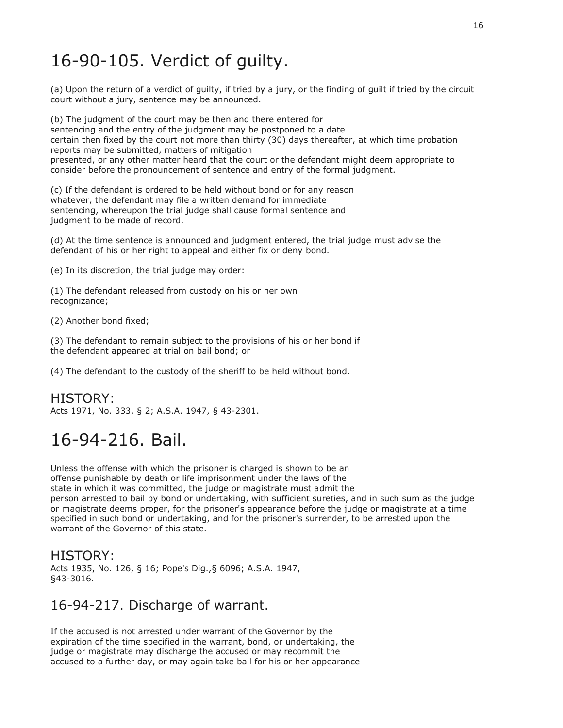# 16-90-105. Verdict of guilty.

(a) Upon the return of a verdict of guilty, if tried by a jury, or the finding of guilt if tried by the circuit court without a jury, sentence may be announced.

(b) The judgment of the court may be then and there entered for sentencing and the entry of the judgment may be postponed to a date certain then fixed by the court not more than thirty (30) days thereafter, at which time probation reports may be submitted, matters of mitigation presented, or any other matter heard that the court or the defendant might deem appropriate to consider before the pronouncement of sentence and entry of the formal judgment.

(c) If the defendant is ordered to be held without bond or for any reason whatever, the defendant may file a written demand for immediate sentencing, whereupon the trial judge shall cause formal sentence and judgment to be made of record.

(d) At the time sentence is announced and judgment entered, the trial judge must advise the defendant of his or her right to appeal and either fix or deny bond.

(e) In its discretion, the trial judge may order:

(1) The defendant released from custody on his or her own recognizance;

(2) Another bond fixed;

(3) The defendant to remain subject to the provisions of his or her bond if the defendant appeared at trial on bail bond; or

(4) The defendant to the custody of the sheriff to be held without bond.

## HISTORY:

Acts 1971, No. 333, § 2; A.S.A. 1947, § 43-2301.

# 16-94-216. Bail.

Unless the offense with which the prisoner is charged is shown to be an offense punishable by death or life imprisonment under the laws of the state in which it was committed, the judge or magistrate must admit the person arrested to bail by bond or undertaking, with sufficient sureties, and in such sum as the judge or magistrate deems proper, for the prisoner's appearance before the judge or magistrate at a time specified in such bond or undertaking, and for the prisoner's surrender, to be arrested upon the warrant of the Governor of this state.

## HISTORY:

Acts 1935, No. 126, § 16; Pope's Dig.,§ 6096; A.S.A. 1947, §43-3016.

## 16-94-217. Discharge of warrant.

If the accused is not arrested under warrant of the Governor by the expiration of the time specified in the warrant, bond, or undertaking, the judge or magistrate may discharge the accused or may recommit the accused to a further day, or may again take bail for his or her appearance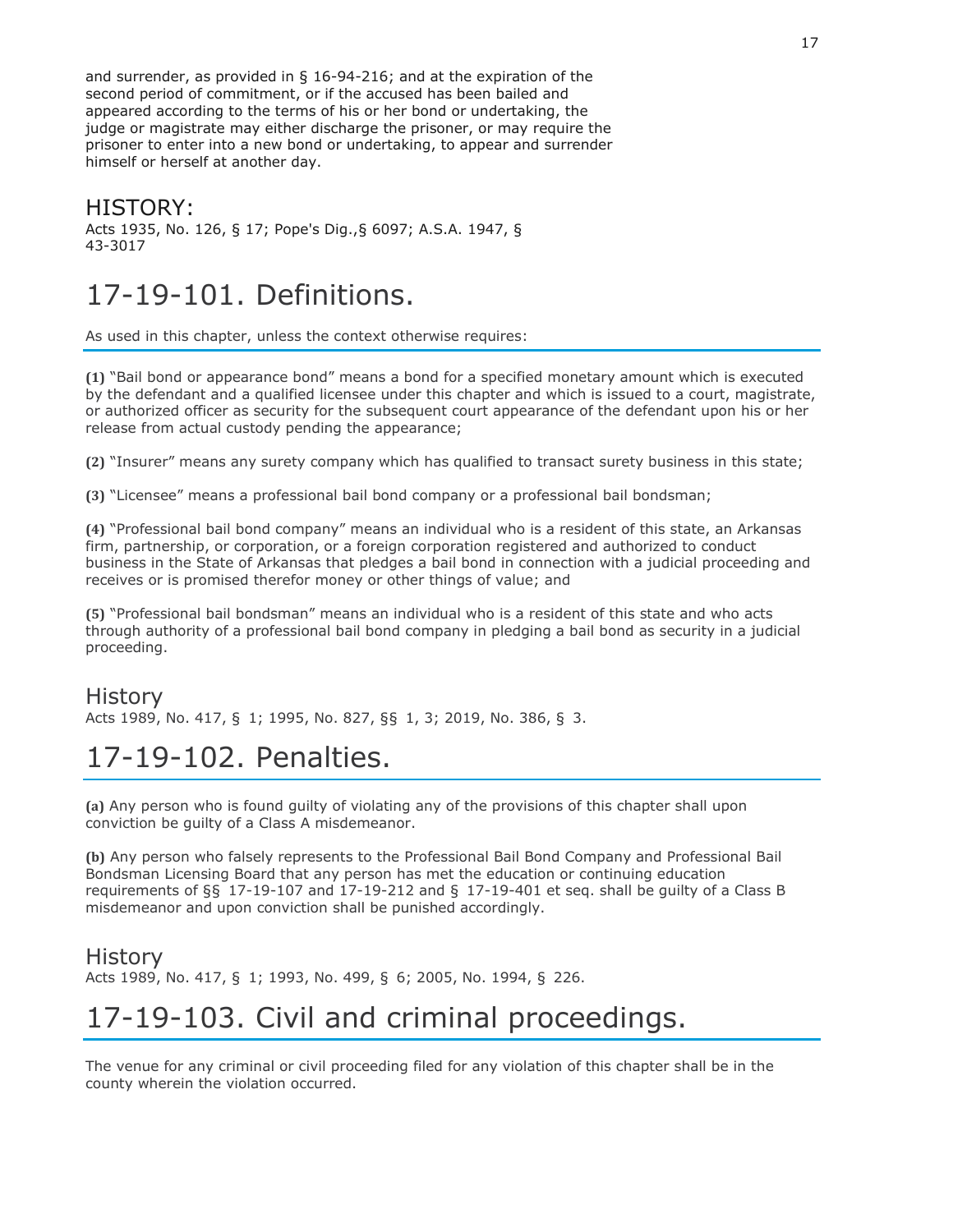and surrender, as provided in § 16-94-216; and at the expiration of the second period of commitment, or if the accused has been bailed and appeared according to the terms of his or her bond or undertaking, the judge or magistrate may either discharge the prisoner, or may require the prisoner to enter into a new bond or undertaking, to appear and surrender himself or herself at another day.

## HISTORY:

Acts 1935, No. 126, § 17; Pope's Dig.,§ 6097; A.S.A. 1947, § 43-3017

# 17-19-101. Definitions.

As used in this chapter, unless the context otherwise requires:

**(1)** "Bail bond or appearance bond" means a bond for a specified monetary amount which is executed by the defendant and a qualified licensee under this chapter and which is issued to a court, magistrate, or authorized officer as security for the subsequent court appearance of the defendant upon his or her release from actual custody pending the appearance;

**(2)** "Insurer" means any surety company which has qualified to transact surety business in this state;

**(3)** "Licensee" means a professional bail bond company or a professional bail bondsman;

**(4)** "Professional bail bond company" means an individual who is a resident of this state, an Arkansas firm, partnership, or corporation, or a foreign corporation registered and authorized to conduct business in the State of Arkansas that pledges a bail bond in connection with a judicial proceeding and receives or is promised therefor money or other things of value; and

**(5)** "Professional bail bondsman" means an individual who is a resident of this state and who acts through authority of a professional bail bond company in pledging a bail bond as security in a judicial proceeding.

## History

Acts 1989, No. 417, § 1; 1995, No. 827, §§ 1, 3; 2019, No. 386, § 3.

# 17-19-102. Penalties.

**(a)** Any person who is found guilty of violating any of the provisions of this chapter shall upon conviction be guilty of a Class A misdemeanor.

**(b)** Any person who falsely represents to the Professional Bail Bond Company and Professional Bail Bondsman Licensing Board that any person has met the education or continuing education requirements of §§ 17-19-107 and 17-19-212 and § 17-19-401 et seq. shall be guilty of a Class B misdemeanor and upon conviction shall be punished accordingly.

## History

Acts 1989, No. 417, § 1; 1993, No. 499, § 6; 2005, No. 1994, § 226.

# 17-19-103. Civil and criminal proceedings.

The venue for any criminal or civil proceeding filed for any violation of this chapter shall be in the county wherein the violation occurred.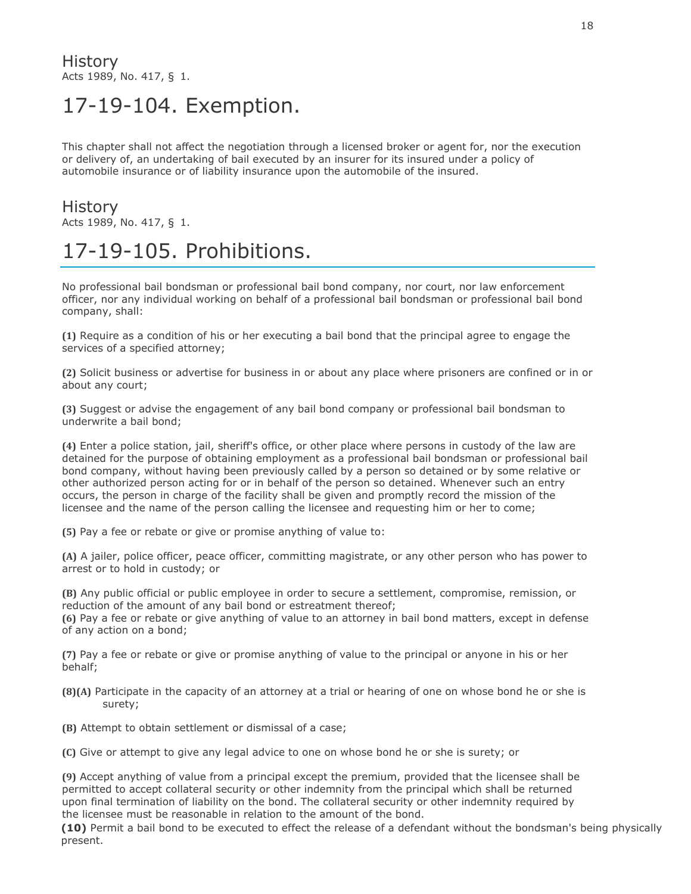## History

Acts 1989, No. 417, § 1.

# 17-19-104. Exemption.

This chapter shall not affect the negotiation through a licensed broker or agent for, nor the execution or delivery of, an undertaking of bail executed by an insurer for its insured under a policy of automobile insurance or of liability insurance upon the automobile of the insured.

## History

Acts 1989, No. 417, § 1.

# 17-19-105. Prohibitions.

No professional bail bondsman or professional bail bond company, nor court, nor law enforcement officer, nor any individual working on behalf of a professional bail bondsman or professional bail bond company, shall:

**(1)** Require as a condition of his or her executing a bail bond that the principal agree to engage the services of a specified attorney;

**(2)** Solicit business or advertise for business in or about any place where prisoners are confined or in or about any court;

**(3)** Suggest or advise the engagement of any bail bond company or professional bail bondsman to underwrite a bail bond;

**(4)** Enter a police station, jail, sheriff's office, or other place where persons in custody of the law are detained for the purpose of obtaining employment as a professional bail bondsman or professional bail bond company, without having been previously called by a person so detained or by some relative or other authorized person acting for or in behalf of the person so detained. Whenever such an entry occurs, the person in charge of the facility shall be given and promptly record the mission of the licensee and the name of the person calling the licensee and requesting him or her to come;

**(5)** Pay a fee or rebate or give or promise anything of value to:

**(A)** A jailer, police officer, peace officer, committing magistrate, or any other person who has power to arrest or to hold in custody; or

**(B)** Any public official or public employee in order to secure a settlement, compromise, remission, or reduction of the amount of any bail bond or estreatment thereof;

**(6)** Pay a fee or rebate or give anything of value to an attorney in bail bond matters, except in defense of any action on a bond;

**(7)** Pay a fee or rebate or give or promise anything of value to the principal or anyone in his or her behalf;

**(8)(A)** Participate in the capacity of an attorney at a trial or hearing of one on whose bond he or she is surety;

**(B)** Attempt to obtain settlement or dismissal of a case;

**(C)** Give or attempt to give any legal advice to one on whose bond he or she is surety; or

**(9)** Accept anything of value from a principal except the premium, provided that the licensee shall be permitted to accept collateral security or other indemnity from the principal which shall be returned upon final termination of liability on the bond. The collateral security or other indemnity required by the licensee must be reasonable in relation to the amount of the bond.

**(10)** Permit a bail bond to be executed to effect the release of a defendant without the bondsman's being physically present.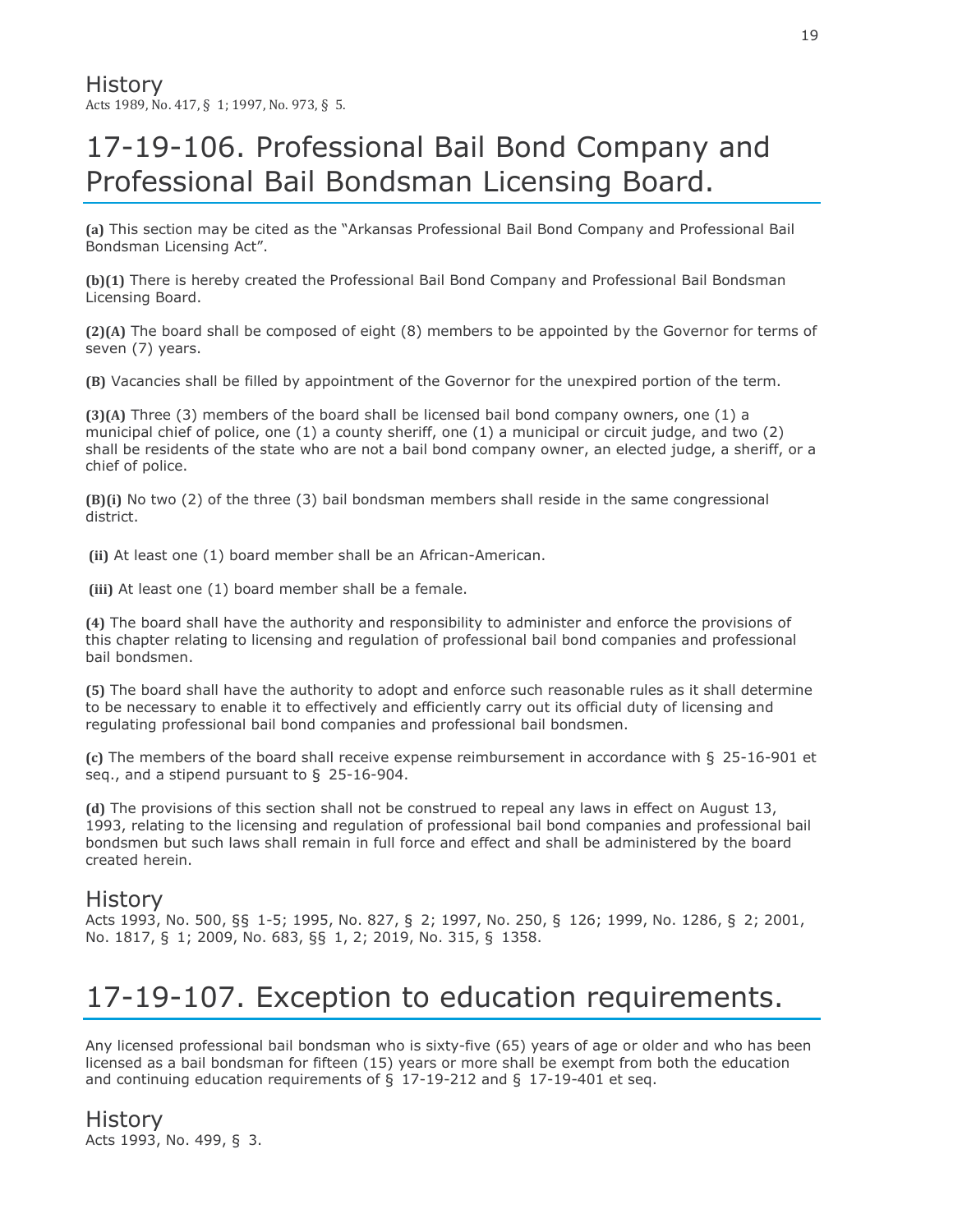## History

Acts 1989, No. 417, § 1; 1997, No. 973, § 5.

# 17-19-106. Professional Bail Bond Company and Professional Bail Bondsman Licensing Board.

**(a)** This section may be cited as the "Arkansas Professional Bail Bond Company and Professional Bail Bondsman Licensing Act".

**(b)(1)** There is hereby created the Professional Bail Bond Company and Professional Bail Bondsman Licensing Board.

**(2)(A)** The board shall be composed of eight (8) members to be appointed by the Governor for terms of seven (7) years.

**(B)** Vacancies shall be filled by appointment of the Governor for the unexpired portion of the term.

**(3)(A)** Three (3) members of the board shall be licensed bail bond company owners, one (1) a municipal chief of police, one (1) a county sheriff, one (1) a municipal or circuit judge, and two (2) shall be residents of the state who are not a bail bond company owner, an elected judge, a sheriff, or a chief of police.

**(B)(i)** No two (2) of the three (3) bail bondsman members shall reside in the same congressional district.

**(ii)** At least one (1) board member shall be an African-American.

**(iii)** At least one (1) board member shall be a female.

**(4)** The board shall have the authority and responsibility to administer and enforce the provisions of this chapter relating to licensing and regulation of professional bail bond companies and professional bail bondsmen.

**(5)** The board shall have the authority to adopt and enforce such reasonable rules as it shall determine to be necessary to enable it to effectively and efficiently carry out its official duty of licensing and regulating professional bail bond companies and professional bail bondsmen.

**(c)** The members of the board shall receive expense reimbursement in accordance with § 25-16-901 et seq., and a stipend pursuant to § 25-16-904.

**(d)** The provisions of this section shall not be construed to repeal any laws in effect on August 13, 1993, relating to the licensing and regulation of professional bail bond companies and professional bail bondsmen but such laws shall remain in full force and effect and shall be administered by the board created herein.

## History

Acts 1993, No. 500, §§ 1-5; 1995, No. 827, § 2; 1997, No. 250, § 126; 1999, No. 1286, § 2; 2001, No. 1817, § 1; 2009, No. 683, §§ 1, 2; 2019, No. 315, § 1358.

# 17-19-107. Exception to education requirements.

Any licensed professional bail bondsman who is sixty-five (65) years of age or older and who has been licensed as a bail bondsman for fifteen (15) years or more shall be exempt from both the education and continuing education requirements of § 17-19-212 and § 17-19-401 et seq.

## History

Acts 1993, No. 499, § 3.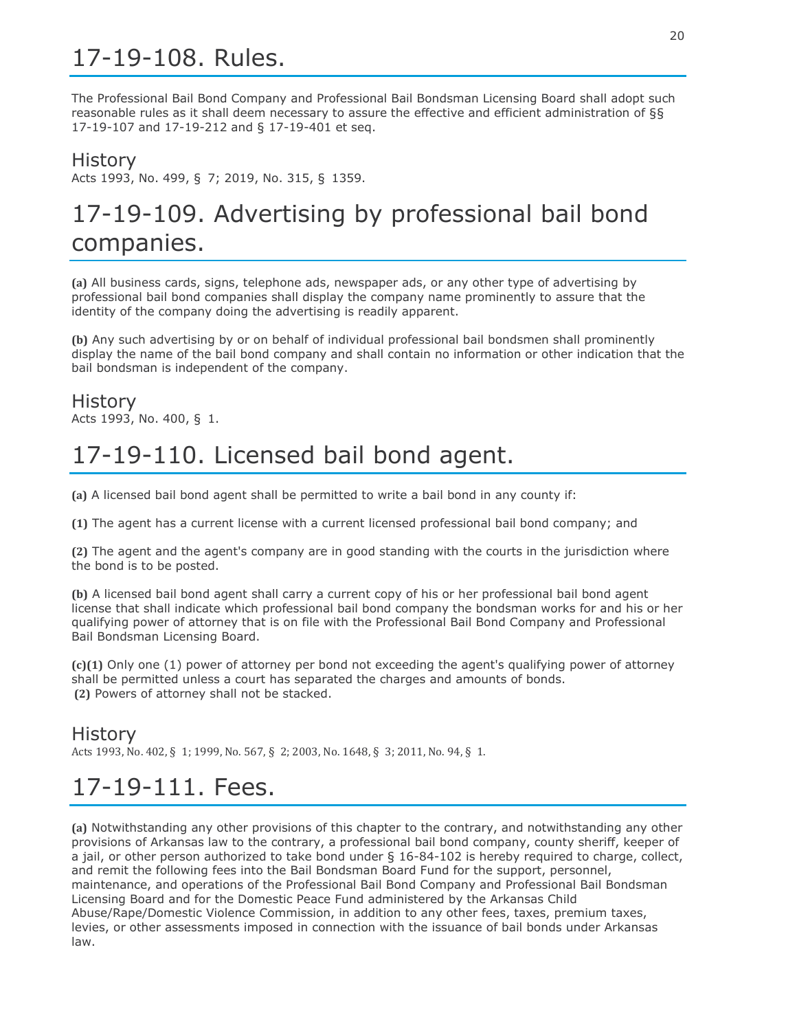# 17-19-108. Rules.

The Professional Bail Bond Company and Professional Bail Bondsman Licensing Board shall adopt such reasonable rules as it shall deem necessary to assure the effective and efficient administration of §§ 17-19-107 and 17-19-212 and § 17-19-401 et seq.

## History

Acts 1993, No. 499, § 7; 2019, No. 315, § 1359.

# 17-19-109. Advertising by professional bail bond companies.

**(a)** All business cards, signs, telephone ads, newspaper ads, or any other type of advertising by professional bail bond companies shall display the company name prominently to assure that the identity of the company doing the advertising is readily apparent.

**(b)** Any such advertising by or on behalf of individual professional bail bondsmen shall prominently display the name of the bail bond company and shall contain no information or other indication that the bail bondsman is independent of the company.

## History

Acts 1993, No. 400, § 1.

# 17-19-110. Licensed bail bond agent.

**(a)** A licensed bail bond agent shall be permitted to write a bail bond in any county if:

**(1)** The agent has a current license with a current licensed professional bail bond company; and

**(2)** The agent and the agent's company are in good standing with the courts in the jurisdiction where the bond is to be posted.

**(b)** A licensed bail bond agent shall carry a current copy of his or her professional bail bond agent license that shall indicate which professional bail bond company the bondsman works for and his or her qualifying power of attorney that is on file with the Professional Bail Bond Company and Professional Bail Bondsman Licensing Board.

**(c)(1)** Only one (1) power of attorney per bond not exceeding the agent's qualifying power of attorney shall be permitted unless a court has separated the charges and amounts of bonds.
**(2)** Powers of attorney shall not be stacked.

## History

Acts 1993, No. 402, § 1; 1999, No. 567, § 2; 2003, No. 1648, § 3; 2011, No. 94, § 1.

# 17-19-111. Fees.

**(a)** Notwithstanding any other provisions of this chapter to the contrary, and notwithstanding any other provisions of Arkansas law to the contrary, a professional bail bond company, county sheriff, keeper of a jail, or other person authorized to take bond under § 16-84-102 is hereby required to charge, collect, and remit the following fees into the Bail Bondsman Board Fund for the support, personnel, maintenance, and operations of the Professional Bail Bond Company and Professional Bail Bondsman Licensing Board and for the Domestic Peace Fund administered by the Arkansas Child Abuse/Rape/Domestic Violence Commission, in addition to any other fees, taxes, premium taxes, levies, or other assessments imposed in connection with the issuance of bail bonds under Arkansas law.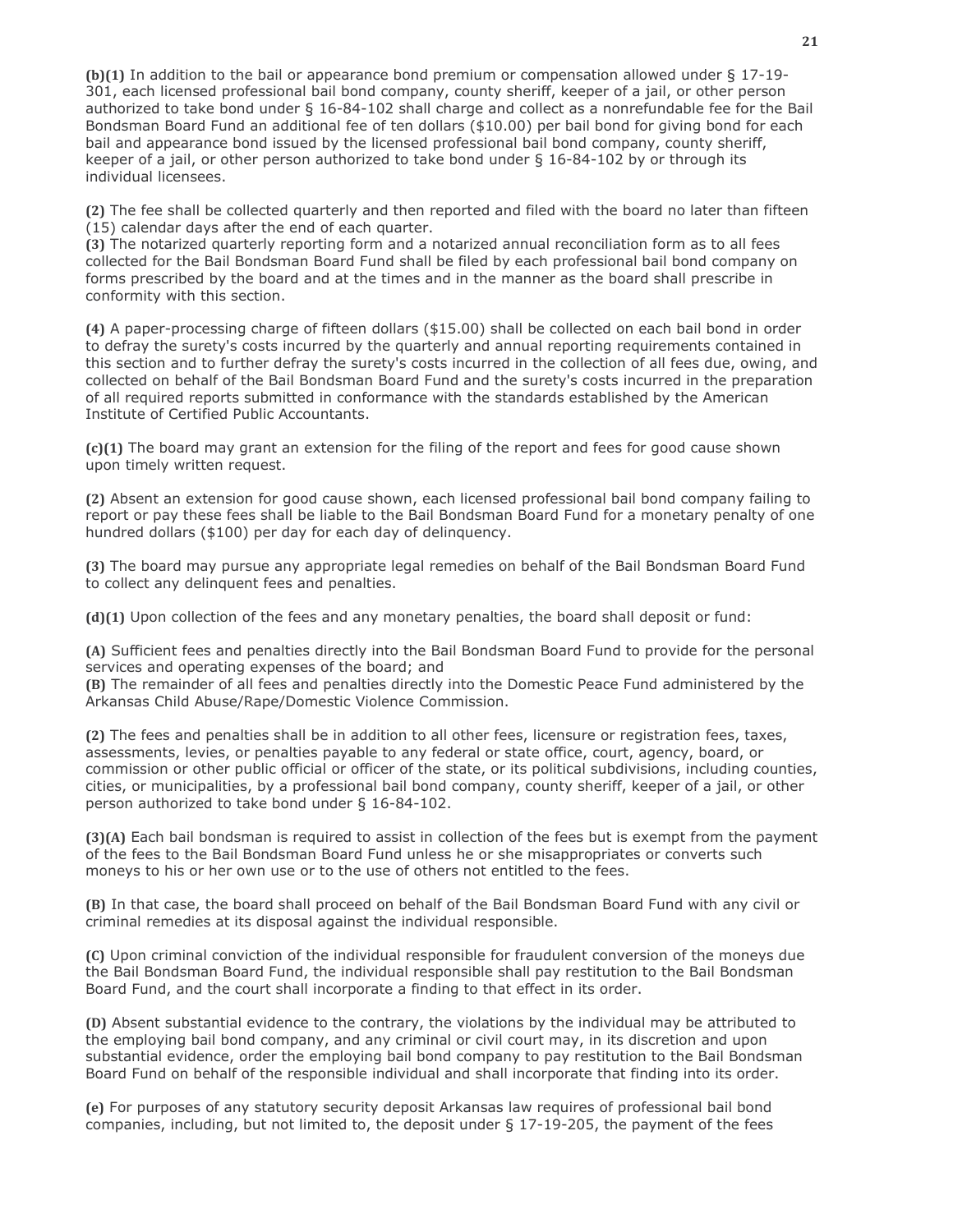**(b)(1)** In addition to the bail or appearance bond premium or compensation allowed under § 17-19-301, each licensed professional bail bond company, county sheriff, keeper of a jail, or other person authorized to take bond under § 16-84-102 shall charge and collect as a nonrefundable fee for the Bail Bondsman Board Fund an additional fee of ten dollars ($10.00) per bail bond for giving bond for each bail and appearance bond issued by the licensed professional bail bond company, county sheriff, keeper of a jail, or other person authorized to take bond under § 16-84-102 by or through its individual licensees.

**(2)** The fee shall be collected quarterly and then reported and filed with the board no later than fifteen (15) calendar days after the end of each quarter.

**(3)** The notarized quarterly reporting form and a notarized annual reconciliation form as to all fees collected for the Bail Bondsman Board Fund shall be filed by each professional bail bond company on forms prescribed by the board and at the times and in the manner as the board shall prescribe in conformity with this section.

**(4)** A paper-processing charge of fifteen dollars ($15.00) shall be collected on each bail bond in order to defray the surety's costs incurred by the quarterly and annual reporting requirements contained in this section and to further defray the surety's costs incurred in the collection of all fees due, owing, and collected on behalf of the Bail Bondsman Board Fund and the surety's costs incurred in the preparation of all required reports submitted in conformance with the standards established by the American Institute of Certified Public Accountants.

**(c)(1)** The board may grant an extension for the filing of the report and fees for good cause shown upon timely written request.

**(2)** Absent an extension for good cause shown, each licensed professional bail bond company failing to report or pay these fees shall be liable to the Bail Bondsman Board Fund for a monetary penalty of one hundred dollars ($100) per day for each day of delinquency.

**(3)** The board may pursue any appropriate legal remedies on behalf of the Bail Bondsman Board Fund to collect any delinquent fees and penalties.

**(d)(1)** Upon collection of the fees and any monetary penalties, the board shall deposit or fund:

**(A)** Sufficient fees and penalties directly into the Bail Bondsman Board Fund to provide for the personal services and operating expenses of the board; and

**(B)** The remainder of all fees and penalties directly into the Domestic Peace Fund administered by the Arkansas Child Abuse/Rape/Domestic Violence Commission.

**(2)** The fees and penalties shall be in addition to all other fees, licensure or registration fees, taxes, assessments, levies, or penalties payable to any federal or state office, court, agency, board, or commission or other public official or officer of the state, or its political subdivisions, including counties, cities, or municipalities, by a professional bail bond company, county sheriff, keeper of a jail, or other person authorized to take bond under § 16-84-102.

**(3)(A)** Each bail bondsman is required to assist in collection of the fees but is exempt from the payment of the fees to the Bail Bondsman Board Fund unless he or she misappropriates or converts such moneys to his or her own use or to the use of others not entitled to the fees.

**(B)** In that case, the board shall proceed on behalf of the Bail Bondsman Board Fund with any civil or criminal remedies at its disposal against the individual responsible.

**(C)** Upon criminal conviction of the individual responsible for fraudulent conversion of the moneys due the Bail Bondsman Board Fund, the individual responsible shall pay restitution to the Bail Bondsman Board Fund, and the court shall incorporate a finding to that effect in its order.

**(D)** Absent substantial evidence to the contrary, the violations by the individual may be attributed to the employing bail bond company, and any criminal or civil court may, in its discretion and upon substantial evidence, order the employing bail bond company to pay restitution to the Bail Bondsman Board Fund on behalf of the responsible individual and shall incorporate that finding into its order.

**(e)** For purposes of any statutory security deposit Arkansas law requires of professional bail bond companies, including, but not limited to, the deposit under § 17-19-205, the payment of the fees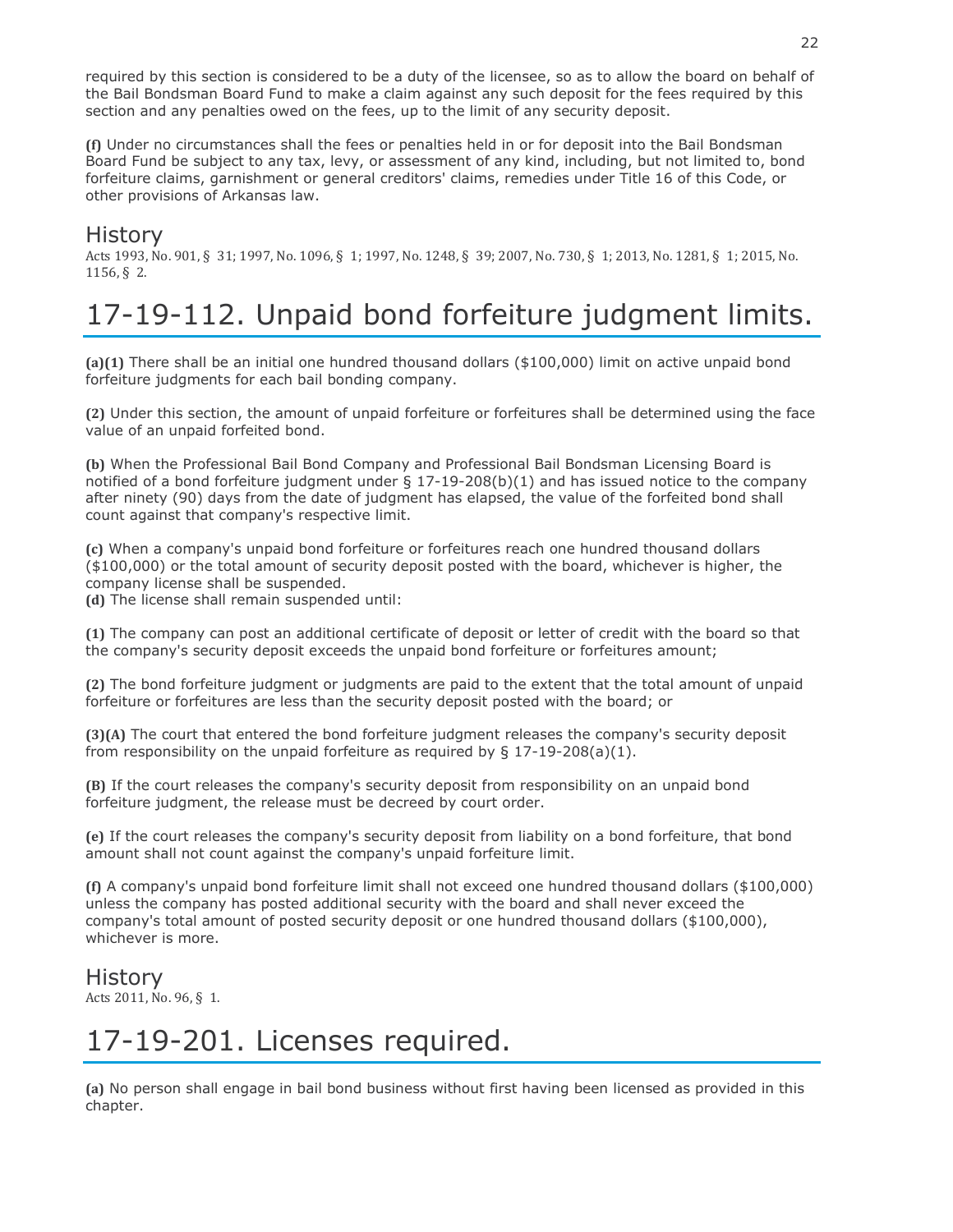required by this section is considered to be a duty of the licensee, so as to allow the board on behalf of the Bail Bondsman Board Fund to make a claim against any such deposit for the fees required by this section and any penalties owed on the fees, up to the limit of any security deposit.

**(f)** Under no circumstances shall the fees or penalties held in or for deposit into the Bail Bondsman Board Fund be subject to any tax, levy, or assessment of any kind, including, but not limited to, bond forfeiture claims, garnishment or general creditors' claims, remedies under Title 16 of this Code, or other provisions of Arkansas law.

## History

Acts 1993, No. 901, § 31; 1997, No. 1096, § 1; 1997, No. 1248, § 39; 2007, No. 730, § 1; 2013, No. 1281, § 1; 2015, No. 1156, § 2.

# 17-19-112. Unpaid bond forfeiture judgment limits.

**(a)(1)** There shall be an initial one hundred thousand dollars ($100,000) limit on active unpaid bond forfeiture judgments for each bail bonding company.

**(2)** Under this section, the amount of unpaid forfeiture or forfeitures shall be determined using the face value of an unpaid forfeited bond.

**(b)** When the Professional Bail Bond Company and Professional Bail Bondsman Licensing Board is notified of a bond forfeiture judgment under § 17-19-208(b)(1) and has issued notice to the company after ninety (90) days from the date of judgment has elapsed, the value of the forfeited bond shall count against that company's respective limit.

**(c)** When a company's unpaid bond forfeiture or forfeitures reach one hundred thousand dollars ($100,000) or the total amount of security deposit posted with the board, whichever is higher, the company license shall be suspended.

**(d)** The license shall remain suspended until:

**(1)** The company can post an additional certificate of deposit or letter of credit with the board so that the company's security deposit exceeds the unpaid bond forfeiture or forfeitures amount;

**(2)** The bond forfeiture judgment or judgments are paid to the extent that the total amount of unpaid forfeiture or forfeitures are less than the security deposit posted with the board; or

**(3)(A)** The court that entered the bond forfeiture judgment releases the company's security deposit from responsibility on the unpaid forfeiture as required by § 17-19-208(a)(1).

**(B)** If the court releases the company's security deposit from responsibility on an unpaid bond forfeiture judgment, the release must be decreed by court order.

**(e)** If the court releases the company's security deposit from liability on a bond forfeiture, that bond amount shall not count against the company's unpaid forfeiture limit.

**(f)** A company's unpaid bond forfeiture limit shall not exceed one hundred thousand dollars ($100,000) unless the company has posted additional security with the board and shall never exceed the company's total amount of posted security deposit or one hundred thousand dollars ($100,000), whichever is more.

## History

Acts 2011, No. 96, § 1.

# 17-19-201. Licenses required.

**(a)** No person shall engage in bail bond business without first having been licensed as provided in this chapter.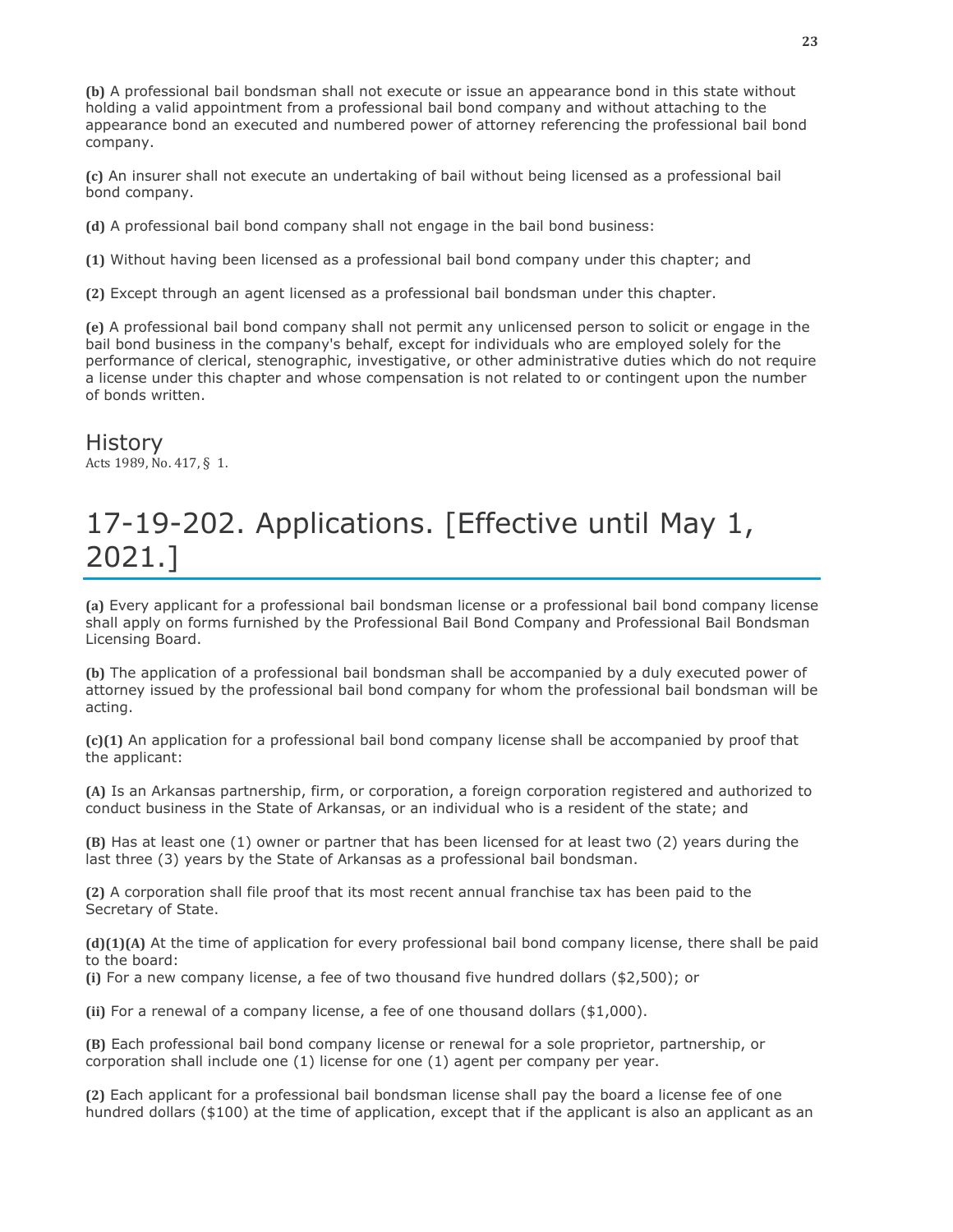**(b)** A professional bail bondsman shall not execute or issue an appearance bond in this state without holding a valid appointment from a professional bail bond company and without attaching to the appearance bond an executed and numbered power of attorney referencing the professional bail bond company.

**(c)** An insurer shall not execute an undertaking of bail without being licensed as a professional bail bond company.

**(d)** A professional bail bond company shall not engage in the bail bond business:

**(1)** Without having been licensed as a professional bail bond company under this chapter; and

**(2)** Except through an agent licensed as a professional bail bondsman under this chapter.

**(e)** A professional bail bond company shall not permit any unlicensed person to solicit or engage in the bail bond business in the company's behalf, except for individuals who are employed solely for the performance of clerical, stenographic, investigative, or other administrative duties which do not require a license under this chapter and whose compensation is not related to or contingent upon the number of bonds written.

## History

Acts 1989, No. 417, § 1.

# 17-19-202. Applications. [Effective until May 1, 2021.]

**(a)** Every applicant for a professional bail bondsman license or a professional bail bond company license shall apply on forms furnished by the Professional Bail Bond Company and Professional Bail Bondsman Licensing Board.

**(b)** The application of a professional bail bondsman shall be accompanied by a duly executed power of attorney issued by the professional bail bond company for whom the professional bail bondsman will be acting.

**(c)(1)** An application for a professional bail bond company license shall be accompanied by proof that the applicant:

**(A)** Is an Arkansas partnership, firm, or corporation, a foreign corporation registered and authorized to conduct business in the State of Arkansas, or an individual who is a resident of the state; and

**(B)** Has at least one (1) owner or partner that has been licensed for at least two (2) years during the last three (3) years by the State of Arkansas as a professional bail bondsman.

**(2)** A corporation shall file proof that its most recent annual franchise tax has been paid to the Secretary of State.

**(d)(1)(A)** At the time of application for every professional bail bond company license, there shall be paid to the board:
**(i)** For a new company license, a fee of two thousand five hundred dollars ($2,500); or

**(ii)** For a renewal of a company license, a fee of one thousand dollars ($1,000).

**(B)** Each professional bail bond company license or renewal for a sole proprietor, partnership, or corporation shall include one (1) license for one (1) agent per company per year.

**(2)** Each applicant for a professional bail bondsman license shall pay the board a license fee of one hundred dollars ($100) at the time of application, except that if the applicant is also an applicant as an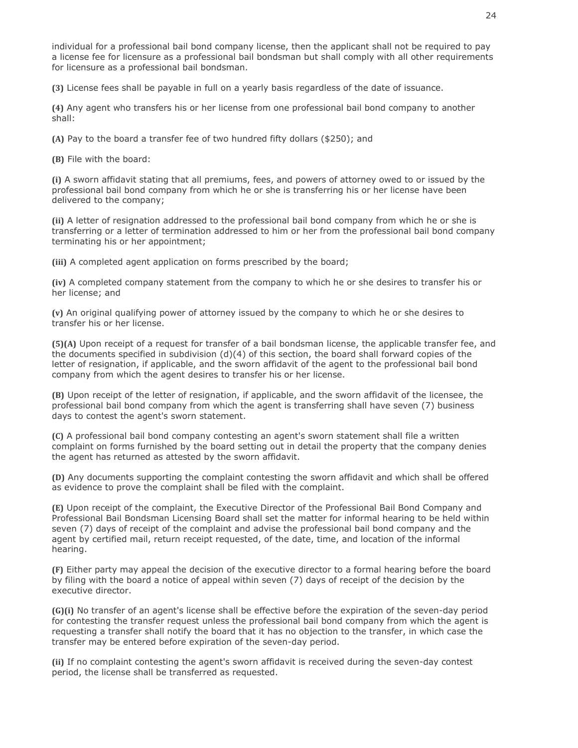individual for a professional bail bond company license, then the applicant shall not be required to pay a license fee for licensure as a professional bail bondsman but shall comply with all other requirements for licensure as a professional bail bondsman.

**(3)** License fees shall be payable in full on a yearly basis regardless of the date of issuance.

**(4)** Any agent who transfers his or her license from one professional bail bond company to another shall:

**(A)** Pay to the board a transfer fee of two hundred fifty dollars ($250); and

**(B)** File with the board:

**(i)** A sworn affidavit stating that all premiums, fees, and powers of attorney owed to or issued by the professional bail bond company from which he or she is transferring his or her license have been delivered to the company;

**(ii)** A letter of resignation addressed to the professional bail bond company from which he or she is transferring or a letter of termination addressed to him or her from the professional bail bond company terminating his or her appointment;

**(iii)** A completed agent application on forms prescribed by the board;

**(iv)** A completed company statement from the company to which he or she desires to transfer his or her license; and

**(v)** An original qualifying power of attorney issued by the company to which he or she desires to transfer his or her license.

**(5)(A)** Upon receipt of a request for transfer of a bail bondsman license, the applicable transfer fee, and the documents specified in subdivision (d)(4) of this section, the board shall forward copies of the letter of resignation, if applicable, and the sworn affidavit of the agent to the professional bail bond company from which the agent desires to transfer his or her license.

**(B)** Upon receipt of the letter of resignation, if applicable, and the sworn affidavit of the licensee, the professional bail bond company from which the agent is transferring shall have seven (7) business days to contest the agent's sworn statement.

**(C)** A professional bail bond company contesting an agent's sworn statement shall file a written complaint on forms furnished by the board setting out in detail the property that the company denies the agent has returned as attested by the sworn affidavit.

**(D)** Any documents supporting the complaint contesting the sworn affidavit and which shall be offered as evidence to prove the complaint shall be filed with the complaint.

**(E)** Upon receipt of the complaint, the Executive Director of the Professional Bail Bond Company and Professional Bail Bondsman Licensing Board shall set the matter for informal hearing to be held within seven (7) days of receipt of the complaint and advise the professional bail bond company and the agent by certified mail, return receipt requested, of the date, time, and location of the informal hearing.

**(F)** Either party may appeal the decision of the executive director to a formal hearing before the board by filing with the board a notice of appeal within seven (7) days of receipt of the decision by the executive director.

**(G)(i)** No transfer of an agent's license shall be effective before the expiration of the seven-day period for contesting the transfer request unless the professional bail bond company from which the agent is requesting a transfer shall notify the board that it has no objection to the transfer, in which case the transfer may be entered before expiration of the seven-day period.

**(ii)** If no complaint contesting the agent's sworn affidavit is received during the seven-day contest period, the license shall be transferred as requested.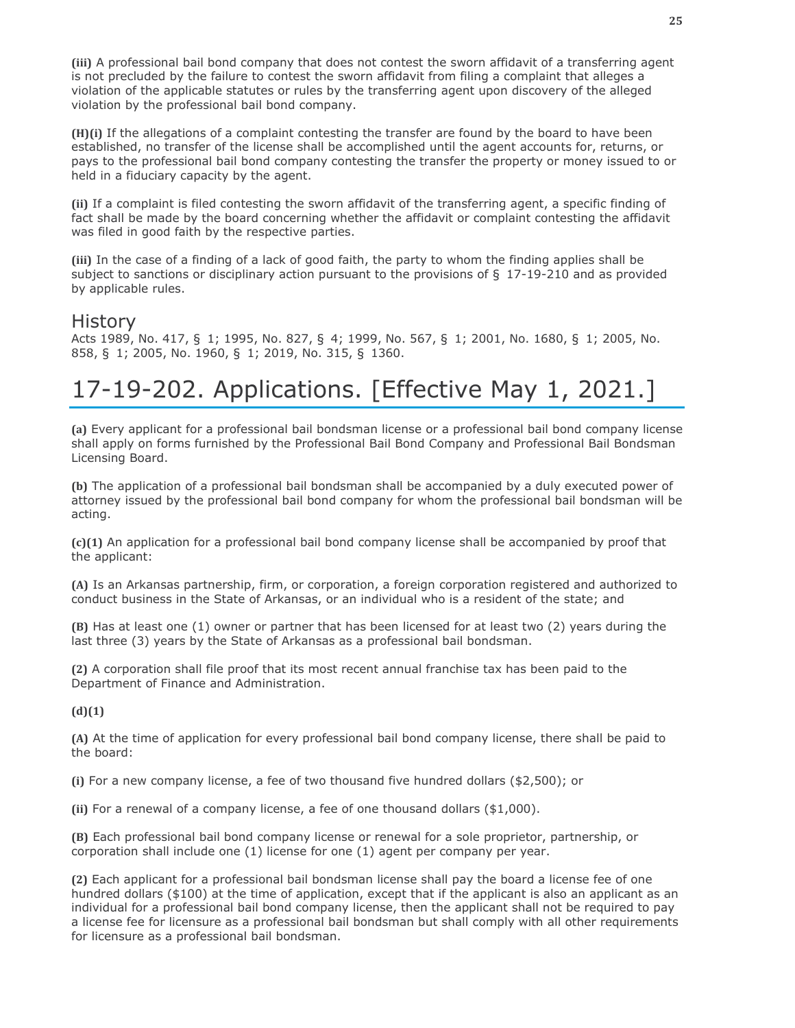**(iii)** A professional bail bond company that does not contest the sworn affidavit of a transferring agent is not precluded by the failure to contest the sworn affidavit from filing a complaint that alleges a violation of the applicable statutes or rules by the transferring agent upon discovery of the alleged violation by the professional bail bond company.

**(H)(i)** If the allegations of a complaint contesting the transfer are found by the board to have been established, no transfer of the license shall be accomplished until the agent accounts for, returns, or pays to the professional bail bond company contesting the transfer the property or money issued to or held in a fiduciary capacity by the agent.

**(ii)** If a complaint is filed contesting the sworn affidavit of the transferring agent, a specific finding of fact shall be made by the board concerning whether the affidavit or complaint contesting the affidavit was filed in good faith by the respective parties.

**(iii)** In the case of a finding of a lack of good faith, the party to whom the finding applies shall be subject to sanctions or disciplinary action pursuant to the provisions of § 17-19-210 and as provided by applicable rules.

## History

Acts 1989, No. 417, § 1; 1995, No. 827, § 4; 1999, No. 567, § 1; 2001, No. 1680, § 1; 2005, No. 858, § 1; 2005, No. 1960, § 1; 2019, No. 315, § 1360.

# 17-19-202. Applications. [Effective May 1, 2021.]

**(a)** Every applicant for a professional bail bondsman license or a professional bail bond company license shall apply on forms furnished by the Professional Bail Bond Company and Professional Bail Bondsman Licensing Board.

**(b)** The application of a professional bail bondsman shall be accompanied by a duly executed power of attorney issued by the professional bail bond company for whom the professional bail bondsman will be acting.

**(c)(1)** An application for a professional bail bond company license shall be accompanied by proof that the applicant:

**(A)** Is an Arkansas partnership, firm, or corporation, a foreign corporation registered and authorized to conduct business in the State of Arkansas, or an individual who is a resident of the state; and

**(B)** Has at least one (1) owner or partner that has been licensed for at least two (2) years during the last three (3) years by the State of Arkansas as a professional bail bondsman.

**(2)** A corporation shall file proof that its most recent annual franchise tax has been paid to the Department of Finance and Administration.

**(d)(1)**

**(A)** At the time of application for every professional bail bond company license, there shall be paid to the board:

**(i)** For a new company license, a fee of two thousand five hundred dollars ($2,500); or

**(ii)** For a renewal of a company license, a fee of one thousand dollars ($1,000).

**(B)** Each professional bail bond company license or renewal for a sole proprietor, partnership, or corporation shall include one (1) license for one (1) agent per company per year.

**(2)** Each applicant for a professional bail bondsman license shall pay the board a license fee of one hundred dollars ($100) at the time of application, except that if the applicant is also an applicant as an individual for a professional bail bond company license, then the applicant shall not be required to pay a license fee for licensure as a professional bail bondsman but shall comply with all other requirements for licensure as a professional bail bondsman.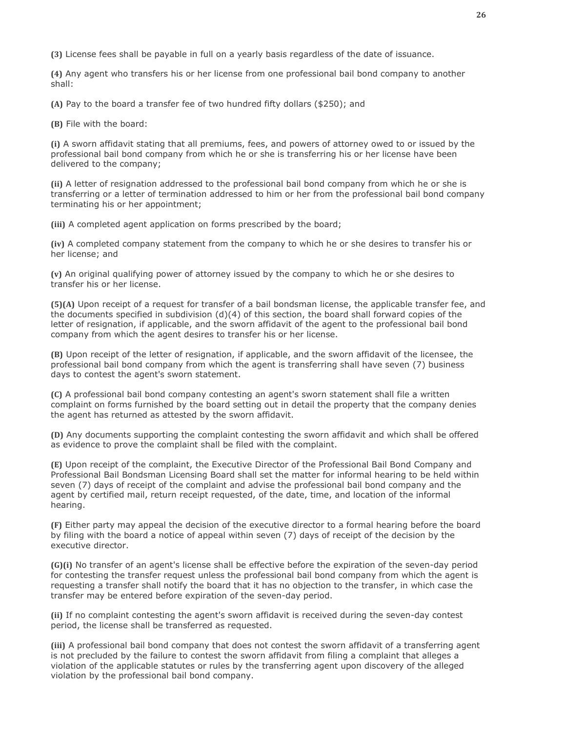**(3)** License fees shall be payable in full on a yearly basis regardless of the date of issuance.

**(4)** Any agent who transfers his or her license from one professional bail bond company to another shall:

**(A)** Pay to the board a transfer fee of two hundred fifty dollars ($250); and

**(B)** File with the board:

**(i)** A sworn affidavit stating that all premiums, fees, and powers of attorney owed to or issued by the professional bail bond company from which he or she is transferring his or her license have been delivered to the company;

**(ii)** A letter of resignation addressed to the professional bail bond company from which he or she is transferring or a letter of termination addressed to him or her from the professional bail bond company terminating his or her appointment;

**(iii)** A completed agent application on forms prescribed by the board;

**(iv)** A completed company statement from the company to which he or she desires to transfer his or her license; and

**(v)** An original qualifying power of attorney issued by the company to which he or she desires to transfer his or her license.

**(5)(A)** Upon receipt of a request for transfer of a bail bondsman license, the applicable transfer fee, and the documents specified in subdivision (d)(4) of this section, the board shall forward copies of the letter of resignation, if applicable, and the sworn affidavit of the agent to the professional bail bond company from which the agent desires to transfer his or her license.

**(B)** Upon receipt of the letter of resignation, if applicable, and the sworn affidavit of the licensee, the professional bail bond company from which the agent is transferring shall have seven (7) business days to contest the agent's sworn statement.

**(C)** A professional bail bond company contesting an agent's sworn statement shall file a written complaint on forms furnished by the board setting out in detail the property that the company denies the agent has returned as attested by the sworn affidavit.

**(D)** Any documents supporting the complaint contesting the sworn affidavit and which shall be offered as evidence to prove the complaint shall be filed with the complaint.

**(E)** Upon receipt of the complaint, the Executive Director of the Professional Bail Bond Company and Professional Bail Bondsman Licensing Board shall set the matter for informal hearing to be held within seven (7) days of receipt of the complaint and advise the professional bail bond company and the agent by certified mail, return receipt requested, of the date, time, and location of the informal hearing.

**(F)** Either party may appeal the decision of the executive director to a formal hearing before the board by filing with the board a notice of appeal within seven (7) days of receipt of the decision by the executive director.

**(G)(i)** No transfer of an agent's license shall be effective before the expiration of the seven-day period for contesting the transfer request unless the professional bail bond company from which the agent is requesting a transfer shall notify the board that it has no objection to the transfer, in which case the transfer may be entered before expiration of the seven-day period.

**(ii)** If no complaint contesting the agent's sworn affidavit is received during the seven-day contest period, the license shall be transferred as requested.

**(iii)** A professional bail bond company that does not contest the sworn affidavit of a transferring agent is not precluded by the failure to contest the sworn affidavit from filing a complaint that alleges a violation of the applicable statutes or rules by the transferring agent upon discovery of the alleged violation by the professional bail bond company.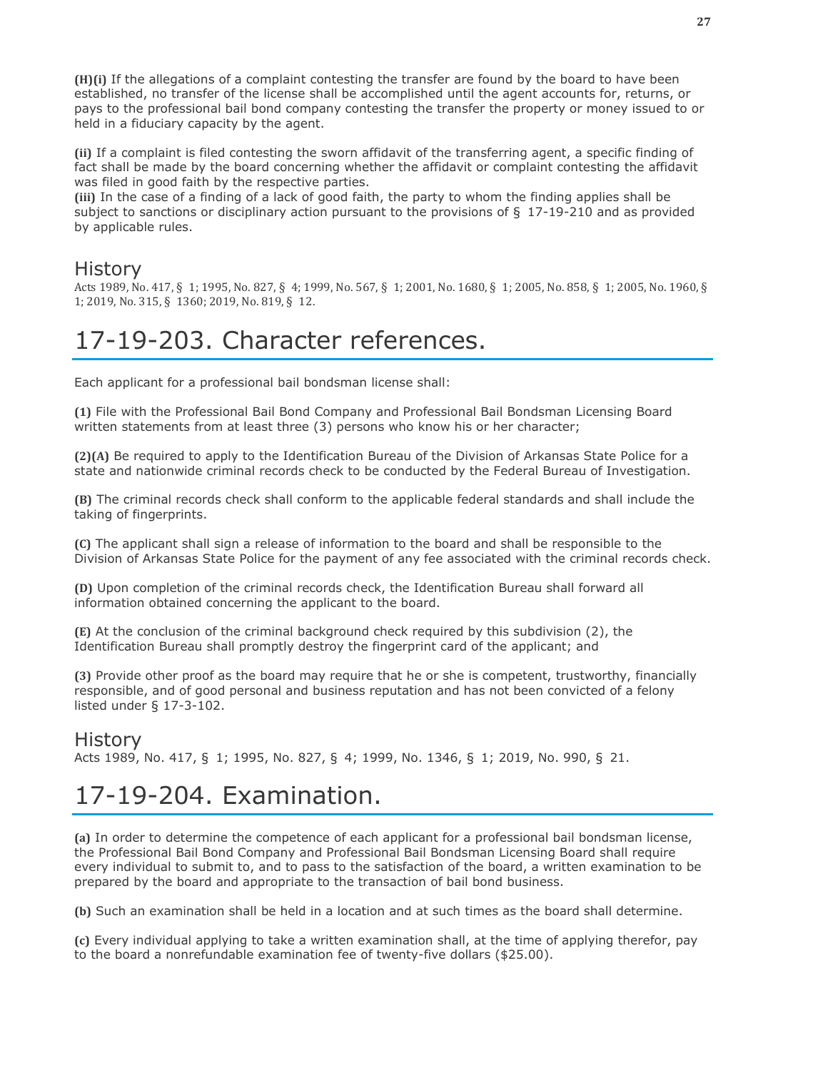**(H)(i)** If the allegations of a complaint contesting the transfer are found by the board to have been established, no transfer of the license shall be accomplished until the agent accounts for, returns, or pays to the professional bail bond company contesting the transfer the property or money issued to or held in a fiduciary capacity by the agent.

**(ii)** If a complaint is filed contesting the sworn affidavit of the transferring agent, a specific finding of fact shall be made by the board concerning whether the affidavit or complaint contesting the affidavit was filed in good faith by the respective parties.

**(iii)** In the case of a finding of a lack of good faith, the party to whom the finding applies shall be subject to sanctions or disciplinary action pursuant to the provisions of § 17-19-210 and as provided by applicable rules.

## History

Acts 1989, No. 417, § 1; 1995, No. 827, § 4; 1999, No. 567, § 1; 2001, No. 1680, § 1; 2005, No. 858, § 1; 2005, No. 1960, § 1; 2019, No. 315, § 1360; 2019, No. 819, § 12.

# 17-19-203. Character references.

Each applicant for a professional bail bondsman license shall:

**(1)** File with the Professional Bail Bond Company and Professional Bail Bondsman Licensing Board written statements from at least three (3) persons who know his or her character;

**(2)(A)** Be required to apply to the Identification Bureau of the Division of Arkansas State Police for a state and nationwide criminal records check to be conducted by the Federal Bureau of Investigation.

**(B)** The criminal records check shall conform to the applicable federal standards and shall include the taking of fingerprints.

**(C)** The applicant shall sign a release of information to the board and shall be responsible to the Division of Arkansas State Police for the payment of any fee associated with the criminal records check.

**(D)** Upon completion of the criminal records check, the Identification Bureau shall forward all information obtained concerning the applicant to the board.

**(E)** At the conclusion of the criminal background check required by this subdivision (2), the Identification Bureau shall promptly destroy the fingerprint card of the applicant; and

**(3)** Provide other proof as the board may require that he or she is competent, trustworthy, financially responsible, and of good personal and business reputation and has not been convicted of a felony listed under § 17-3-102.

## History

Acts 1989, No. 417, § 1; 1995, No. 827, § 4; 1999, No. 1346, § 1; 2019, No. 990, § 21.

# 17-19-204. Examination.

**(a)** In order to determine the competence of each applicant for a professional bail bondsman license, the Professional Bail Bond Company and Professional Bail Bondsman Licensing Board shall require every individual to submit to, and to pass to the satisfaction of the board, a written examination to be prepared by the board and appropriate to the transaction of bail bond business.

**(b)** Such an examination shall be held in a location and at such times as the board shall determine.

**(c)** Every individual applying to take a written examination shall, at the time of applying therefor, pay to the board a nonrefundable examination fee of twenty-five dollars ($25.00).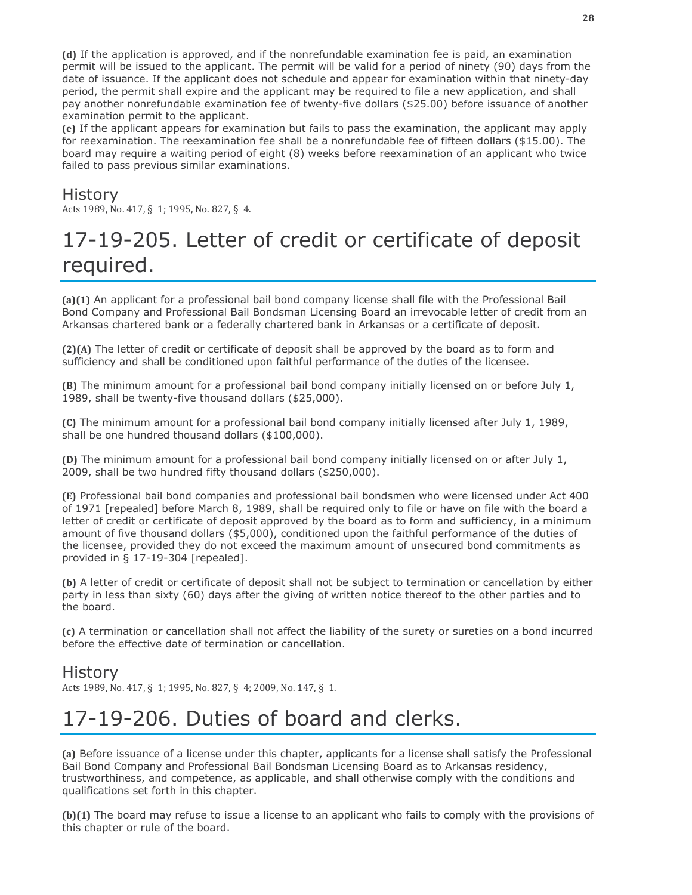**(d)** If the application is approved, and if the nonrefundable examination fee is paid, an examination permit will be issued to the applicant. The permit will be valid for a period of ninety (90) days from the date of issuance. If the applicant does not schedule and appear for examination within that ninety-day period, the permit shall expire and the applicant may be required to file a new application, and shall pay another nonrefundable examination fee of twenty-five dollars ($25.00) before issuance of another examination permit to the applicant.
**(e)** If the applicant appears for examination but fails to pass the examination, the applicant may apply for reexamination. The reexamination fee shall be a nonrefundable fee of fifteen dollars ($15.00). The board may require a waiting period of eight (8) weeks before reexamination of an applicant who twice failed to pass previous similar examinations.

## History

Acts 1989, No. 417, § 1; 1995, No. 827, § 4.

# 17-19-205. Letter of credit or certificate of deposit required.

**(a)(1)** An applicant for a professional bail bond company license shall file with the Professional Bail Bond Company and Professional Bail Bondsman Licensing Board an irrevocable letter of credit from an Arkansas chartered bank or a federally chartered bank in Arkansas or a certificate of deposit.

**(2)(A)** The letter of credit or certificate of deposit shall be approved by the board as to form and sufficiency and shall be conditioned upon faithful performance of the duties of the licensee.

**(B)** The minimum amount for a professional bail bond company initially licensed on or before July 1, 1989, shall be twenty-five thousand dollars ($25,000).

**(C)** The minimum amount for a professional bail bond company initially licensed after July 1, 1989, shall be one hundred thousand dollars ($100,000).

**(D)** The minimum amount for a professional bail bond company initially licensed on or after July 1, 2009, shall be two hundred fifty thousand dollars ($250,000).

**(E)** Professional bail bond companies and professional bail bondsmen who were licensed under Act 400 of 1971 [repealed] before March 8, 1989, shall be required only to file or have on file with the board a letter of credit or certificate of deposit approved by the board as to form and sufficiency, in a minimum amount of five thousand dollars ($5,000), conditioned upon the faithful performance of the duties of the licensee, provided they do not exceed the maximum amount of unsecured bond commitments as provided in § 17-19-304 [repealed].

**(b)** A letter of credit or certificate of deposit shall not be subject to termination or cancellation by either party in less than sixty (60) days after the giving of written notice thereof to the other parties and to the board.

**(c)** A termination or cancellation shall not affect the liability of the surety or sureties on a bond incurred before the effective date of termination or cancellation.

## History

Acts 1989, No. 417, § 1; 1995, No. 827, § 4; 2009, No. 147, § 1.

# 17-19-206. Duties of board and clerks.

**(a)** Before issuance of a license under this chapter, applicants for a license shall satisfy the Professional Bail Bond Company and Professional Bail Bondsman Licensing Board as to Arkansas residency, trustworthiness, and competence, as applicable, and shall otherwise comply with the conditions and qualifications set forth in this chapter.

**(b)(1)** The board may refuse to issue a license to an applicant who fails to comply with the provisions of this chapter or rule of the board.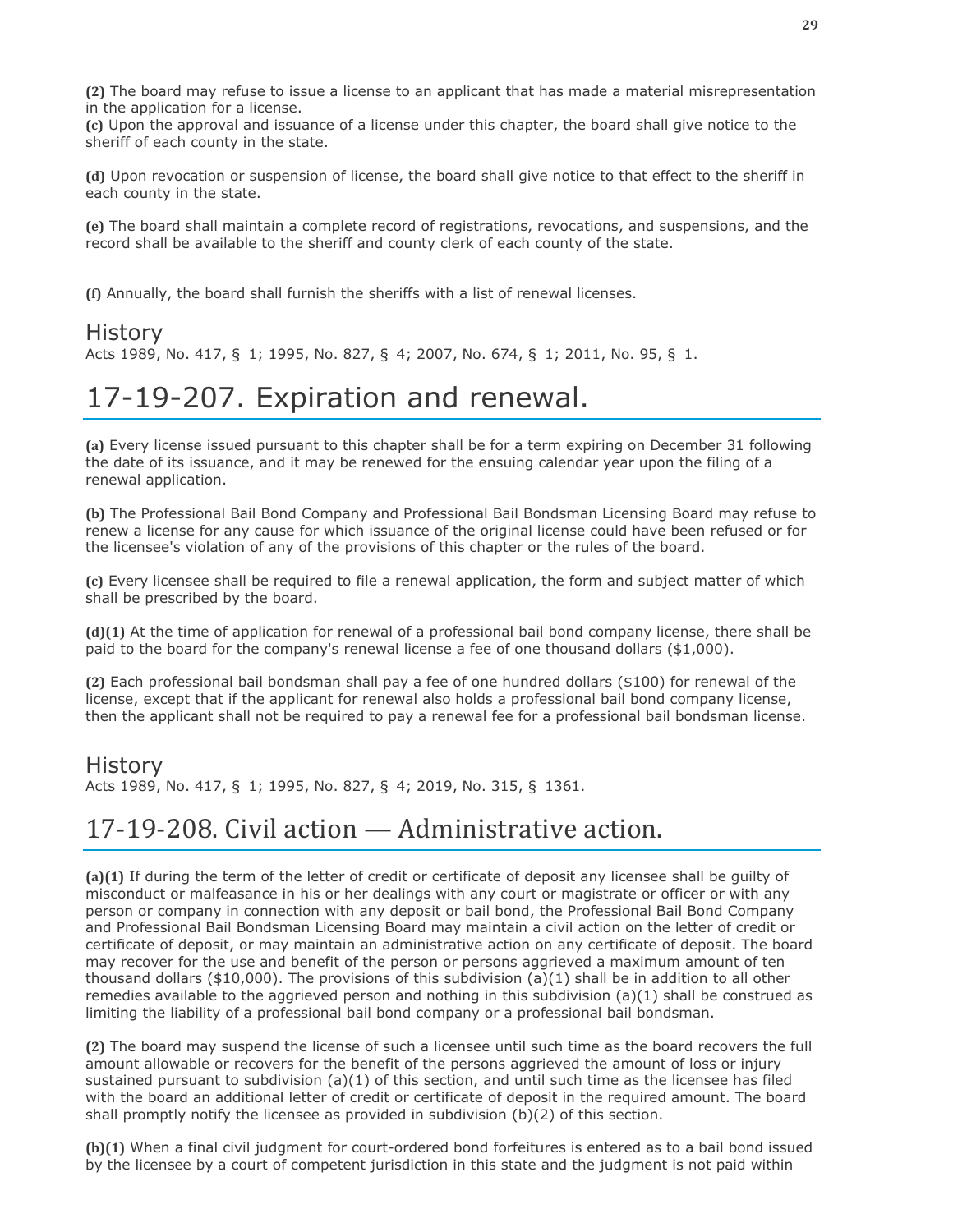**(2)** The board may refuse to issue a license to an applicant that has made a material misrepresentation in the application for a license.

**(c)** Upon the approval and issuance of a license under this chapter, the board shall give notice to the sheriff of each county in the state.

**(d)** Upon revocation or suspension of license, the board shall give notice to that effect to the sheriff in each county in the state.

**(e)** The board shall maintain a complete record of registrations, revocations, and suspensions, and the record shall be available to the sheriff and county clerk of each county of the state.

**(f)** Annually, the board shall furnish the sheriffs with a list of renewal licenses.

## History

Acts 1989, No. 417, § 1; 1995, No. 827, § 4; 2007, No. 674, § 1; 2011, No. 95, § 1.

# 17-19-207. Expiration and renewal.

**(a)** Every license issued pursuant to this chapter shall be for a term expiring on December 31 following the date of its issuance, and it may be renewed for the ensuing calendar year upon the filing of a renewal application.

**(b)** The Professional Bail Bond Company and Professional Bail Bondsman Licensing Board may refuse to renew a license for any cause for which issuance of the original license could have been refused or for the licensee's violation of any of the provisions of this chapter or the rules of the board.

**(c)** Every licensee shall be required to file a renewal application, the form and subject matter of which shall be prescribed by the board.

**(d)(1)** At the time of application for renewal of a professional bail bond company license, there shall be paid to the board for the company's renewal license a fee of one thousand dollars ($1,000).

**(2)** Each professional bail bondsman shall pay a fee of one hundred dollars ($100) for renewal of the license, except that if the applicant for renewal also holds a professional bail bond company license, then the applicant shall not be required to pay a renewal fee for a professional bail bondsman license.

## History

Acts 1989, No. 417, § 1; 1995, No. 827, § 4; 2019, No. 315, § 1361.

# 17-19-208. Civil action — Administrative action.

**(a)(1)** If during the term of the letter of credit or certificate of deposit any licensee shall be guilty of misconduct or malfeasance in his or her dealings with any court or magistrate or officer or with any person or company in connection with any deposit or bail bond, the Professional Bail Bond Company and Professional Bail Bondsman Licensing Board may maintain a civil action on the letter of credit or certificate of deposit, or may maintain an administrative action on any certificate of deposit. The board may recover for the use and benefit of the person or persons aggrieved a maximum amount of ten thousand dollars ($10,000). The provisions of this subdivision (a)(1) shall be in addition to all other remedies available to the aggrieved person and nothing in this subdivision (a)(1) shall be construed as limiting the liability of a professional bail bond company or a professional bail bondsman.

**(2)** The board may suspend the license of such a licensee until such time as the board recovers the full amount allowable or recovers for the benefit of the persons aggrieved the amount of loss or injury sustained pursuant to subdivision (a)(1) of this section, and until such time as the licensee has filed with the board an additional letter of credit or certificate of deposit in the required amount. The board shall promptly notify the licensee as provided in subdivision (b)(2) of this section.

**(b)(1)** When a final civil judgment for court-ordered bond forfeitures is entered as to a bail bond issued by the licensee by a court of competent jurisdiction in this state and the judgment is not paid within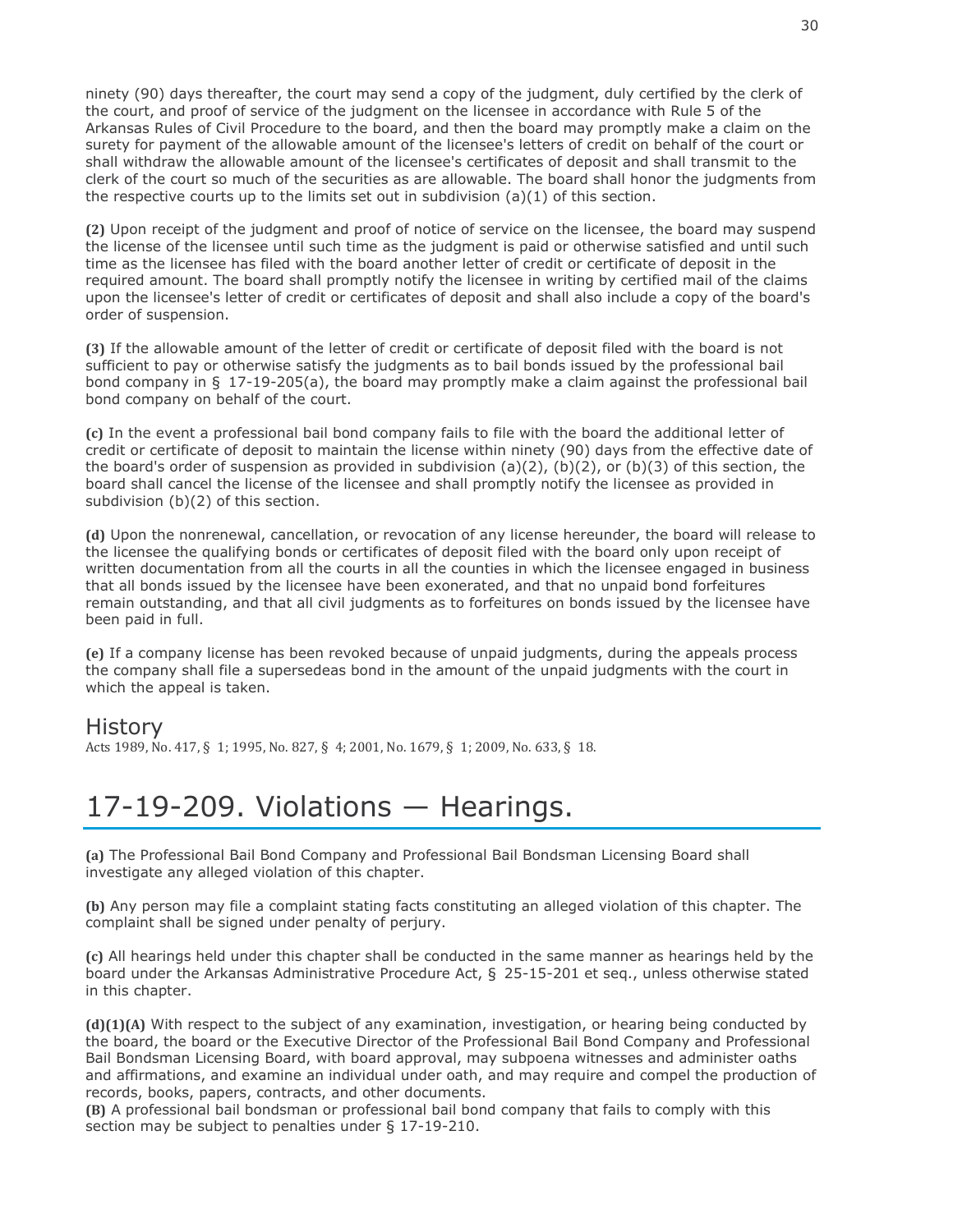ninety (90) days thereafter, the court may send a copy of the judgment, duly certified by the clerk of the court, and proof of service of the judgment on the licensee in accordance with Rule 5 of the Arkansas Rules of Civil Procedure to the board, and then the board may promptly make a claim on the surety for payment of the allowable amount of the licensee's letters of credit on behalf of the court or shall withdraw the allowable amount of the licensee's certificates of deposit and shall transmit to the clerk of the court so much of the securities as are allowable. The board shall honor the judgments from the respective courts up to the limits set out in subdivision (a)(1) of this section.

**(2)** Upon receipt of the judgment and proof of notice of service on the licensee, the board may suspend the license of the licensee until such time as the judgment is paid or otherwise satisfied and until such time as the licensee has filed with the board another letter of credit or certificate of deposit in the required amount. The board shall promptly notify the licensee in writing by certified mail of the claims upon the licensee's letter of credit or certificates of deposit and shall also include a copy of the board's order of suspension.

**(3)** If the allowable amount of the letter of credit or certificate of deposit filed with the board is not sufficient to pay or otherwise satisfy the judgments as to bail bonds issued by the professional bail bond company in § 17-19-205(a), the board may promptly make a claim against the professional bail bond company on behalf of the court.

**(c)** In the event a professional bail bond company fails to file with the board the additional letter of credit or certificate of deposit to maintain the license within ninety (90) days from the effective date of the board's order of suspension as provided in subdivision (a)(2), (b)(2), or (b)(3) of this section, the board shall cancel the license of the licensee and shall promptly notify the licensee as provided in subdivision (b)(2) of this section.

**(d)** Upon the nonrenewal, cancellation, or revocation of any license hereunder, the board will release to the licensee the qualifying bonds or certificates of deposit filed with the board only upon receipt of written documentation from all the courts in all the counties in which the licensee engaged in business that all bonds issued by the licensee have been exonerated, and that no unpaid bond forfeitures remain outstanding, and that all civil judgments as to forfeitures on bonds issued by the licensee have been paid in full.

**(e)** If a company license has been revoked because of unpaid judgments, during the appeals process the company shall file a supersedeas bond in the amount of the unpaid judgments with the court in which the appeal is taken.

## History

Acts 1989, No. 417, § 1; 1995, No. 827, § 4; 2001, No. 1679, § 1; 2009, No. 633, § 18.

# 17-19-209. Violations — Hearings.

**(a)** The Professional Bail Bond Company and Professional Bail Bondsman Licensing Board shall investigate any alleged violation of this chapter.

**(b)** Any person may file a complaint stating facts constituting an alleged violation of this chapter. The complaint shall be signed under penalty of perjury.

**(c)** All hearings held under this chapter shall be conducted in the same manner as hearings held by the board under the Arkansas Administrative Procedure Act, § 25-15-201 et seq., unless otherwise stated in this chapter.

**(d)(1)(A)** With respect to the subject of any examination, investigation, or hearing being conducted by the board, the board or the Executive Director of the Professional Bail Bond Company and Professional Bail Bondsman Licensing Board, with board approval, may subpoena witnesses and administer oaths and affirmations, and examine an individual under oath, and may require and compel the production of records, books, papers, contracts, and other documents.
**(B)** A professional bail bondsman or professional bail bond company that fails to comply with this section may be subject to penalties under § 17-19-210.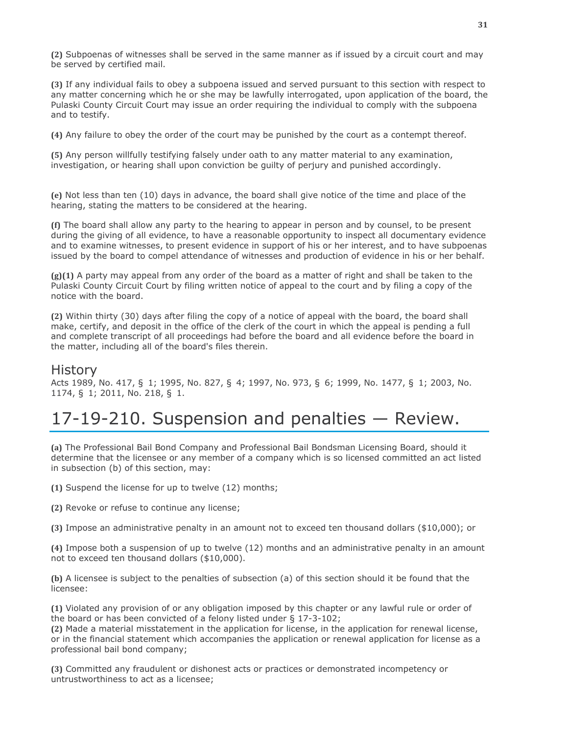**(2)** Subpoenas of witnesses shall be served in the same manner as if issued by a circuit court and may be served by certified mail.

**(3)** If any individual fails to obey a subpoena issued and served pursuant to this section with respect to any matter concerning which he or she may be lawfully interrogated, upon application of the board, the Pulaski County Circuit Court may issue an order requiring the individual to comply with the subpoena and to testify.

**(4)** Any failure to obey the order of the court may be punished by the court as a contempt thereof.

**(5)** Any person willfully testifying falsely under oath to any matter material to any examination, investigation, or hearing shall upon conviction be guilty of perjury and punished accordingly.

**(e)** Not less than ten (10) days in advance, the board shall give notice of the time and place of the hearing, stating the matters to be considered at the hearing.

**(f)** The board shall allow any party to the hearing to appear in person and by counsel, to be present during the giving of all evidence, to have a reasonable opportunity to inspect all documentary evidence and to examine witnesses, to present evidence in support of his or her interest, and to have subpoenas issued by the board to compel attendance of witnesses and production of evidence in his or her behalf.

**(g)(1)** A party may appeal from any order of the board as a matter of right and shall be taken to the Pulaski County Circuit Court by filing written notice of appeal to the court and by filing a copy of the notice with the board.

**(2)** Within thirty (30) days after filing the copy of a notice of appeal with the board, the board shall make, certify, and deposit in the office of the clerk of the court in which the appeal is pending a full and complete transcript of all proceedings had before the board and all evidence before the board in the matter, including all of the board's files therein.

## History

Acts 1989, No. 417, § 1; 1995, No. 827, § 4; 1997, No. 973, § 6; 1999, No. 1477, § 1; 2003, No. 1174, § 1; 2011, No. 218, § 1.

# 17-19-210. Suspension and penalties — Review.

**(a)** The Professional Bail Bond Company and Professional Bail Bondsman Licensing Board, should it determine that the licensee or any member of a company which is so licensed committed an act listed in subsection (b) of this section, may:

**(1)** Suspend the license for up to twelve (12) months;

**(2)** Revoke or refuse to continue any license;

**(3)** Impose an administrative penalty in an amount not to exceed ten thousand dollars ($10,000); or

**(4)** Impose both a suspension of up to twelve (12) months and an administrative penalty in an amount not to exceed ten thousand dollars ($10,000).

**(b)** A licensee is subject to the penalties of subsection (a) of this section should it be found that the licensee:

**(1)** Violated any provision of or any obligation imposed by this chapter or any lawful rule or order of the board or has been convicted of a felony listed under § 17-3-102;

**(2)** Made a material misstatement in the application for license, in the application for renewal license, or in the financial statement which accompanies the application or renewal application for license as a professional bail bond company;

**(3)** Committed any fraudulent or dishonest acts or practices or demonstrated incompetency or untrustworthiness to act as a licensee;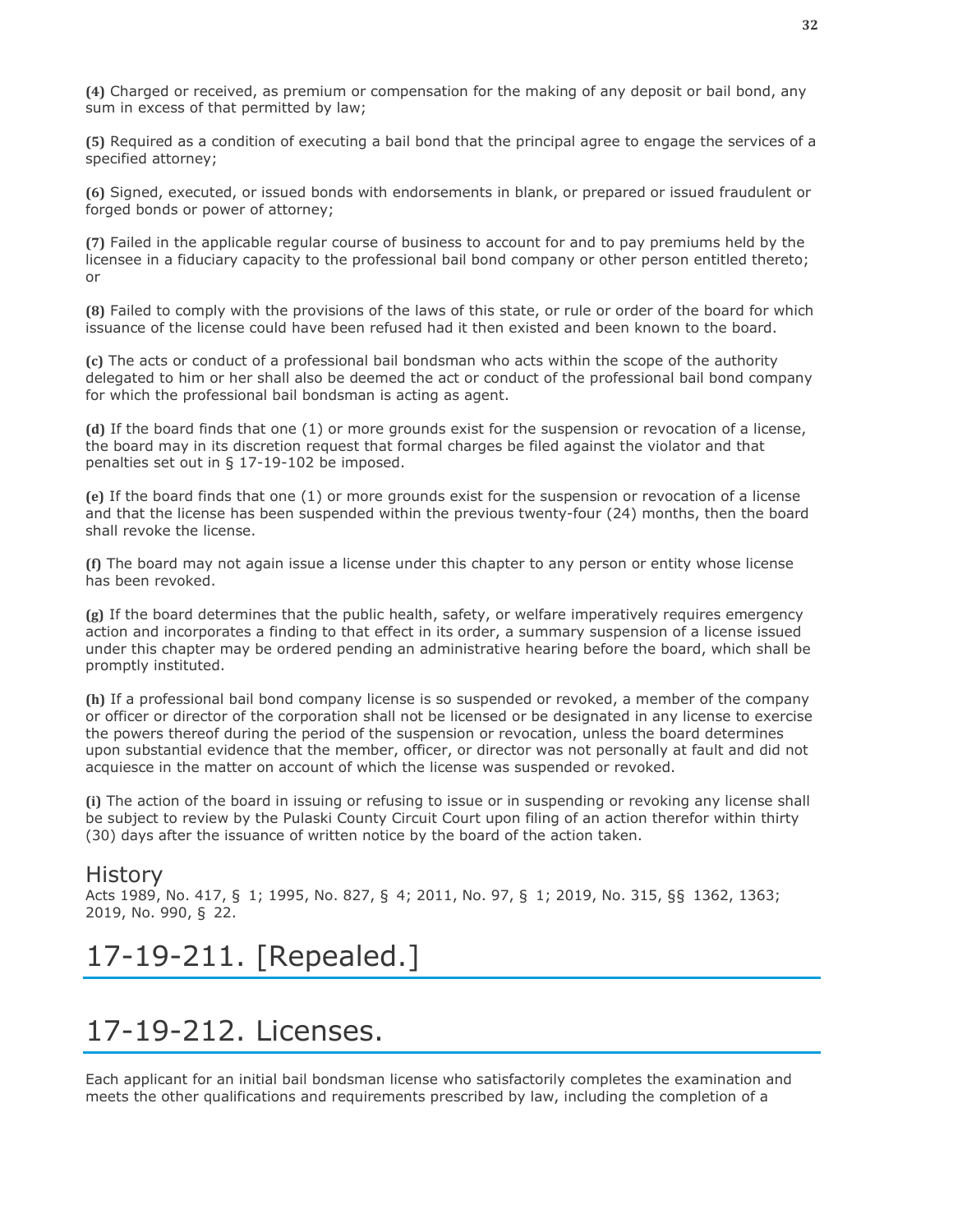**(4)** Charged or received, as premium or compensation for the making of any deposit or bail bond, any sum in excess of that permitted by law;

**(5)** Required as a condition of executing a bail bond that the principal agree to engage the services of a specified attorney;

**(6)** Signed, executed, or issued bonds with endorsements in blank, or prepared or issued fraudulent or forged bonds or power of attorney;

**(7)** Failed in the applicable regular course of business to account for and to pay premiums held by the licensee in a fiduciary capacity to the professional bail bond company or other person entitled thereto; or

**(8)** Failed to comply with the provisions of the laws of this state, or rule or order of the board for which issuance of the license could have been refused had it then existed and been known to the board.

**(c)** The acts or conduct of a professional bail bondsman who acts within the scope of the authority delegated to him or her shall also be deemed the act or conduct of the professional bail bond company for which the professional bail bondsman is acting as agent.

**(d)** If the board finds that one (1) or more grounds exist for the suspension or revocation of a license, the board may in its discretion request that formal charges be filed against the violator and that penalties set out in § 17-19-102 be imposed.

**(e)** If the board finds that one (1) or more grounds exist for the suspension or revocation of a license and that the license has been suspended within the previous twenty-four (24) months, then the board shall revoke the license.

**(f)** The board may not again issue a license under this chapter to any person or entity whose license has been revoked.

**(g)** If the board determines that the public health, safety, or welfare imperatively requires emergency action and incorporates a finding to that effect in its order, a summary suspension of a license issued under this chapter may be ordered pending an administrative hearing before the board, which shall be promptly instituted.

**(h)** If a professional bail bond company license is so suspended or revoked, a member of the company or officer or director of the corporation shall not be licensed or be designated in any license to exercise the powers thereof during the period of the suspension or revocation, unless the board determines upon substantial evidence that the member, officer, or director was not personally at fault and did not acquiesce in the matter on account of which the license was suspended or revoked.

**(i)** The action of the board in issuing or refusing to issue or in suspending or revoking any license shall be subject to review by the Pulaski County Circuit Court upon filing of an action therefor within thirty (30) days after the issuance of written notice by the board of the action taken.

## History

Acts 1989, No. 417, § 1; 1995, No. 827, § 4; 2011, No. 97, § 1; 2019, No. 315, §§ 1362, 1363; 2019, No. 990, § 22.

# 17-19-211. [Repealed.]

# 17-19-212. Licenses.

Each applicant for an initial bail bondsman license who satisfactorily completes the examination and meets the other qualifications and requirements prescribed by law, including the completion of a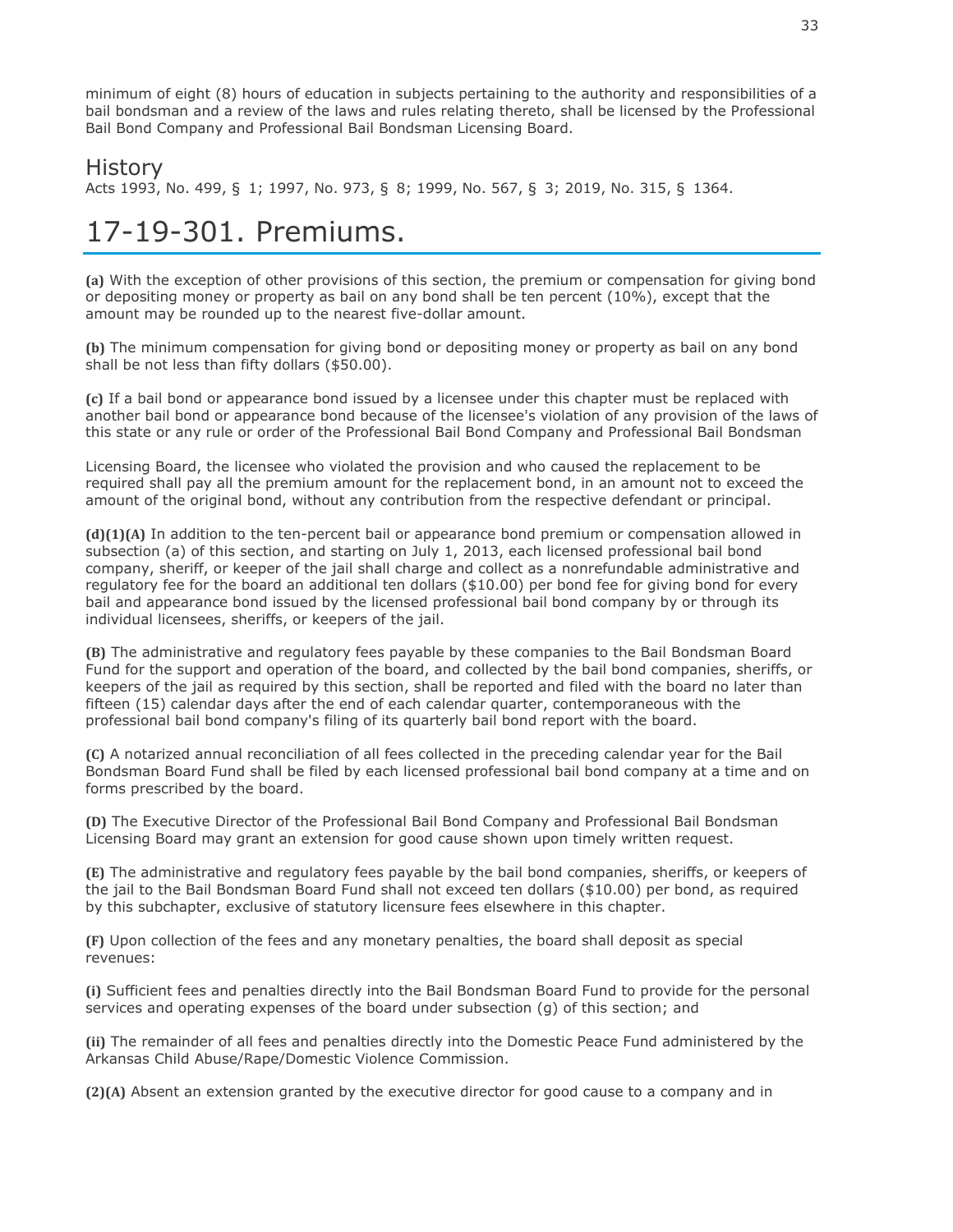minimum of eight (8) hours of education in subjects pertaining to the authority and responsibilities of a bail bondsman and a review of the laws and rules relating thereto, shall be licensed by the Professional Bail Bond Company and Professional Bail Bondsman Licensing Board.

## History

Acts 1993, No. 499, § 1; 1997, No. 973, § 8; 1999, No. 567, § 3; 2019, No. 315, § 1364.

# 17-19-301. Premiums.

**(a)** With the exception of other provisions of this section, the premium or compensation for giving bond or depositing money or property as bail on any bond shall be ten percent (10%), except that the amount may be rounded up to the nearest five-dollar amount.

**(b)** The minimum compensation for giving bond or depositing money or property as bail on any bond shall be not less than fifty dollars ($50.00).

**(c)** If a bail bond or appearance bond issued by a licensee under this chapter must be replaced with another bail bond or appearance bond because of the licensee's violation of any provision of the laws of this state or any rule or order of the Professional Bail Bond Company and Professional Bail Bondsman Licensing Board, the licensee who violated the provision and who caused the replacement to be required shall pay all the premium amount for the replacement bond, in an amount not to exceed the amount of the original bond, without any contribution from the respective defendant or principal.

**(d)(1)(A)** In addition to the ten-percent bail or appearance bond premium or compensation allowed in subsection (a) of this section, and starting on July 1, 2013, each licensed professional bail bond company, sheriff, or keeper of the jail shall charge and collect as a nonrefundable administrative and regulatory fee for the board an additional ten dollars ($10.00) per bond fee for giving bond for every bail and appearance bond issued by the licensed professional bail bond company by or through its individual licensees, sheriffs, or keepers of the jail.

**(B)** The administrative and regulatory fees payable by these companies to the Bail Bondsman Board Fund for the support and operation of the board, and collected by the bail bond companies, sheriffs, or keepers of the jail as required by this section, shall be reported and filed with the board no later than fifteen (15) calendar days after the end of each calendar quarter, contemporaneous with the professional bail bond company's filing of its quarterly bail bond report with the board.

**(C)** A notarized annual reconciliation of all fees collected in the preceding calendar year for the Bail Bondsman Board Fund shall be filed by each licensed professional bail bond company at a time and on forms prescribed by the board.

**(D)** The Executive Director of the Professional Bail Bond Company and Professional Bail Bondsman Licensing Board may grant an extension for good cause shown upon timely written request.

**(E)** The administrative and regulatory fees payable by the bail bond companies, sheriffs, or keepers of the jail to the Bail Bondsman Board Fund shall not exceed ten dollars ($10.00) per bond, as required by this subchapter, exclusive of statutory licensure fees elsewhere in this chapter.

**(F)** Upon collection of the fees and any monetary penalties, the board shall deposit as special revenues:

**(i)** Sufficient fees and penalties directly into the Bail Bondsman Board Fund to provide for the personal services and operating expenses of the board under subsection (g) of this section; and

**(ii)** The remainder of all fees and penalties directly into the Domestic Peace Fund administered by the Arkansas Child Abuse/Rape/Domestic Violence Commission.

**(2)(A)** Absent an extension granted by the executive director for good cause to a company and in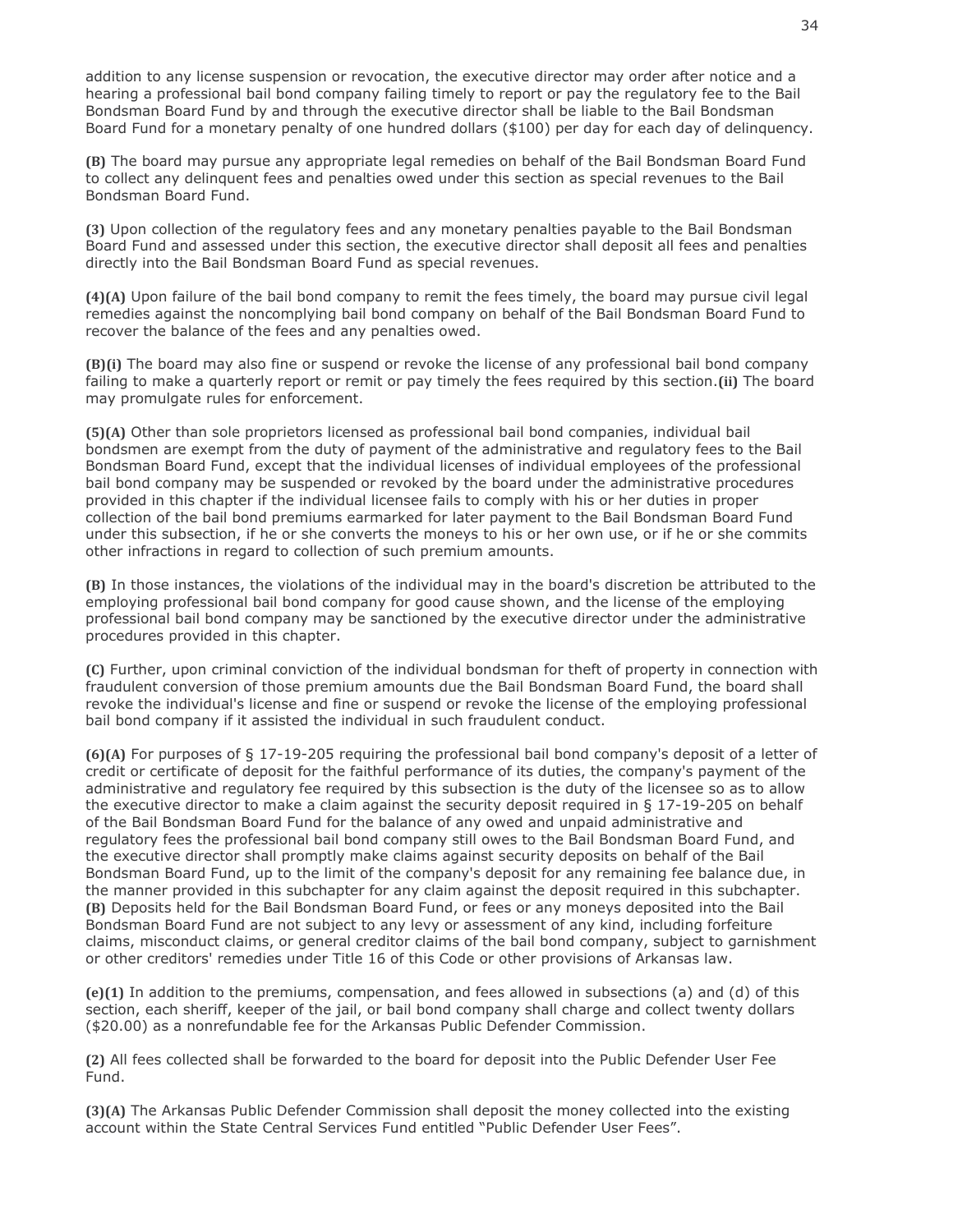addition to any license suspension or revocation, the executive director may order after notice and a hearing a professional bail bond company failing timely to report or pay the regulatory fee to the Bail Bondsman Board Fund by and through the executive director shall be liable to the Bail Bondsman Board Fund for a monetary penalty of one hundred dollars ($100) per day for each day of delinquency.

**(B)** The board may pursue any appropriate legal remedies on behalf of the Bail Bondsman Board Fund to collect any delinquent fees and penalties owed under this section as special revenues to the Bail Bondsman Board Fund.

**(3)** Upon collection of the regulatory fees and any monetary penalties payable to the Bail Bondsman Board Fund and assessed under this section, the executive director shall deposit all fees and penalties directly into the Bail Bondsman Board Fund as special revenues.

**(4)(A)** Upon failure of the bail bond company to remit the fees timely, the board may pursue civil legal remedies against the noncomplying bail bond company on behalf of the Bail Bondsman Board Fund to recover the balance of the fees and any penalties owed.

**(B)(i)** The board may also fine or suspend or revoke the license of any professional bail bond company failing to make a quarterly report or remit or pay timely the fees required by this section.**(ii)** The board may promulgate rules for enforcement.

**(5)(A)** Other than sole proprietors licensed as professional bail bond companies, individual bail bondsmen are exempt from the duty of payment of the administrative and regulatory fees to the Bail Bondsman Board Fund, except that the individual licenses of individual employees of the professional bail bond company may be suspended or revoked by the board under the administrative procedures provided in this chapter if the individual licensee fails to comply with his or her duties in proper collection of the bail bond premiums earmarked for later payment to the Bail Bondsman Board Fund under this subsection, if he or she converts the moneys to his or her own use, or if he or she commits other infractions in regard to collection of such premium amounts.

**(B)** In those instances, the violations of the individual may in the board's discretion be attributed to the employing professional bail bond company for good cause shown, and the license of the employing professional bail bond company may be sanctioned by the executive director under the administrative procedures provided in this chapter.

**(C)** Further, upon criminal conviction of the individual bondsman for theft of property in connection with fraudulent conversion of those premium amounts due the Bail Bondsman Board Fund, the board shall revoke the individual's license and fine or suspend or revoke the license of the employing professional bail bond company if it assisted the individual in such fraudulent conduct.

**(6)(A)** For purposes of § 17-19-205 requiring the professional bail bond company's deposit of a letter of credit or certificate of deposit for the faithful performance of its duties, the company's payment of the administrative and regulatory fee required by this subsection is the duty of the licensee so as to allow the executive director to make a claim against the security deposit required in § 17-19-205 on behalf of the Bail Bondsman Board Fund for the balance of any owed and unpaid administrative and regulatory fees the professional bail bond company still owes to the Bail Bondsman Board Fund, and the executive director shall promptly make claims against security deposits on behalf of the Bail Bondsman Board Fund, up to the limit of the company's deposit for any remaining fee balance due, in the manner provided in this subchapter for any claim against the deposit required in this subchapter. **(B)** Deposits held for the Bail Bondsman Board Fund, or fees or any moneys deposited into the Bail Bondsman Board Fund are not subject to any levy or assessment of any kind, including forfeiture claims, misconduct claims, or general creditor claims of the bail bond company, subject to garnishment or other creditors' remedies under Title 16 of this Code or other provisions of Arkansas law.

**(e)(1)** In addition to the premiums, compensation, and fees allowed in subsections (a) and (d) of this section, each sheriff, keeper of the jail, or bail bond company shall charge and collect twenty dollars ($20.00) as a nonrefundable fee for the Arkansas Public Defender Commission.

**(2)** All fees collected shall be forwarded to the board for deposit into the Public Defender User Fee Fund.

**(3)(A)** The Arkansas Public Defender Commission shall deposit the money collected into the existing account within the State Central Services Fund entitled "Public Defender User Fees".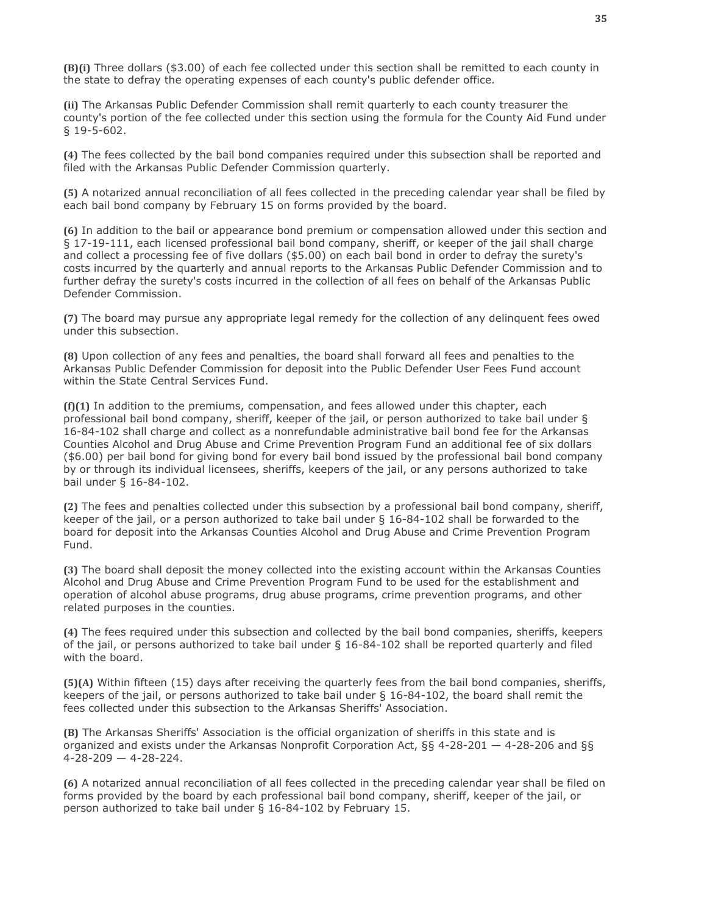**(B)(i)** Three dollars ($3.00) of each fee collected under this section shall be remitted to each county in the state to defray the operating expenses of each county's public defender office.

**(ii)** The Arkansas Public Defender Commission shall remit quarterly to each county treasurer the county's portion of the fee collected under this section using the formula for the County Aid Fund under § 19-5-602.

**(4)** The fees collected by the bail bond companies required under this subsection shall be reported and filed with the Arkansas Public Defender Commission quarterly.

**(5)** A notarized annual reconciliation of all fees collected in the preceding calendar year shall be filed by each bail bond company by February 15 on forms provided by the board.

**(6)** In addition to the bail or appearance bond premium or compensation allowed under this section and § 17-19-111, each licensed professional bail bond company, sheriff, or keeper of the jail shall charge and collect a processing fee of five dollars ($5.00) on each bail bond in order to defray the surety's costs incurred by the quarterly and annual reports to the Arkansas Public Defender Commission and to further defray the surety's costs incurred in the collection of all fees on behalf of the Arkansas Public Defender Commission.

**(7)** The board may pursue any appropriate legal remedy for the collection of any delinquent fees owed under this subsection.

**(8)** Upon collection of any fees and penalties, the board shall forward all fees and penalties to the Arkansas Public Defender Commission for deposit into the Public Defender User Fees Fund account within the State Central Services Fund.

**(f)(1)** In addition to the premiums, compensation, and fees allowed under this chapter, each professional bail bond company, sheriff, keeper of the jail, or person authorized to take bail under § 16-84-102 shall charge and collect as a nonrefundable administrative bail bond fee for the Arkansas Counties Alcohol and Drug Abuse and Crime Prevention Program Fund an additional fee of six dollars ($6.00) per bail bond for giving bond for every bail bond issued by the professional bail bond company by or through its individual licensees, sheriffs, keepers of the jail, or any persons authorized to take bail under § 16-84-102.

**(2)** The fees and penalties collected under this subsection by a professional bail bond company, sheriff, keeper of the jail, or a person authorized to take bail under § 16-84-102 shall be forwarded to the board for deposit into the Arkansas Counties Alcohol and Drug Abuse and Crime Prevention Program Fund.

**(3)** The board shall deposit the money collected into the existing account within the Arkansas Counties Alcohol and Drug Abuse and Crime Prevention Program Fund to be used for the establishment and operation of alcohol abuse programs, drug abuse programs, crime prevention programs, and other related purposes in the counties.

**(4)** The fees required under this subsection and collected by the bail bond companies, sheriffs, keepers of the jail, or persons authorized to take bail under § 16-84-102 shall be reported quarterly and filed with the board.

**(5)(A)** Within fifteen (15) days after receiving the quarterly fees from the bail bond companies, sheriffs, keepers of the jail, or persons authorized to take bail under § 16-84-102, the board shall remit the fees collected under this subsection to the Arkansas Sheriffs' Association.

**(B)** The Arkansas Sheriffs' Association is the official organization of sheriffs in this state and is organized and exists under the Arkansas Nonprofit Corporation Act, §§ 4-28-201 — 4-28-206 and §§ 4-28-209 — 4-28-224.

**(6)** A notarized annual reconciliation of all fees collected in the preceding calendar year shall be filed on forms provided by the board by each professional bail bond company, sheriff, keeper of the jail, or person authorized to take bail under § 16-84-102 by February 15.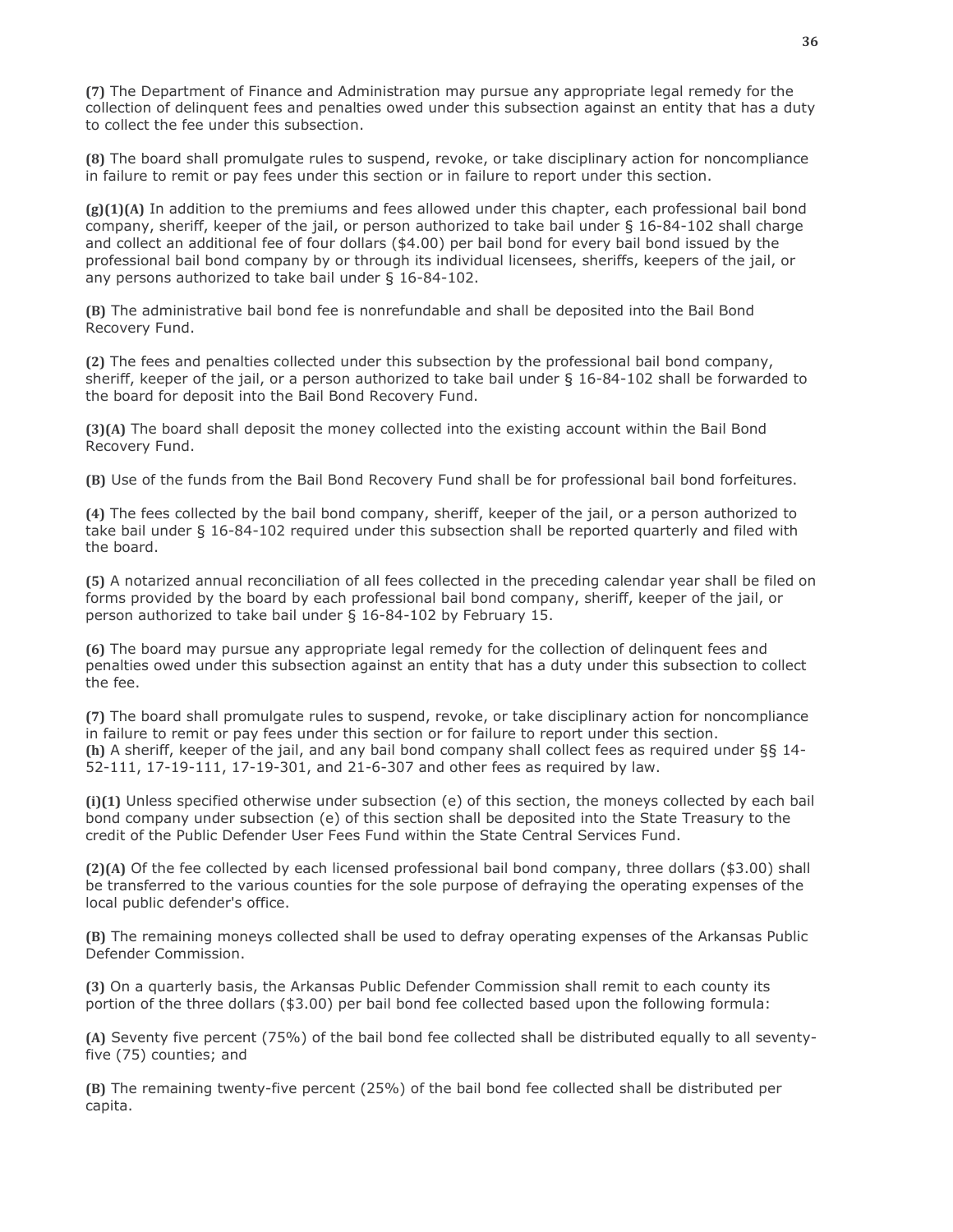**(7)** The Department of Finance and Administration may pursue any appropriate legal remedy for the collection of delinquent fees and penalties owed under this subsection against an entity that has a duty to collect the fee under this subsection.

**(8)** The board shall promulgate rules to suspend, revoke, or take disciplinary action for noncompliance in failure to remit or pay fees under this section or in failure to report under this section.

**(g)(1)(A)** In addition to the premiums and fees allowed under this chapter, each professional bail bond company, sheriff, keeper of the jail, or person authorized to take bail under § 16-84-102 shall charge and collect an additional fee of four dollars ($4.00) per bail bond for every bail bond issued by the professional bail bond company by or through its individual licensees, sheriffs, keepers of the jail, or any persons authorized to take bail under § 16-84-102.

**(B)** The administrative bail bond fee is nonrefundable and shall be deposited into the Bail Bond Recovery Fund.

**(2)** The fees and penalties collected under this subsection by the professional bail bond company, sheriff, keeper of the jail, or a person authorized to take bail under § 16-84-102 shall be forwarded to the board for deposit into the Bail Bond Recovery Fund.

**(3)(A)** The board shall deposit the money collected into the existing account within the Bail Bond Recovery Fund.

**(B)** Use of the funds from the Bail Bond Recovery Fund shall be for professional bail bond forfeitures.

**(4)** The fees collected by the bail bond company, sheriff, keeper of the jail, or a person authorized to take bail under § 16-84-102 required under this subsection shall be reported quarterly and filed with the board.

**(5)** A notarized annual reconciliation of all fees collected in the preceding calendar year shall be filed on forms provided by the board by each professional bail bond company, sheriff, keeper of the jail, or person authorized to take bail under § 16-84-102 by February 15.

**(6)** The board may pursue any appropriate legal remedy for the collection of delinquent fees and penalties owed under this subsection against an entity that has a duty under this subsection to collect the fee.

**(7)** The board shall promulgate rules to suspend, revoke, or take disciplinary action for noncompliance in failure to remit or pay fees under this section or for failure to report under this section.
**(h)** A sheriff, keeper of the jail, and any bail bond company shall collect fees as required under §§ 14-52-111, 17-19-111, 17-19-301, and 21-6-307 and other fees as required by law.

**(i)(1)** Unless specified otherwise under subsection (e) of this section, the moneys collected by each bail bond company under subsection (e) of this section shall be deposited into the State Treasury to the credit of the Public Defender User Fees Fund within the State Central Services Fund.

**(2)(A)** Of the fee collected by each licensed professional bail bond company, three dollars ($3.00) shall be transferred to the various counties for the sole purpose of defraying the operating expenses of the local public defender's office.

**(B)** The remaining moneys collected shall be used to defray operating expenses of the Arkansas Public Defender Commission.

**(3)** On a quarterly basis, the Arkansas Public Defender Commission shall remit to each county its portion of the three dollars ($3.00) per bail bond fee collected based upon the following formula:

**(A)** Seventy five percent (75%) of the bail bond fee collected shall be distributed equally to all seventy-five (75) counties; and

**(B)** The remaining twenty-five percent (25%) of the bail bond fee collected shall be distributed per capita.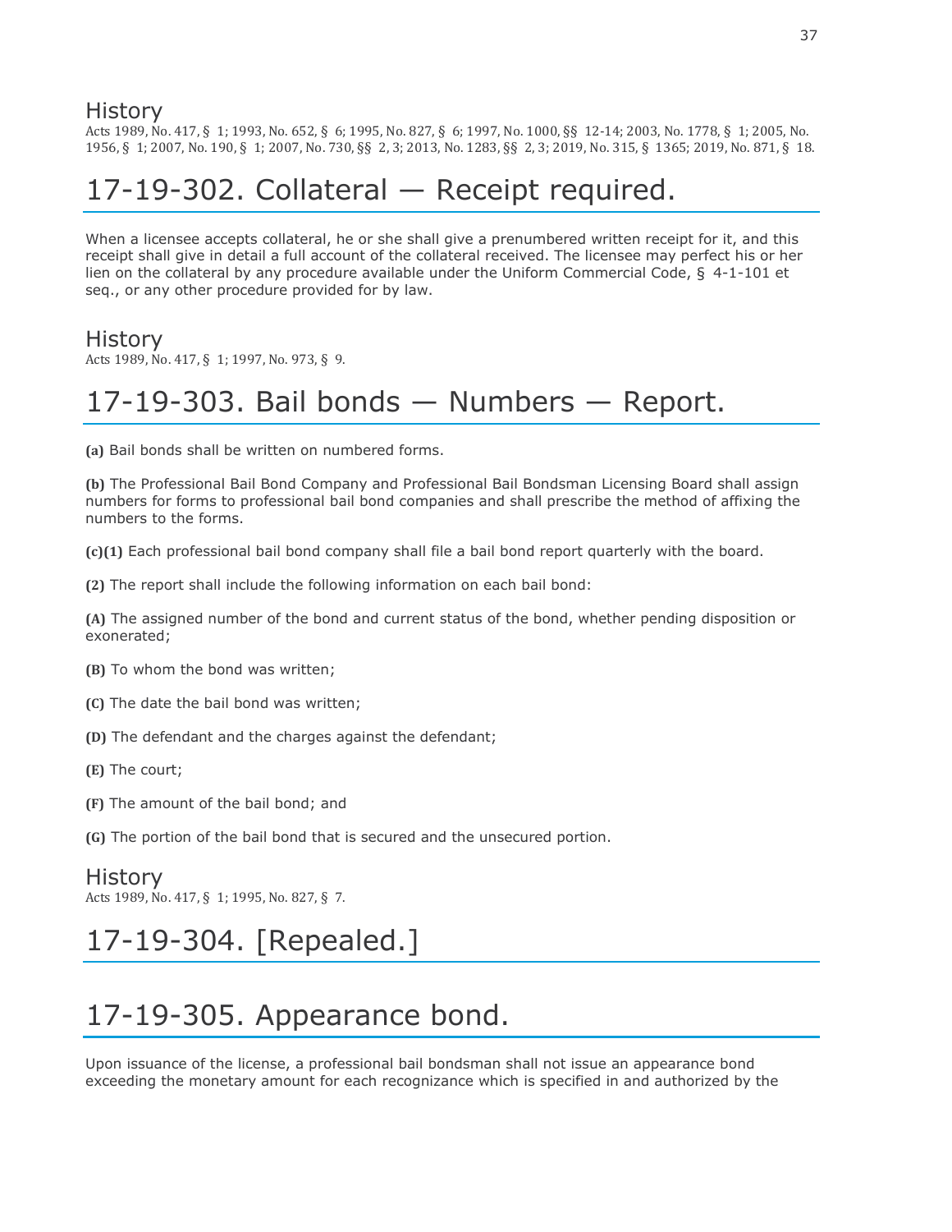## History

Acts 1989, No. 417, § 1; 1993, No. 652, § 6; 1995, No. 827, § 6; 1997, No. 1000, §§ 12-14; 2003, No. 1778, § 1; 2005, No. 1956, § 1; 2007, No. 190, § 1; 2007, No. 730, §§ 2, 3; 2013, No. 1283, §§ 2, 3; 2019, No. 315, § 1365; 2019, No. 871, § 18.

# 17-19-302. Collateral — Receipt required.

When a licensee accepts collateral, he or she shall give a prenumbered written receipt for it, and this receipt shall give in detail a full account of the collateral received. The licensee may perfect his or her lien on the collateral by any procedure available under the Uniform Commercial Code, § 4-1-101 et seq., or any other procedure provided for by law.

## History

Acts 1989, No. 417, § 1; 1997, No. 973, § 9.

# 17-19-303. Bail bonds — Numbers — Report.

**(a)** Bail bonds shall be written on numbered forms.

**(b)** The Professional Bail Bond Company and Professional Bail Bondsman Licensing Board shall assign numbers for forms to professional bail bond companies and shall prescribe the method of affixing the numbers to the forms.

**(c)(1)** Each professional bail bond company shall file a bail bond report quarterly with the board.

**(2)** The report shall include the following information on each bail bond:

**(A)** The assigned number of the bond and current status of the bond, whether pending disposition or exonerated;

**(B)** To whom the bond was written;

**(C)** The date the bail bond was written;

**(D)** The defendant and the charges against the defendant;

**(E)** The court;

**(F)** The amount of the bail bond; and

**(G)** The portion of the bail bond that is secured and the unsecured portion.

## History

Acts 1989, No. 417, § 1; 1995, No. 827, § 7.

# 17-19-304. [Repealed.]

# 17-19-305. Appearance bond.

Upon issuance of the license, a professional bail bondsman shall not issue an appearance bond exceeding the monetary amount for each recognizance which is specified in and authorized by the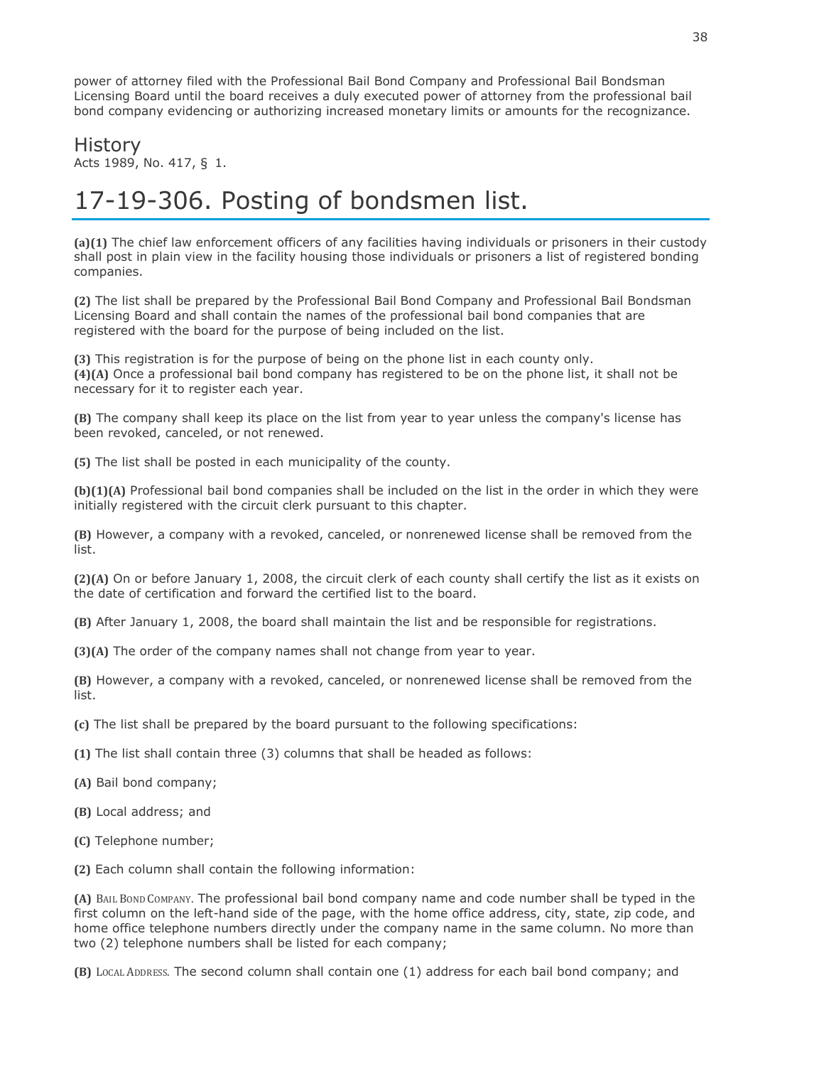power of attorney filed with the Professional Bail Bond Company and Professional Bail Bondsman Licensing Board until the board receives a duly executed power of attorney from the professional bail bond company evidencing or authorizing increased monetary limits or amounts for the recognizance.

## History

Acts 1989, No. 417, § 1.

# 17-19-306. Posting of bondsmen list.

**(a)(1)** The chief law enforcement officers of any facilities having individuals or prisoners in their custody shall post in plain view in the facility housing those individuals or prisoners a list of registered bonding companies.

**(2)** The list shall be prepared by the Professional Bail Bond Company and Professional Bail Bondsman Licensing Board and shall contain the names of the professional bail bond companies that are registered with the board for the purpose of being included on the list.

**(3)** This registration is for the purpose of being on the phone list in each county only.

**(4)(A)** Once a professional bail bond company has registered to be on the phone list, it shall not be necessary for it to register each year.

**(B)** The company shall keep its place on the list from year to year unless the company's license has been revoked, canceled, or not renewed.

**(5)** The list shall be posted in each municipality of the county.

**(b)(1)(A)** Professional bail bond companies shall be included on the list in the order in which they were initially registered with the circuit clerk pursuant to this chapter.

**(B)** However, a company with a revoked, canceled, or nonrenewed license shall be removed from the list.

**(2)(A)** On or before January 1, 2008, the circuit clerk of each county shall certify the list as it exists on the date of certification and forward the certified list to the board.

**(B)** After January 1, 2008, the board shall maintain the list and be responsible for registrations.

**(3)(A)** The order of the company names shall not change from year to year.

**(B)** However, a company with a revoked, canceled, or nonrenewed license shall be removed from the list.

**(c)** The list shall be prepared by the board pursuant to the following specifications:

**(1)** The list shall contain three (3) columns that shall be headed as follows:

**(A)** Bail bond company;

**(B)** Local address; and

**(C)** Telephone number;

**(2)** Each column shall contain the following information:

**(A)** Bail Bond Company. The professional bail bond company name and code number shall be typed in the first column on the left-hand side of the page, with the home office address, city, state, zip code, and home office telephone numbers directly under the company name in the same column. No more than two (2) telephone numbers shall be listed for each company;

**(B)** Local Address. The second column shall contain one (1) address for each bail bond company; and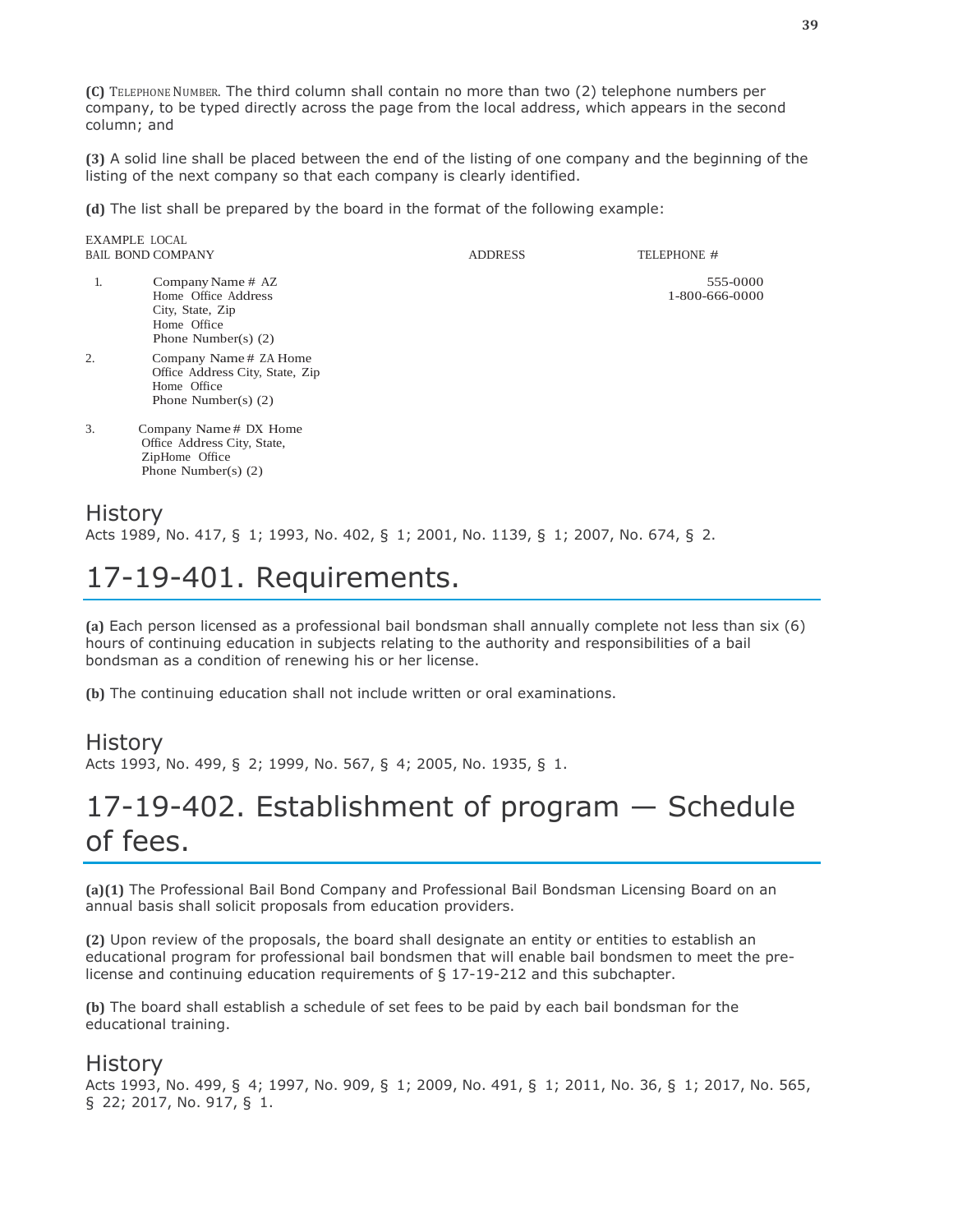**(C)** Telephone Number. The third column shall contain no more than two (2) telephone numbers per company, to be typed directly across the page from the local address, which appears in the second column; and

**(3)** A solid line shall be placed between the end of the listing of one company and the beginning of the listing of the next company so that each company is clearly identified.

**(d)** The list shall be prepared by the board in the format of the following example:

| EXAMPLE LOCAL BAIL BOND COMPANY | | ADDRESS | TELEPHONE # |
|---|---|---|---|
| 1. | Company Name # AZ Home Office Address City, State, Zip Home Office Phone Number(s) (2) | | 555-0000 1-800-666-0000 |
| 2. | Company Name # ZA Home Office Address City, State, Zip Home Office Phone Number(s) (2) | | |
| 3. | Company Name # DX Home Office Address City, State, ZipHome Office Phone Number(s) (2) | | |

## History

Acts 1989, No. 417, § 1; 1993, No. 402, § 1; 2001, No. 1139, § 1; 2007, No. 674, § 2.

# 17-19-401. Requirements.

**(a)** Each person licensed as a professional bail bondsman shall annually complete not less than six (6) hours of continuing education in subjects relating to the authority and responsibilities of a bail bondsman as a condition of renewing his or her license.

**(b)** The continuing education shall not include written or oral examinations.

## History

Acts 1993, No. 499, § 2; 1999, No. 567, § 4; 2005, No. 1935, § 1.

# 17-19-402. Establishment of program — Schedule of fees.

**(a)(1)** The Professional Bail Bond Company and Professional Bail Bondsman Licensing Board on an annual basis shall solicit proposals from education providers.

**(2)** Upon review of the proposals, the board shall designate an entity or entities to establish an educational program for professional bail bondsmen that will enable bail bondsmen to meet the pre-license and continuing education requirements of § 17-19-212 and this subchapter.

**(b)** The board shall establish a schedule of set fees to be paid by each bail bondsman for the educational training.

## History

Acts 1993, No. 499, § 4; 1997, No. 909, § 1; 2009, No. 491, § 1; 2011, No. 36, § 1; 2017, No. 565, § 22; 2017, No. 917, § 1.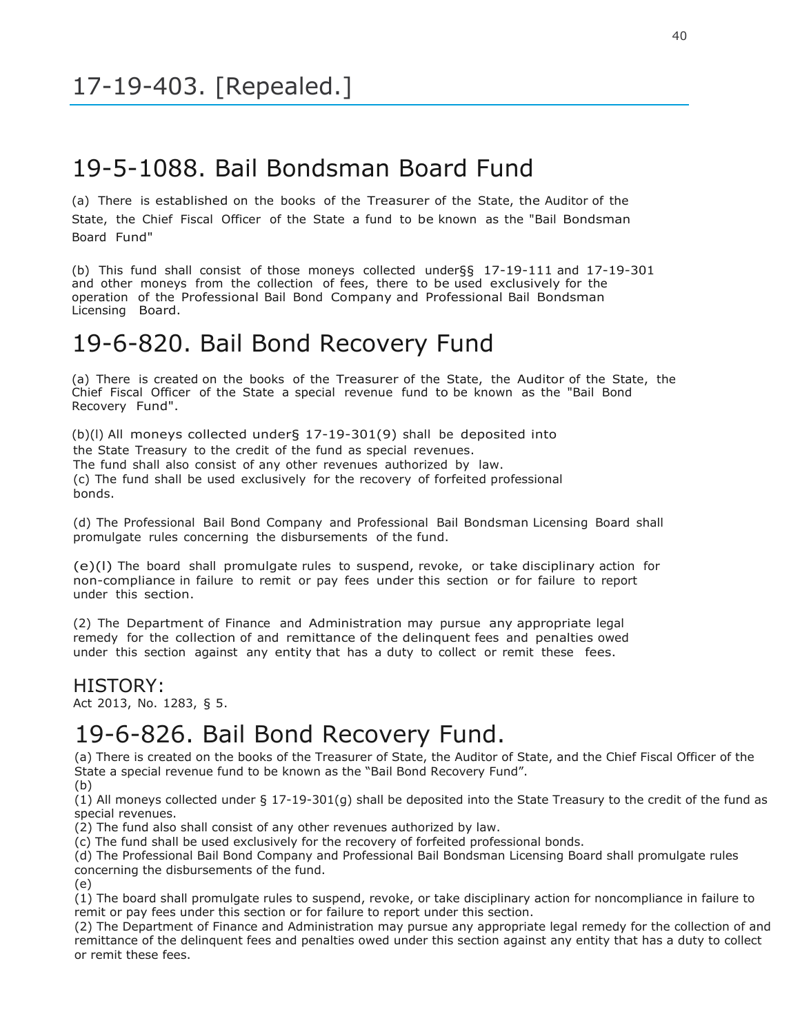# 17-19-403. [Repealed.]

# 19-5-1088. Bail Bondsman Board Fund

(a) There is established on the books of the Treasurer of the State, the Auditor of the State, the Chief Fiscal Officer of the State a fund to be known as the "Bail Bondsman Board Fund"

(b) This fund shall consist of those moneys collected under§§ 17-19-111 and 17-19-301 and other moneys from the collection of fees, there to be used exclusively for the operation of the Professional Bail Bond Company and Professional Bail Bondsman Licensing Board.

# 19-6-820. Bail Bond Recovery Fund

(a) There is created on the books of the Treasurer of the State, the Auditor of the State, the Chief Fiscal Officer of the State a special revenue fund to be known as the "Bail Bond Recovery Fund".

(b)(l) All moneys collected under§ 17-19-301(9) shall be deposited into the State Treasury to the credit of the fund as special revenues.
The fund shall also consist of any other revenues authorized by law.
(c) The fund shall be used exclusively for the recovery of forfeited professional bonds.

(d) The Professional Bail Bond Company and Professional Bail Bondsman Licensing Board shall promulgate rules concerning the disbursements of the fund.

(e)(I) The board shall promulgate rules to suspend, revoke, or take disciplinary action for non-compliance in failure to remit or pay fees under this section or for failure to report under this section.

(2) The Department of Finance and Administration may pursue any appropriate legal remedy for the collection of and remittance of the delinquent fees and penalties owed under this section against any entity that has a duty to collect or remit these fees.

## HISTORY:

Act 2013, No. 1283, § 5.

# 19-6-826. Bail Bond Recovery Fund.

(a) There is created on the books of the Treasurer of State, the Auditor of State, and the Chief Fiscal Officer of the State a special revenue fund to be known as the "Bail Bond Recovery Fund".
(b)
(1) All moneys collected under § 17-19-301(g) shall be deposited into the State Treasury to the credit of the fund as special revenues.
(2) The fund also shall consist of any other revenues authorized by law.
(c) The fund shall be used exclusively for the recovery of forfeited professional bonds.
(d) The Professional Bail Bond Company and Professional Bail Bondsman Licensing Board shall promulgate rules concerning the disbursements of the fund.
(e)
(1) The board shall promulgate rules to suspend, revoke, or take disciplinary action for noncompliance in failure to remit or pay fees under this section or for failure to report under this section.
(2) The Department of Finance and Administration may pursue any appropriate legal remedy for the collection of and remittance of the delinquent fees and penalties owed under this section against any entity that has a duty to collect or remit these fees.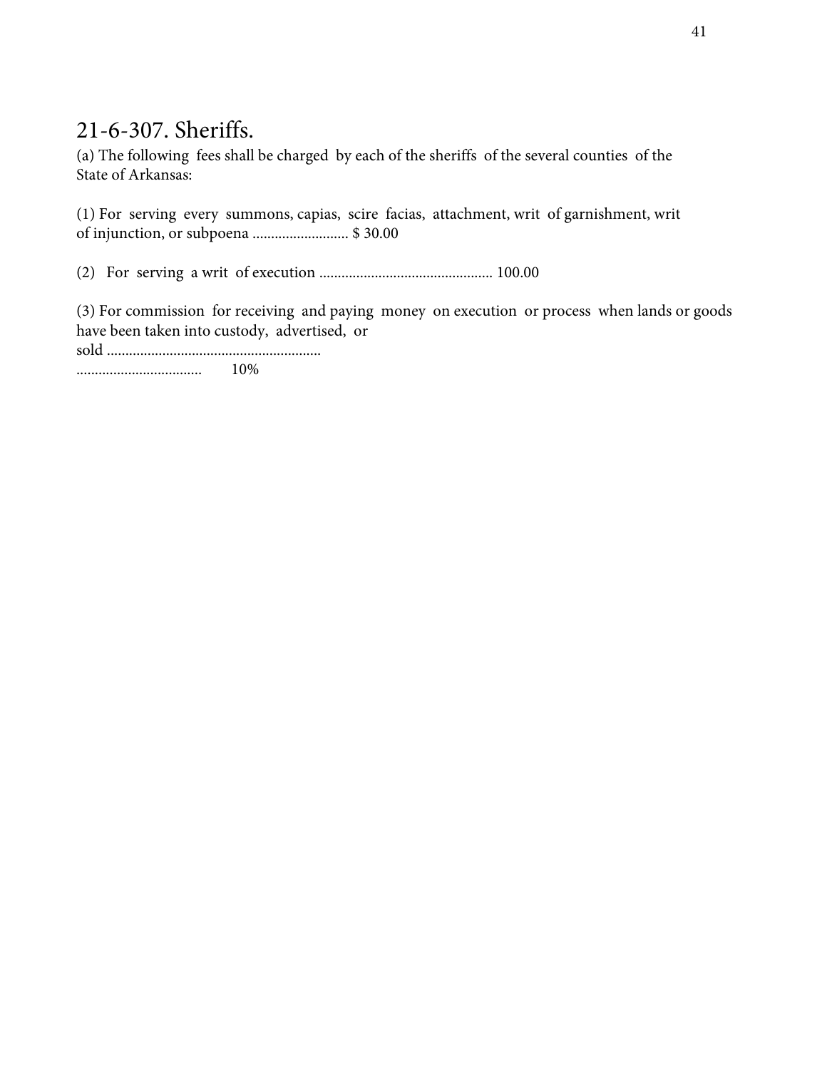## 21-6-307. Sheriffs.

(a) The following fees shall be charged by each of the sheriffs of the several counties of the State of Arkansas:

(1) For serving every summons, capias, scire facias, attachment, writ of garnishment, writ of injunction, or subpoena .......................... $ 30.00

(2) For serving a writ of execution ............................................... 100.00

(3) For commission for receiving and paying money on execution or process when lands or goods have been taken into custody, advertised, or sold ........................................................... .................................. 10%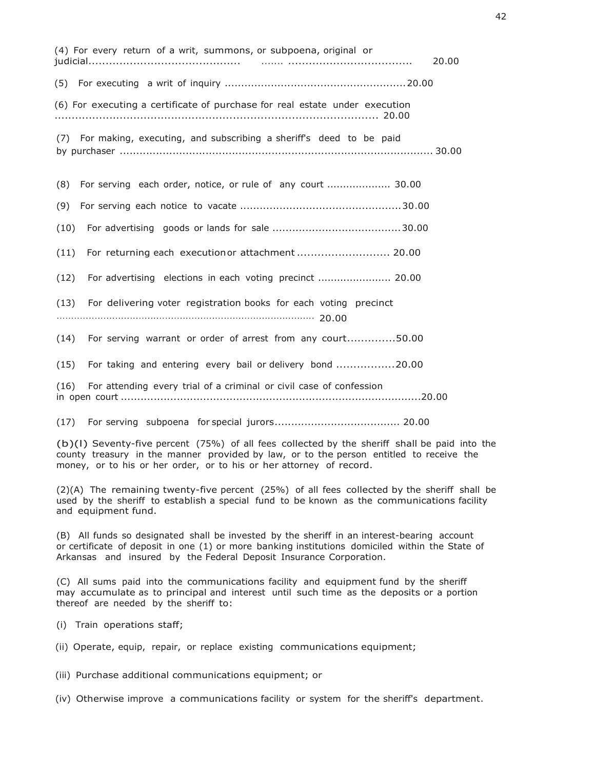(4) For every return of a writ, summons, or subpoena, original or judicial............................................ ....... .................................... 20.00

(5) For executing a writ of inquiry ......................................................20.00

(6) For executing a certificate of purchase for real estate under execution ............................................................................................ 20.00

(7) For making, executing, and subscribing a sheriff's deed to be paid by purchaser ................................................................................................ 30.00

(8) For serving each order, notice, or rule of any court .................... 30.00

(9) For serving each notice to vacate ................................................30.00

(10) For advertising goods or lands for sale .......................................30.00

(11) For returning each execution or attachment ........................... 20.00

(12) For advertising elections in each voting precinct ...................... 20.00

(13) For delivering voter registration books for each voting precinct ........................................................................................ 20.00

(14) For serving warrant or order of arrest from any court..............50.00

(15) For taking and entering every bail or delivery bond .................20.00

(16) For attending every trial of a criminal or civil case of confession in open court ..........................................................................................20.00

(17) For serving subpoena for special jurors...................................... 20.00

(b)(1) Seventy-five percent (75%) of all fees collected by the sheriff shall be paid into the county treasury in the manner provided by law, or to the person entitled to receive the money, or to his or her order, or to his or her attorney of record.

(2)(A) The remaining twenty-five percent (25%) of all fees collected by the sheriff shall be used by the sheriff to establish a special fund to be known as the communications facility and equipment fund.

(B) All funds so designated shall be invested by the sheriff in an interest-bearing account or certificate of deposit in one (1) or more banking institutions domiciled within the State of Arkansas and insured by the Federal Deposit Insurance Corporation.

(C) All sums paid into the communications facility and equipment fund by the sheriff may accumulate as to principal and interest until such time as the deposits or a portion thereof are needed by the sheriff to:

(i) Train operations staff;

(ii) Operate, equip, repair, or replace existing communications equipment;

(iii) Purchase additional communications equipment; or

(iv) Otherwise improve a communications facility or system for the sheriff's department.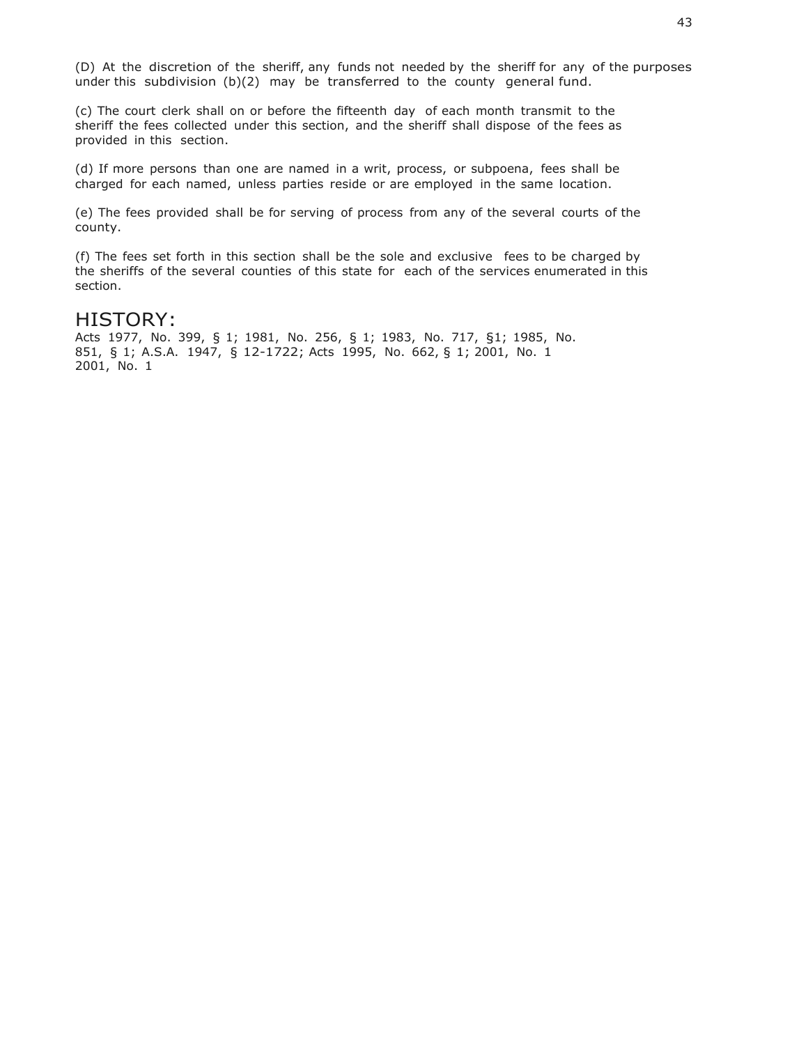(D) At the discretion of the sheriff, any funds not needed by the sheriff for any of the purposes under this subdivision (b)(2) may be transferred to the county general fund.

(c) The court clerk shall on or before the fifteenth day of each month transmit to the sheriff the fees collected under this section, and the sheriff shall dispose of the fees as provided in this section.

(d) If more persons than one are named in a writ, process, or subpoena, fees shall be charged for each named, unless parties reside or are employed in the same location.

(e) The fees provided shall be for serving of process from any of the several courts of the county.

(f) The fees set forth in this section shall be the sole and exclusive fees to be charged by the sheriffs of the several counties of this state for each of the services enumerated in this section.

## HISTORY:

Acts 1977, No. 399, § 1; 1981, No. 256, § 1; 1983, No. 717, §1; 1985, No. 851, § 1; A.S.A. 1947, § 12-1722; Acts 1995, No. 662, § 1; 2001, No. 1
2001, No. 1